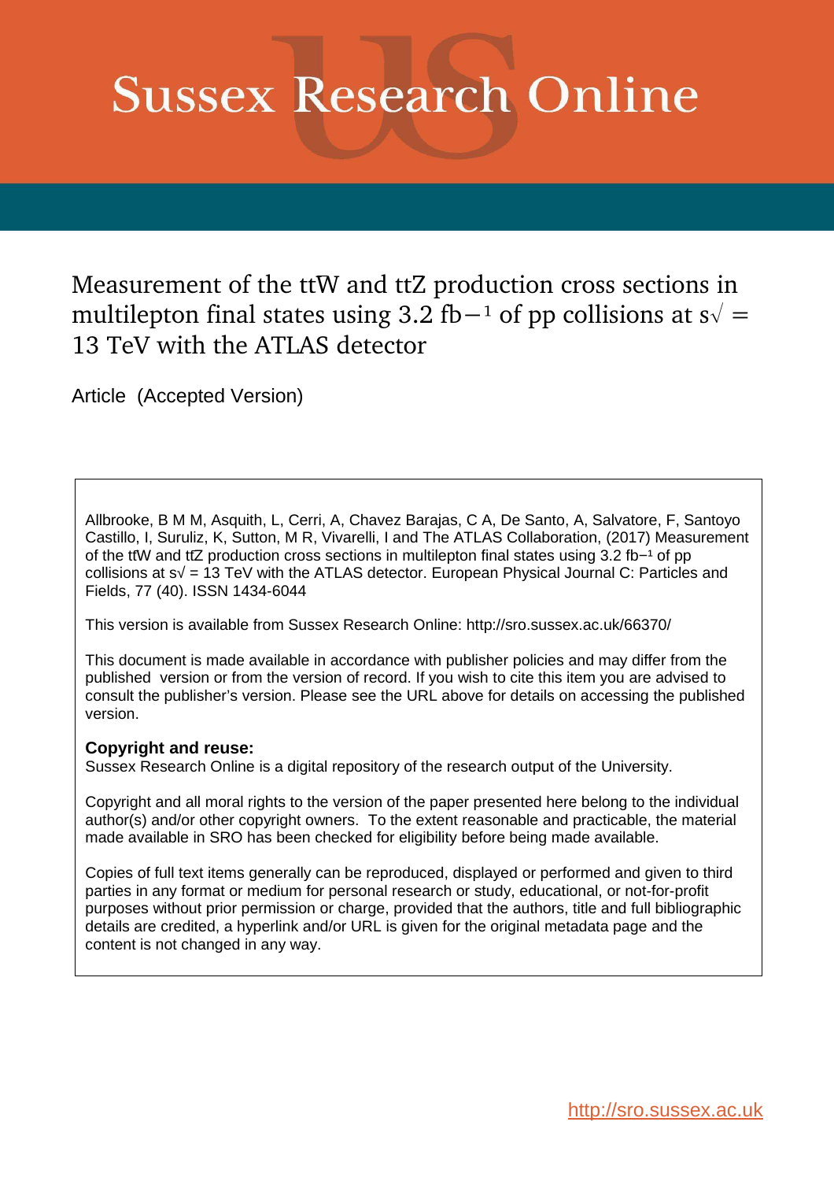# Sussex Research Online

## Measurement of the ttW and ttZ production cross sections in multilepton final states using 3.2 fb−1 of pp collisions at s√ = 13 TeV with the ATLAS detector

Article (Accepted Version)

Allbrooke, B M M, Asquith, L, Cerri, A, Chavez Barajas, C A, De Santo, A, Salvatore, F, Santoyo Castillo, I, Suruliz, K, Sutton, M R, Vivarelli, I and The ATLAS Collaboration, (2017) Measurement of the ttW and ttZ production cross sections in multilepton final states using 3.2 fb−1 of pp collisions at s√ = 13 TeV with the ATLAS detector. European Physical Journal C: Particles and Fields, 77 (40). ISSN 1434-6044

This version is available from Sussex Research Online: http://sro.sussex.ac.uk/66370/

This document is made available in accordance with publisher policies and may differ from the published version or from the version of record. If you wish to cite this item you are advised to consult the publisher's version. Please see the URL above for details on accessing the published version.

**Copyright and reuse:**
Sussex Research Online is a digital repository of the research output of the University.

Copyright and all moral rights to the version of the paper presented here belong to the individual author(s) and/or other copyright owners. To the extent reasonable and practicable, the material made available in SRO has been checked for eligibility before being made available.

Copies of full text items generally can be reproduced, displayed or performed and given to third parties in any format or medium for personal research or study, educational, or not-for-profit purposes without prior permission or charge, provided that the authors, title and full bibliographic details are credited, a hyperlink and/or URL is given for the original metadata page and the content is not changed in any way.

http://sro.sussex.ac.uk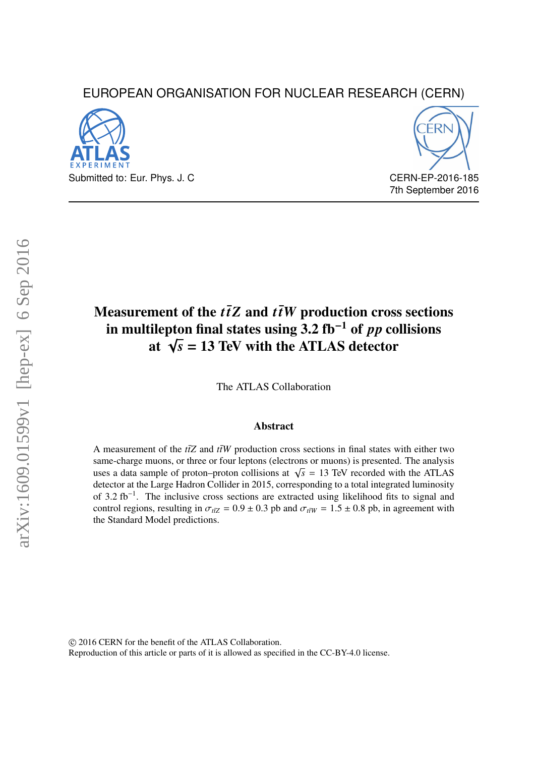EUROPEAN ORGANISATION FOR NUCLEAR RESEARCH (CERN)

Submitted to: Eur. Phys. J. C

CERN-EP-2016-185
7th September 2016

# Measurement of the $t\bar{t}Z$ and $t\bar{t}W$ production cross sections in multilepton final states using 3.2 fb$^{-1}$ of $pp$ collisions at $\sqrt{s}$ = 13 TeV with the ATLAS detector

The ATLAS Collaboration

## Abstract

A measurement of the $t\bar{t}Z$ and $t\bar{t}W$ production cross sections in final states with either two same-charge muons, or three or four leptons (electrons or muons) is presented. The analysis uses a data sample of proton–proton collisions at $\sqrt{s}$ = 13 TeV recorded with the ATLAS detector at the Large Hadron Collider in 2015, corresponding to a total integrated luminosity of 3.2 fb$^{-1}$. The inclusive cross sections are extracted using likelihood fits to signal and control regions, resulting in $\sigma_{t\bar{t}Z} = 0.9 \pm 0.3$ pb and $\sigma_{t\bar{t}W} = 1.5 \pm 0.8$ pb, in agreement with the Standard Model predictions.

© 2016 CERN for the benefit of the ATLAS Collaboration.
Reproduction of this article or parts of it is allowed as specified in the CC-BY-4.0 license.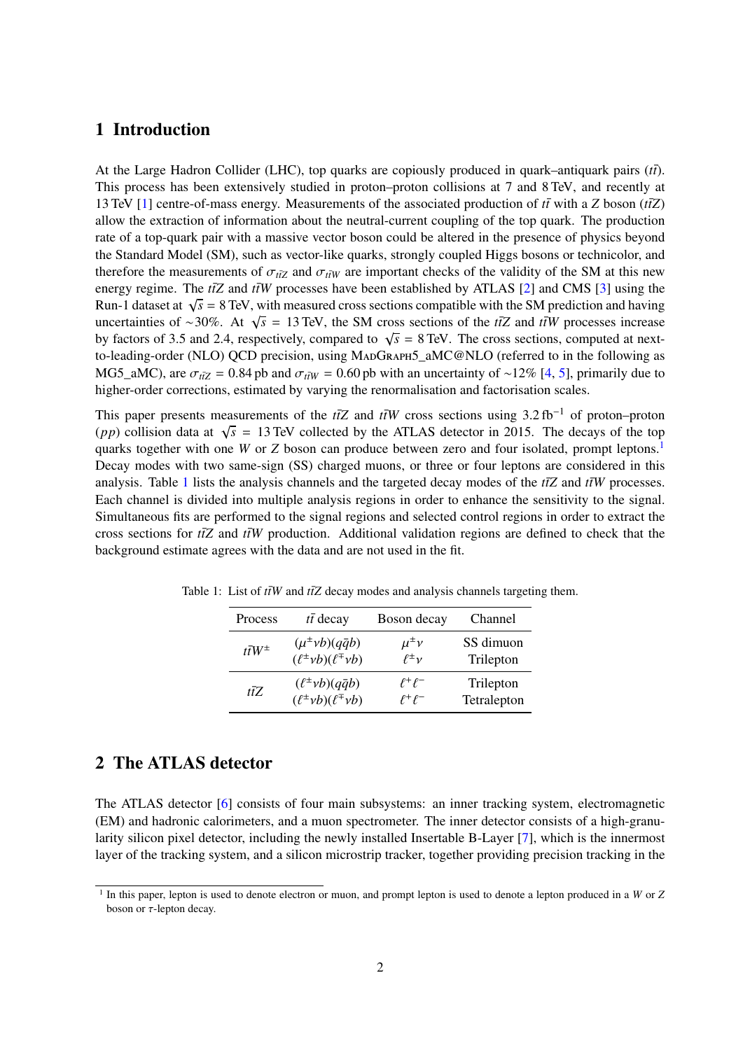## 1 Introduction

At the Large Hadron Collider (LHC), top quarks are copiously produced in quark–antiquark pairs ($t\bar{t}$). This process has been extensively studied in proton–proton collisions at 7 and 8 TeV, and recently at 13 TeV [1] centre-of-mass energy. Measurements of the associated production of $t\bar{t}$ with a $Z$ boson ($t\bar{t}Z$) allow the extraction of information about the neutral-current coupling of the top quark. The production rate of a top-quark pair with a massive vector boson could be altered in the presence of physics beyond the Standard Model (SM), such as vector-like quarks, strongly coupled Higgs bosons or technicolor, and therefore the measurements of $\sigma_{t\bar{t}Z}$ and $\sigma_{t\bar{t}W}$ are important checks of the validity of the SM at this new energy regime. The $t\bar{t}Z$ and $t\bar{t}W$ processes have been established by ATLAS [2] and CMS [3] using the Run-1 dataset at $\sqrt{s} = 8$ TeV, with measured cross sections compatible with the SM prediction and having uncertainties of ∼30%. At $\sqrt{s} = 13$ TeV, the SM cross sections of the $t\bar{t}Z$ and $t\bar{t}W$ processes increase by factors of 3.5 and 2.4, respectively, compared to $\sqrt{s} = 8$ TeV. The cross sections, computed at next-to-leading-order (NLO) QCD precision, using MadGraph5_aMC@NLO (referred to in the following as MG5_aMC), are $\sigma_{t\bar{t}Z} = 0.84$ pb and $\sigma_{t\bar{t}W} = 0.60$ pb with an uncertainty of ∼12% [4, 5], primarily due to higher-order corrections, estimated by varying the renormalisation and factorisation scales.

This paper presents measurements of the $t\bar{t}Z$ and $t\bar{t}W$ cross sections using 3.2 fb$^{-1}$ of proton–proton ($pp$) collision data at $\sqrt{s} = 13$ TeV collected by the ATLAS detector in 2015. The decays of the top quarks together with one $W$ or $Z$ boson can produce between zero and four isolated, prompt leptons.[1] Decay modes with two same-sign (SS) charged muons, or three or four leptons are considered in this analysis. Table 1 lists the analysis channels and the targeted decay modes of the $t\bar{t}Z$ and $t\bar{t}W$ processes. Each channel is divided into multiple analysis regions in order to enhance the sensitivity to the signal. Simultaneous fits are performed to the signal regions and selected control regions in order to extract the cross sections for $t\bar{t}Z$ and $t\bar{t}W$ production. Additional validation regions are defined to check that the background estimate agrees with the data and are not used in the fit.

Table 1: List of $t\bar{t}W$ and $t\bar{t}Z$ decay modes and analysis channels targeting them.

| Process | $t\bar{t}$ decay | Boson decay | Channel |
|---|---|---|---|
| $t\bar{t}W^{\pm}$ | $(\mu^{\pm}\nu b)(q\bar{q}b)$ | $\mu^{\pm}\nu$ | SS dimuon |
| | $(\ell^{\pm}\nu b)(\ell^{\mp}\nu b)$ | $\ell^{\pm}\nu$ | Trilepton |
| $t\bar{t}Z$ | $(\ell^{\pm}\nu b)(q\bar{q}b)$ | $\ell^{+}\ell^{-}$ | Trilepton |
| | $(\ell^{\pm}\nu b)(\ell^{\mp}\nu b)$ | $\ell^{+}\ell^{-}$ | Tetralepton |

## 2 The ATLAS detector

The ATLAS detector [6] consists of four main subsystems: an inner tracking system, electromagnetic (EM) and hadronic calorimeters, and a muon spectrometer. The inner detector consists of a high-granularity silicon pixel detector, including the newly installed Insertable B-Layer [7], which is the innermost layer of the tracking system, and a silicon microstrip tracker, together providing precision tracking in the

[1] In this paper, lepton is used to denote electron or muon, and prompt lepton is used to denote a lepton produced in a $W$ or $Z$ boson or $\tau$-lepton decay.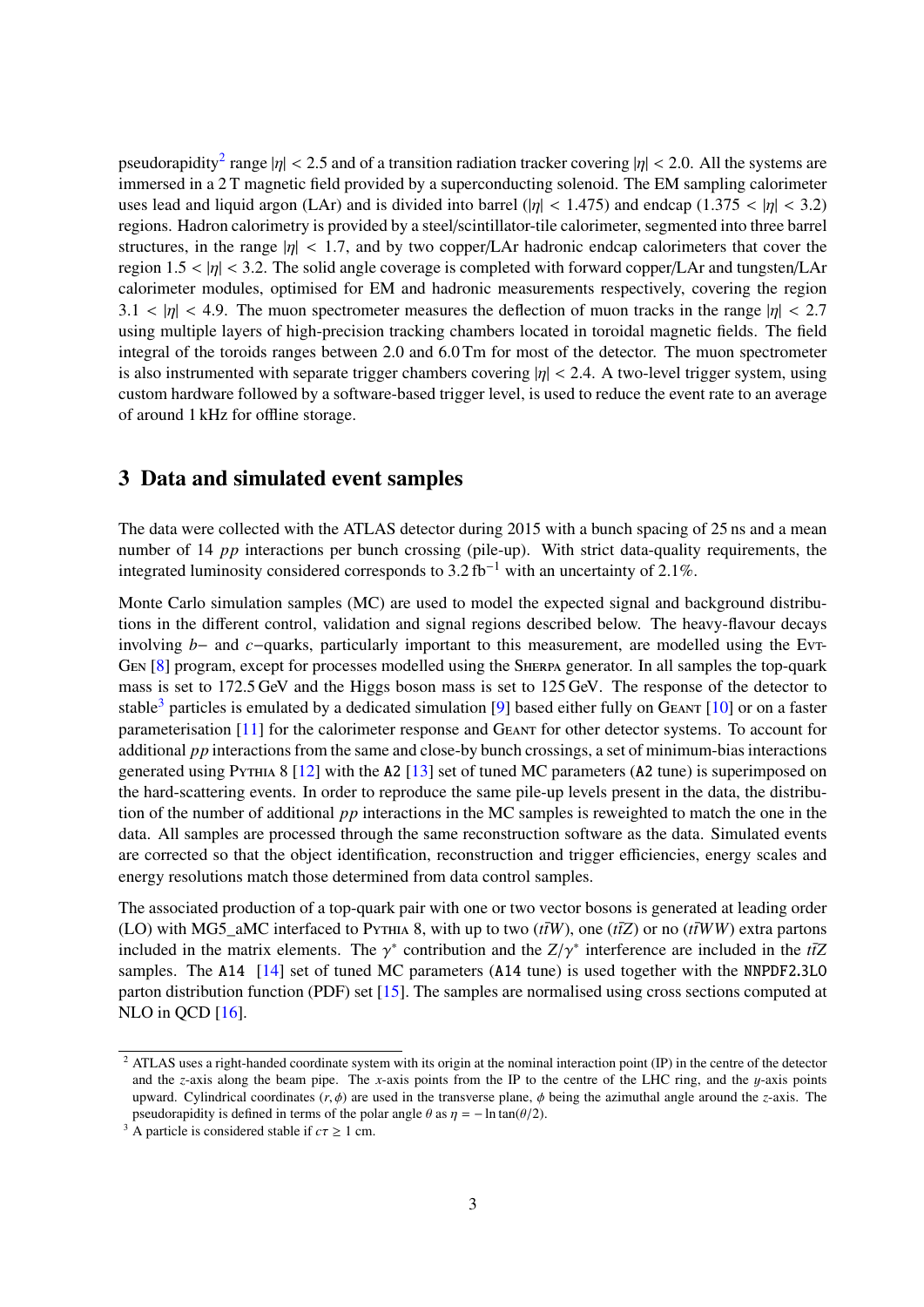pseudorapidity[2] range $|\eta| < 2.5$ and of a transition radiation tracker covering $|\eta| < 2.0$. All the systems are immersed in a 2 T magnetic field provided by a superconducting solenoid. The EM sampling calorimeter uses lead and liquid argon (LAr) and is divided into barrel ($|\eta| < 1.475$) and endcap ($1.375 < |\eta| < 3.2$) regions. Hadron calorimetry is provided by a steel/scintillator-tile calorimeter, segmented into three barrel structures, in the range $|\eta| < 1.7$, and by two copper/LAr hadronic endcap calorimeters that cover the region $1.5 < |\eta| < 3.2$. The solid angle coverage is completed with forward copper/LAr and tungsten/LAr calorimeter modules, optimised for EM and hadronic measurements respectively, covering the region $3.1 < |\eta| < 4.9$. The muon spectrometer measures the deflection of muon tracks in the range $|\eta| < 2.7$ using multiple layers of high-precision tracking chambers located in toroidal magnetic fields. The field integral of the toroids ranges between 2.0 and 6.0 Tm for most of the detector. The muon spectrometer is also instrumented with separate trigger chambers covering $|\eta| < 2.4$. A two-level trigger system, using custom hardware followed by a software-based trigger level, is used to reduce the event rate to an average of around 1 kHz for offline storage.

## 3 Data and simulated event samples

The data were collected with the ATLAS detector during 2015 with a bunch spacing of 25 ns and a mean number of 14 $pp$ interactions per bunch crossing (pile-up). With strict data-quality requirements, the integrated luminosity considered corresponds to 3.2 fb$^{-1}$ with an uncertainty of 2.1%.

Monte Carlo simulation samples (MC) are used to model the expected signal and background distributions in the different control, validation and signal regions described below. The heavy-flavour decays involving $b-$ and $c-$quarks, particularly important to this measurement, are modelled using the EvtGen [8] program, except for processes modelled using the Sherpa generator. In all samples the top-quark mass is set to 172.5 GeV and the Higgs boson mass is set to 125 GeV. The response of the detector to stable[3] particles is emulated by a dedicated simulation [9] based either fully on Geant [10] or on a faster parameterisation [11] for the calorimeter response and Geant for other detector systems. To account for additional $pp$ interactions from the same and close-by bunch crossings, a set of minimum-bias interactions generated using Pythia 8 [12] with the A2 [13] set of tuned MC parameters (A2 tune) is superimposed on the hard-scattering events. In order to reproduce the same pile-up levels present in the data, the distribution of the number of additional $pp$ interactions in the MC samples is reweighted to match the one in the data. All samples are processed through the same reconstruction software as the data. Simulated events are corrected so that the object identification, reconstruction and trigger efficiencies, energy scales and energy resolutions match those determined from data control samples.

The associated production of a top-quark pair with one or two vector bosons is generated at leading order (LO) with MG5_aMC interfaced to Pythia 8, with up to two ($t\bar{t}W$), one ($t\bar{t}Z$) or no ($t\bar{t}WW$) extra partons included in the matrix elements. The $\gamma^*$ contribution and the $Z/\gamma^*$ interference are included in the $t\bar{t}Z$ samples. The A14 [14] set of tuned MC parameters (A14 tune) is used together with the NNPDF2.3LO parton distribution function (PDF) set [15]. The samples are normalised using cross sections computed at NLO in QCD [16].

[2] ATLAS uses a right-handed coordinate system with its origin at the nominal interaction point (IP) in the centre of the detector and the $z$-axis along the beam pipe. The $x$-axis points from the IP to the centre of the LHC ring, and the $y$-axis points upward. Cylindrical coordinates $(r, \phi)$ are used in the transverse plane, $\phi$ being the azimuthal angle around the $z$-axis. The pseudorapidity is defined in terms of the polar angle $\theta$ as $\eta = -\ln\tan(\theta/2)$.

[3] A particle is considered stable if $c\tau \geq 1$ cm.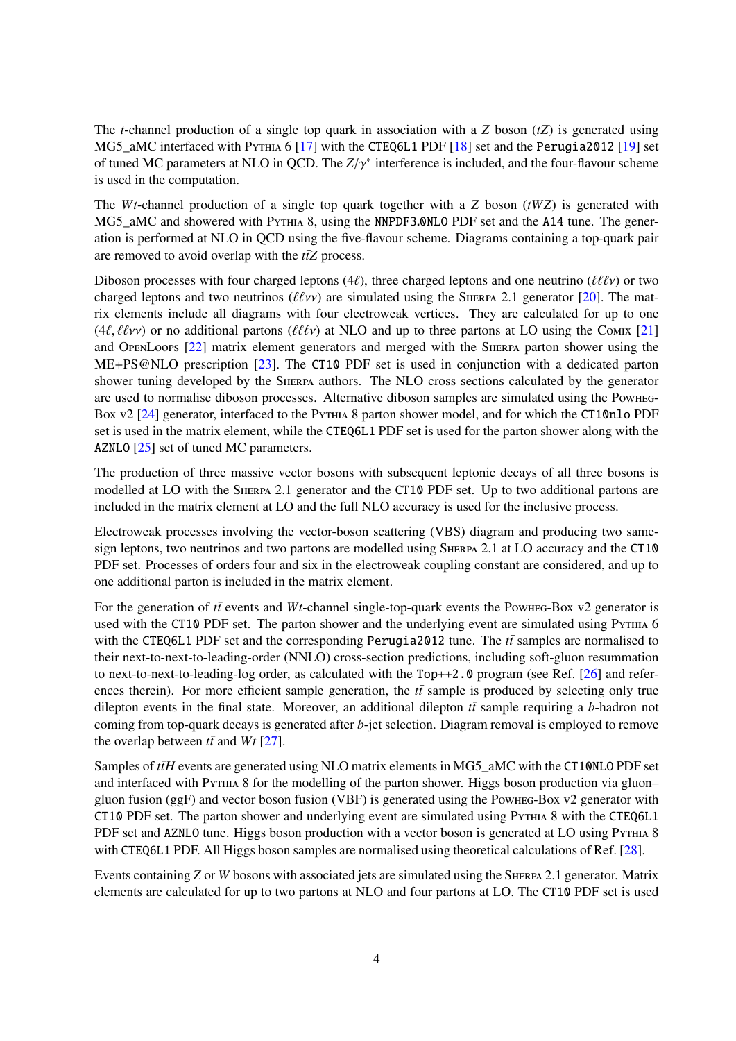The $t$-channel production of a single top quark in association with a $Z$ boson ($tZ$) is generated using MG5_aMC interfaced with Pythia 6 [17] with the CTEQ6L1 PDF [18] set and the Perugia2012 [19] set of tuned MC parameters at NLO in QCD. The $Z/\gamma^*$ interference is included, and the four-flavour scheme is used in the computation.

The $Wt$-channel production of a single top quark together with a $Z$ boson ($tWZ$) is generated with MG5_aMC and showered with Pythia 8, using the NNPDF3.0NLO PDF set and the A14 tune. The generation is performed at NLO in QCD using the five-flavour scheme. Diagrams containing a top-quark pair are removed to avoid overlap with the $t\bar{t}Z$ process.

Diboson processes with four charged leptons ($4\ell$), three charged leptons and one neutrino ($\ell\ell\ell\nu$) or two charged leptons and two neutrinos ($\ell\ell\nu\nu$) are simulated using the Sherpa 2.1 generator [20]. The matrix elements include all diagrams with four electroweak vertices. They are calculated for up to one ($4\ell, \ell\ell\nu\nu$) or no additional partons ($\ell\ell\ell\nu$) at NLO and up to three partons at LO using the Comix [21] and OpenLoops [22] matrix element generators and merged with the Sherpa parton shower using the ME+PS@NLO prescription [23]. The CT10 PDF set is used in conjunction with a dedicated parton shower tuning developed by the Sherpa authors. The NLO cross sections calculated by the generator are used to normalise diboson processes. Alternative diboson samples are simulated using the Powheg-Box v2 [24] generator, interfaced to the Pythia 8 parton shower model, and for which the CT10nlo PDF set is used in the matrix element, while the CTEQ6L1 PDF set is used for the parton shower along with the AZNLO [25] set of tuned MC parameters.

The production of three massive vector bosons with subsequent leptonic decays of all three bosons is modelled at LO with the Sherpa 2.1 generator and the CT10 PDF set. Up to two additional partons are included in the matrix element at LO and the full NLO accuracy is used for the inclusive process.

Electroweak processes involving the vector-boson scattering (VBS) diagram and producing two same-sign leptons, two neutrinos and two partons are modelled using Sherpa 2.1 at LO accuracy and the CT10 PDF set. Processes of orders four and six in the electroweak coupling constant are considered, and up to one additional parton is included in the matrix element.

For the generation of $t\bar{t}$ events and $Wt$-channel single-top-quark events the Powheg-Box v2 generator is used with the CT10 PDF set. The parton shower and the underlying event are simulated using Pythia 6 with the CTEQ6L1 PDF set and the corresponding Perugia2012 tune. The $t\bar{t}$ samples are normalised to their next-to-next-to-leading-order (NNLO) cross-section predictions, including soft-gluon resummation to next-to-next-to-leading-log order, as calculated with the Top++2.0 program (see Ref. [26] and references therein). For more efficient sample generation, the $t\bar{t}$ sample is produced by selecting only true dilepton events in the final state. Moreover, an additional dilepton $t\bar{t}$ sample requiring a $b$-hadron not coming from top-quark decays is generated after $b$-jet selection. Diagram removal is employed to remove the overlap between $t\bar{t}$ and $Wt$ [27].

Samples of $t\bar{t}H$ events are generated using NLO matrix elements in MG5_aMC with the CT10NLO PDF set and interfaced with Pythia 8 for the modelling of the parton shower. Higgs boson production via gluon–gluon fusion (ggF) and vector boson fusion (VBF) is generated using the Powheg-Box v2 generator with CT10 PDF set. The parton shower and underlying event are simulated using Pythia 8 with the CTEQ6L1 PDF set and AZNLO tune. Higgs boson production with a vector boson is generated at LO using Pythia 8 with CTEQ6L1 PDF. All Higgs boson samples are normalised using theoretical calculations of Ref. [28].

Events containing $Z$ or $W$ bosons with associated jets are simulated using the Sherpa 2.1 generator. Matrix elements are calculated for up to two partons at NLO and four partons at LO. The CT10 PDF set is used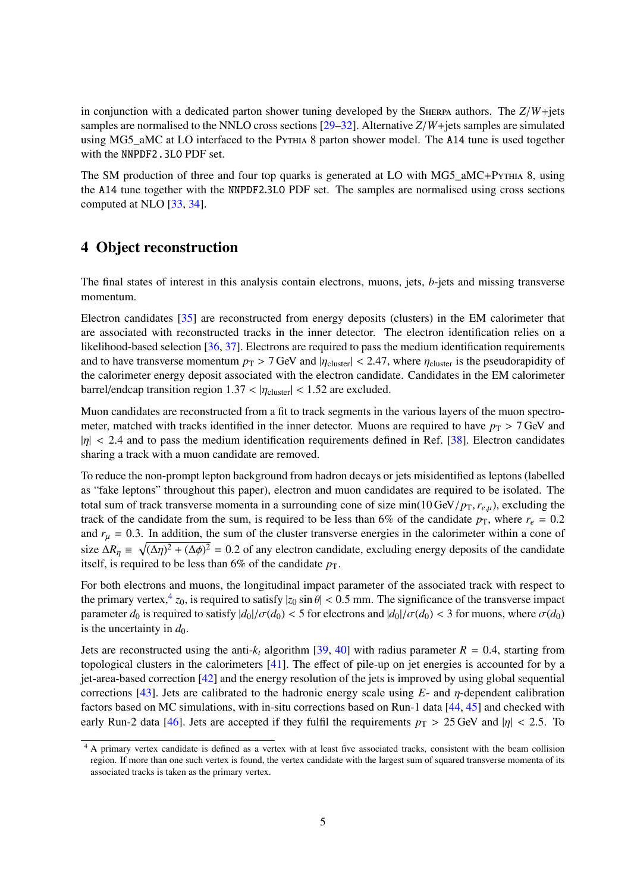in conjunction with a dedicated parton shower tuning developed by the Sherpa authors. The $Z/W$+jets samples are normalised to the NNLO cross sections [29–32]. Alternative $Z/W$+jets samples are simulated using MG5_aMC at LO interfaced to the Pythia 8 parton shower model. The A14 tune is used together with the NNPDF2.3LO PDF set.

The SM production of three and four top quarks is generated at LO with MG5_aMC+Pythia 8, using the A14 tune together with the NNPDF2.3LO PDF set. The samples are normalised using cross sections computed at NLO [33, 34].

## 4 Object reconstruction

The final states of interest in this analysis contain electrons, muons, jets, $b$-jets and missing transverse momentum.

Electron candidates [35] are reconstructed from energy deposits (clusters) in the EM calorimeter that are associated with reconstructed tracks in the inner detector. The electron identification relies on a likelihood-based selection [36, 37]. Electrons are required to pass the medium identification requirements and to have transverse momentum $p_{\mathrm{T}} > 7$ GeV and $|\eta_{\mathrm{cluster}}| < 2.47$, where $\eta_{\mathrm{cluster}}$ is the pseudorapidity of the calorimeter energy deposit associated with the electron candidate. Candidates in the EM calorimeter barrel/endcap transition region $1.37 < |\eta_{\mathrm{cluster}}| < 1.52$ are excluded.

Muon candidates are reconstructed from a fit to track segments in the various layers of the muon spectrometer, matched with tracks identified in the inner detector. Muons are required to have $p_{\mathrm{T}} > 7$ GeV and $|\eta| < 2.4$ and to pass the medium identification requirements defined in Ref. [38]. Electron candidates sharing a track with a muon candidate are removed.

To reduce the non-prompt lepton background from hadron decays or jets misidentified as leptons (labelled as "fake leptons" throughout this paper), electron and muon candidates are required to be isolated. The total sum of track transverse momenta in a surrounding cone of size $\min(10\,\mathrm{GeV}/p_{\mathrm{T}}, r_{e,\mu})$, excluding the track of the candidate from the sum, is required to be less than 6% of the candidate $p_{\mathrm{T}}$, where $r_e = 0.2$ and $r_\mu = 0.3$. In addition, the sum of the cluster transverse energies in the calorimeter within a cone of size $\Delta R_\eta \equiv \sqrt{(\Delta\eta)^2 + (\Delta\phi)^2} = 0.2$ of any electron candidate, excluding energy deposits of the candidate itself, is required to be less than 6% of the candidate $p_{\mathrm{T}}$.

For both electrons and muons, the longitudinal impact parameter of the associated track with respect to the primary vertex,[4] $z_0$, is required to satisfy $|z_0 \sin\theta| < 0.5$ mm. The significance of the transverse impact parameter $d_0$ is required to satisfy $|d_0|/\sigma(d_0) < 5$ for electrons and $|d_0|/\sigma(d_0) < 3$ for muons, where $\sigma(d_0)$ is the uncertainty in $d_0$.

Jets are reconstructed using the anti-$k_t$ algorithm [39, 40] with radius parameter $R = 0.4$, starting from topological clusters in the calorimeters [41]. The effect of pile-up on jet energies is accounted for by a jet-area-based correction [42] and the energy resolution of the jets is improved by using global sequential corrections [43]. Jets are calibrated to the hadronic energy scale using $E$- and $\eta$-dependent calibration factors based on MC simulations, with in-situ corrections based on Run-1 data [44, 45] and checked with early Run-2 data [46]. Jets are accepted if they fulfil the requirements $p_{\mathrm{T}} > 25$ GeV and $|\eta| < 2.5$. To

[4] A primary vertex candidate is defined as a vertex with at least five associated tracks, consistent with the beam collision region. If more than one such vertex is found, the vertex candidate with the largest sum of squared transverse momenta of its associated tracks is taken as the primary vertex.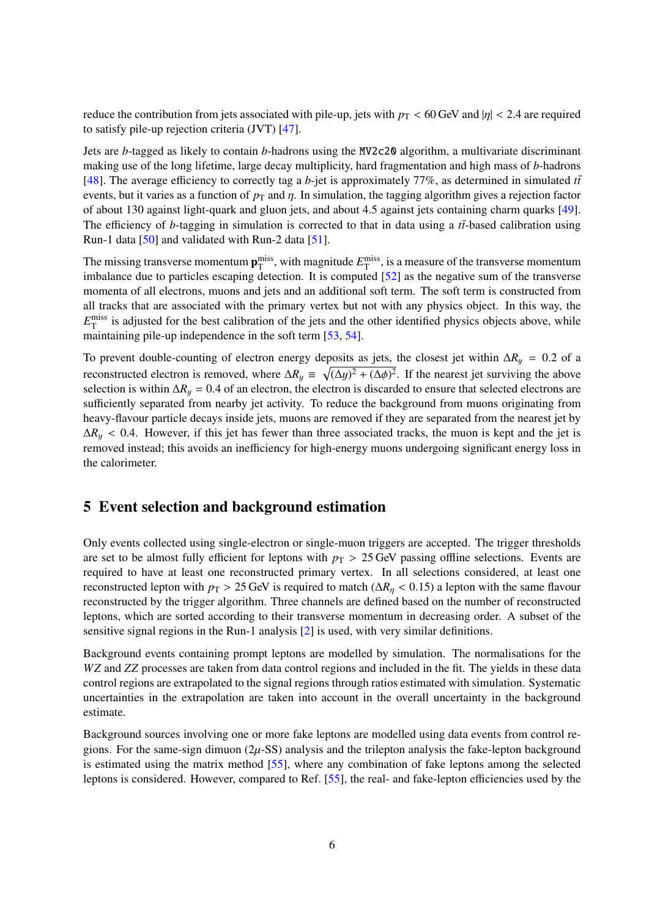reduce the contribution from jets associated with pile-up, jets with $p_{\mathrm{T}} < 60$ GeV and $|\eta| < 2.4$ are required to satisfy pile-up rejection criteria (JVT) [47].

Jets are $b$-tagged as likely to contain $b$-hadrons using the `MV2c20` algorithm, a multivariate discriminant making use of the long lifetime, large decay multiplicity, hard fragmentation and high mass of $b$-hadrons [48]. The average efficiency to correctly tag a $b$-jet is approximately 77%, as determined in simulated $t\bar{t}$ events, but it varies as a function of $p_{\mathrm{T}}$ and $\eta$. In simulation, the tagging algorithm gives a rejection factor of about 130 against light-quark and gluon jets, and about 4.5 against jets containing charm quarks [49]. The efficiency of $b$-tagging in simulation is corrected to that in data using a $t\bar{t}$-based calibration using Run-1 data [50] and validated with Run-2 data [51].

The missing transverse momentum $\mathbf{p}_{\mathrm{T}}^{\mathrm{miss}}$, with magnitude $E_{\mathrm{T}}^{\mathrm{miss}}$, is a measure of the transverse momentum imbalance due to particles escaping detection. It is computed [52] as the negative sum of the transverse momenta of all electrons, muons and jets and an additional soft term. The soft term is constructed from all tracks that are associated with the primary vertex but not with any physics object. In this way, the $E_{\mathrm{T}}^{\mathrm{miss}}$ is adjusted for the best calibration of the jets and the other identified physics objects above, while maintaining pile-up independence in the soft term [53, 54].

To prevent double-counting of electron energy deposits as jets, the closest jet within $\Delta R_y = 0.2$ of a reconstructed electron is removed, where $\Delta R_y \equiv \sqrt{(\Delta y)^2 + (\Delta\phi)^2}$. If the nearest jet surviving the above selection is within $\Delta R_y = 0.4$ of an electron, the electron is discarded to ensure that selected electrons are sufficiently separated from nearby jet activity. To reduce the background from muons originating from heavy-flavour particle decays inside jets, muons are removed if they are separated from the nearest jet by $\Delta R_y < 0.4$. However, if this jet has fewer than three associated tracks, the muon is kept and the jet is removed instead; this avoids an inefficiency for high-energy muons undergoing significant energy loss in the calorimeter.

## 5 Event selection and background estimation

Only events collected using single-electron or single-muon triggers are accepted. The trigger thresholds are set to be almost fully efficient for leptons with $p_{\mathrm{T}} > 25$ GeV passing offline selections. Events are required to have at least one reconstructed primary vertex. In all selections considered, at least one reconstructed lepton with $p_{\mathrm{T}} > 25$ GeV is required to match ($\Delta R_\eta < 0.15$) a lepton with the same flavour reconstructed by the trigger algorithm. Three channels are defined based on the number of reconstructed leptons, which are sorted according to their transverse momentum in decreasing order. A subset of the sensitive signal regions in the Run-1 analysis [2] is used, with very similar definitions.

Background events containing prompt leptons are modelled by simulation. The normalisations for the $WZ$ and $ZZ$ processes are taken from data control regions and included in the fit. The yields in these data control regions are extrapolated to the signal regions through ratios estimated with simulation. Systematic uncertainties in the extrapolation are taken into account in the overall uncertainty in the background estimate.

Background sources involving one or more fake leptons are modelled using data events from control regions. For the same-sign dimuon ($2\mu$-SS) analysis and the trilepton analysis the fake-lepton background is estimated using the matrix method [55], where any combination of fake leptons among the selected leptons is considered. However, compared to Ref. [55], the real- and fake-lepton efficiencies used by the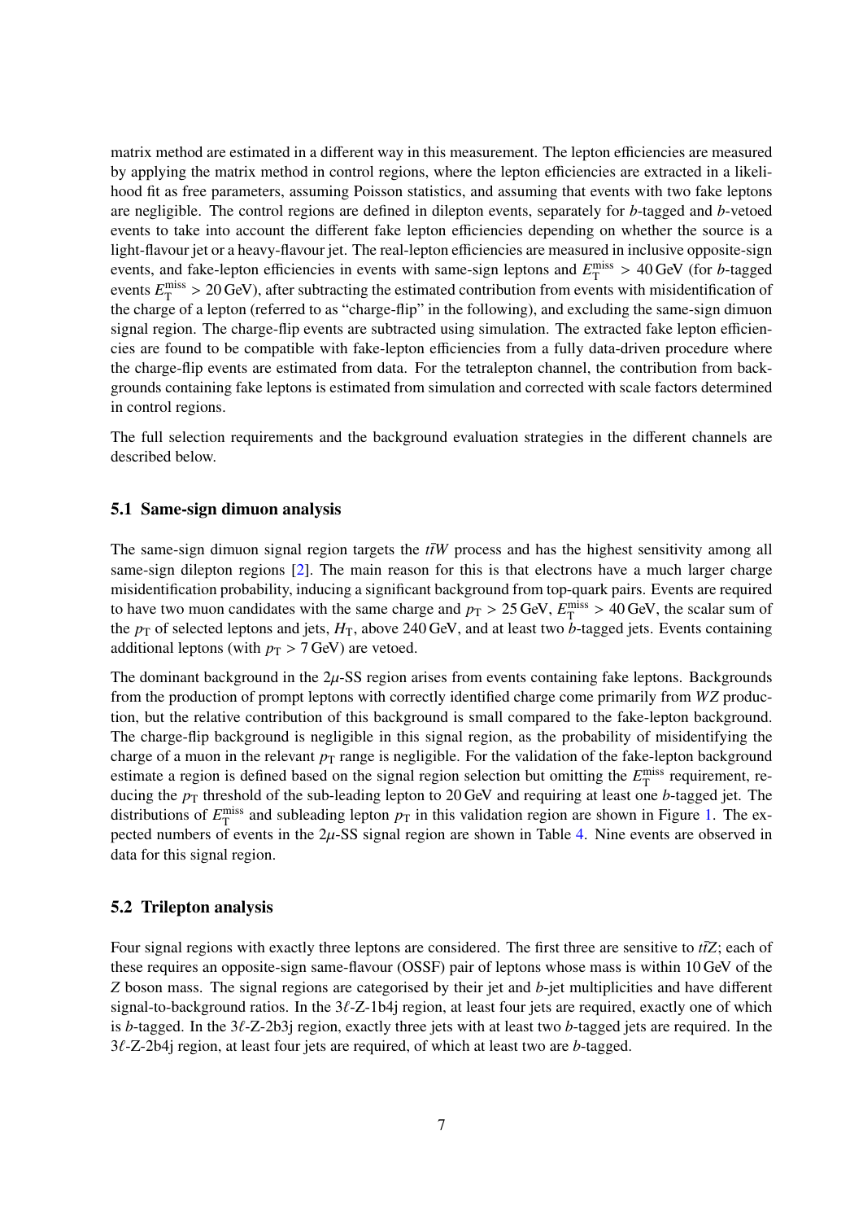matrix method are estimated in a different way in this measurement. The lepton efficiencies are measured by applying the matrix method in control regions, where the lepton efficiencies are extracted in a likelihood fit as free parameters, assuming Poisson statistics, and assuming that events with two fake leptons are negligible. The control regions are defined in dilepton events, separately for $b$-tagged and $b$-vetoed events to take into account the different fake lepton efficiencies depending on whether the source is a light-flavour jet or a heavy-flavour jet. The real-lepton efficiencies are measured in inclusive opposite-sign events, and fake-lepton efficiencies in events with same-sign leptons and $E_{\mathrm{T}}^{\mathrm{miss}} > 40\,\mathrm{GeV}$ (for $b$-tagged events $E_{\mathrm{T}}^{\mathrm{miss}} > 20\,\mathrm{GeV}$), after subtracting the estimated contribution from events with misidentification of the charge of a lepton (referred to as "charge-flip" in the following), and excluding the same-sign dimuon signal region. The charge-flip events are subtracted using simulation. The extracted fake lepton efficiencies are found to be compatible with fake-lepton efficiencies from a fully data-driven procedure where the charge-flip events are estimated from data. For the tetralepton channel, the contribution from backgrounds containing fake leptons is estimated from simulation and corrected with scale factors determined in control regions.

The full selection requirements and the background evaluation strategies in the different channels are described below.

### 5.1 Same-sign dimuon analysis

The same-sign dimuon signal region targets the $t\bar{t}W$ process and has the highest sensitivity among all same-sign dilepton regions [2]. The main reason for this is that electrons have a much larger charge misidentification probability, inducing a significant background from top-quark pairs. Events are required to have two muon candidates with the same charge and $p_{\mathrm{T}} > 25\,\mathrm{GeV}$, $E_{\mathrm{T}}^{\mathrm{miss}} > 40\,\mathrm{GeV}$, the scalar sum of the $p_{\mathrm{T}}$ of selected leptons and jets, $H_{\mathrm{T}}$, above 240 GeV, and at least two $b$-tagged jets. Events containing additional leptons (with $p_{\mathrm{T}} > 7\,\mathrm{GeV}$) are vetoed.

The dominant background in the $2\mu$-SS region arises from events containing fake leptons. Backgrounds from the production of prompt leptons with correctly identified charge come primarily from $WZ$ production, but the relative contribution of this background is small compared to the fake-lepton background. The charge-flip background is negligible in this signal region, as the probability of misidentifying the charge of a muon in the relevant $p_{\mathrm{T}}$ range is negligible. For the validation of the fake-lepton background estimate a region is defined based on the signal region selection but omitting the $E_{\mathrm{T}}^{\mathrm{miss}}$ requirement, reducing the $p_{\mathrm{T}}$ threshold of the sub-leading lepton to 20 GeV and requiring at least one $b$-tagged jet. The distributions of $E_{\mathrm{T}}^{\mathrm{miss}}$ and subleading lepton $p_{\mathrm{T}}$ in this validation region are shown in Figure 1. The expected numbers of events in the $2\mu$-SS signal region are shown in Table 4. Nine events are observed in data for this signal region.

### 5.2 Trilepton analysis

Four signal regions with exactly three leptons are considered. The first three are sensitive to $t\bar{t}Z$; each of these requires an opposite-sign same-flavour (OSSF) pair of leptons whose mass is within 10 GeV of the $Z$ boson mass. The signal regions are categorised by their jet and $b$-jet multiplicities and have different signal-to-background ratios. In the $3\ell$-Z-1b4j region, at least four jets are required, exactly one of which is $b$-tagged. In the $3\ell$-Z-2b3j region, exactly three jets with at least two $b$-tagged jets are required. In the $3\ell$-Z-2b4j region, at least four jets are required, of which at least two are $b$-tagged.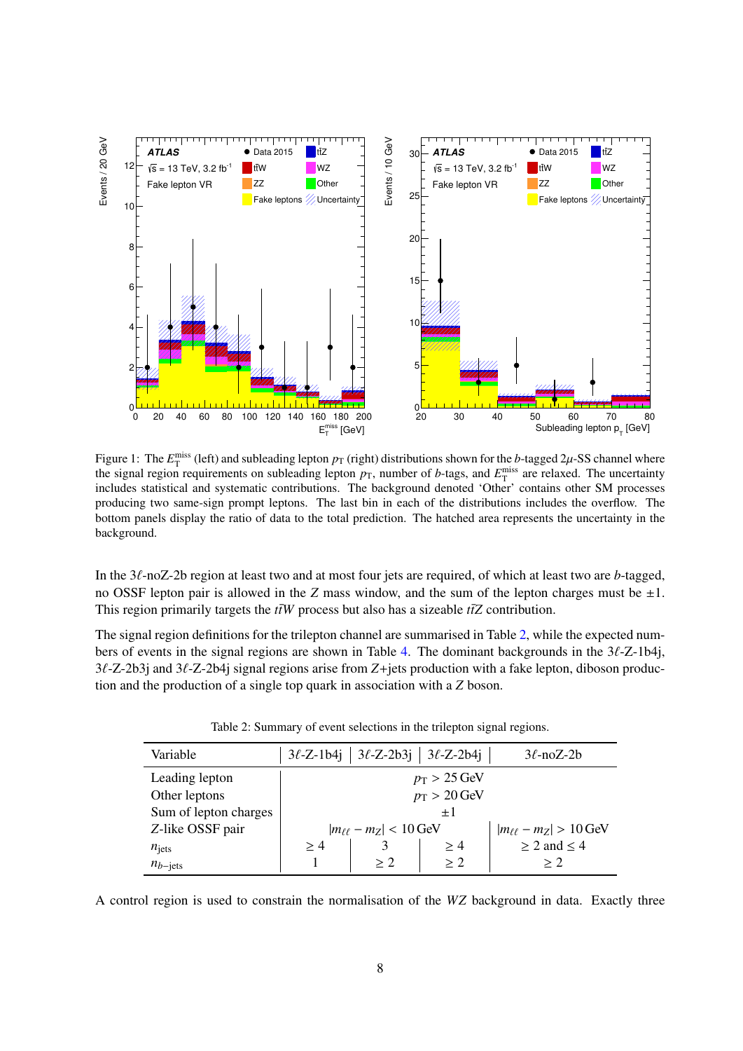Figure 1: The $E_{\mathrm{T}}^{\mathrm{miss}}$ (left) and subleading lepton $p_{\mathrm{T}}$ (right) distributions shown for the $b$-tagged $2\mu$-SS channel where the signal region requirements on subleading lepton $p_{\mathrm{T}}$, number of $b$-tags, and $E_{\mathrm{T}}^{\mathrm{miss}}$ are relaxed. The uncertainty includes statistical and systematic contributions. The background denoted 'Other' contains other SM processes producing two same-sign prompt leptons. The last bin in each of the distributions includes the overflow. The bottom panels display the ratio of data to the total prediction. The hatched area represents the uncertainty in the background.

In the $3\ell$-noZ-2b region at least two and at most four jets are required, of which at least two are $b$-tagged, no OSSF lepton pair is allowed in the $Z$ mass window, and the sum of the lepton charges must be $\pm 1$. This region primarily targets the $t\bar{t}W$ process but also has a sizeable $t\bar{t}Z$ contribution.

The signal region definitions for the trilepton channel are summarised in Table 2, while the expected numbers of events in the signal regions are shown in Table 4. The dominant backgrounds in the $3\ell$-Z-1b4j, $3\ell$-Z-2b3j and $3\ell$-Z-2b4j signal regions arise from $Z$+jets production with a fake lepton, diboson production and the production of a single top quark in association with a $Z$ boson.

Table 2: Summary of event selections in the trilepton signal regions.

| Variable | $3\ell$-Z-1b4j | $3\ell$-Z-2b3j | $3\ell$-Z-2b4j | $3\ell$-noZ-2b |
|---|---|---|---|---|
| Leading lepton | $p_{\mathrm{T}} > 25\,\mathrm{GeV}$ | | | |
| Other leptons | $p_{\mathrm{T}} > 20\,\mathrm{GeV}$ | | | |
| Sum of lepton charges | $\pm 1$ | | | |
| $Z$-like OSSF pair | $\lvert m_{\ell\ell} - m_Z \rvert < 10\,\mathrm{GeV}$ | | | $\lvert m_{\ell\ell} - m_Z \rvert > 10\,\mathrm{GeV}$ |
| $n_{\mathrm{jets}}$ | $\geq 4$ | 3 | $\geq 4$ | $\geq 2$ and $\leq 4$ |
| $n_{b-\mathrm{jets}}$ | 1 | $\geq 2$ | $\geq 2$ | $\geq 2$ |

A control region is used to constrain the normalisation of the $WZ$ background in data. Exactly three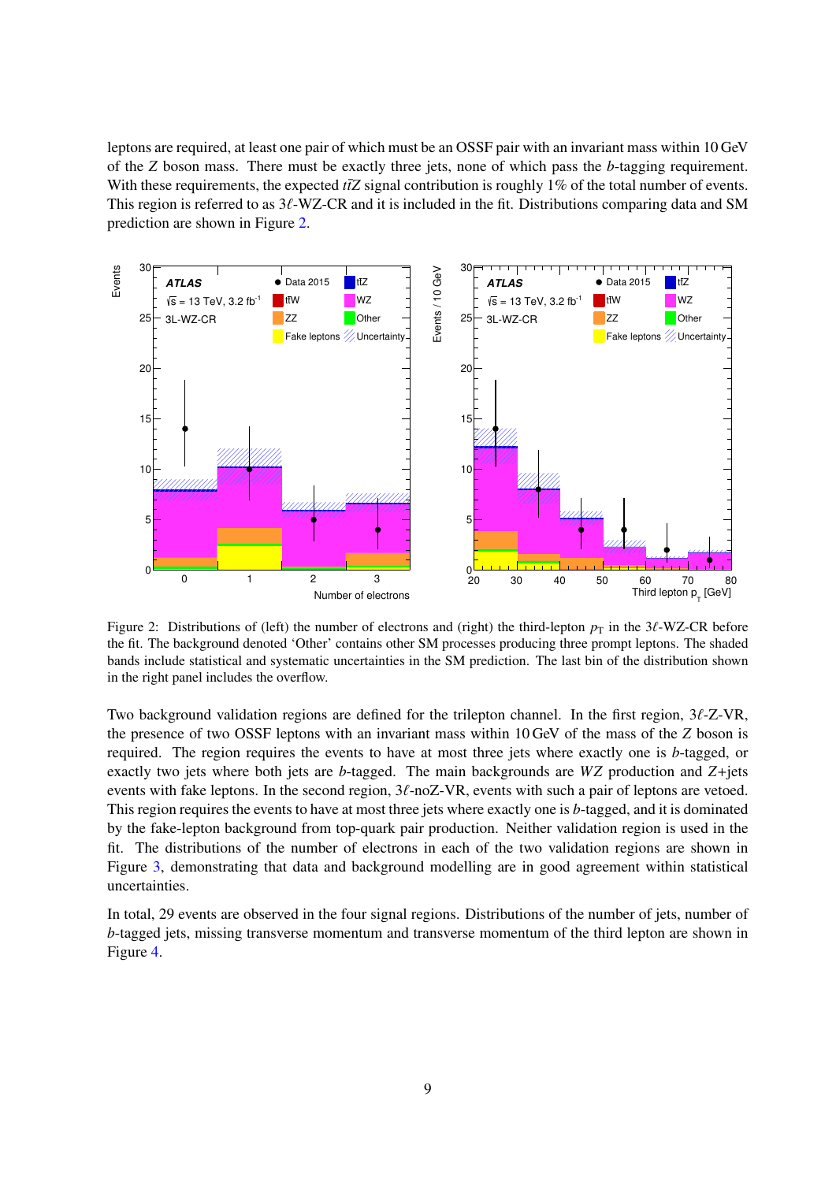leptons are required, at least one pair of which must be an OSSF pair with an invariant mass within 10 GeV of the $Z$ boson mass. There must be exactly three jets, none of which pass the $b$-tagging requirement. With these requirements, the expected $t\bar{t}Z$ signal contribution is roughly 1% of the total number of events. This region is referred to as $3\ell$-WZ-CR and it is included in the fit. Distributions comparing data and SM prediction are shown in Figure 2.

Figure 2: Distributions of (left) the number of electrons and (right) the third-lepton $p_{\mathrm{T}}$ in the $3\ell$-WZ-CR before the fit. The background denoted 'Other' contains other SM processes producing three prompt leptons. The shaded bands include statistical and systematic uncertainties in the SM prediction. The last bin of the distribution shown in the right panel includes the overflow.

Two background validation regions are defined for the trilepton channel. In the first region, $3\ell$-Z-VR, the presence of two OSSF leptons with an invariant mass within 10 GeV of the mass of the $Z$ boson is required. The region requires the events to have at most three jets where exactly one is $b$-tagged, or exactly two jets where both jets are $b$-tagged. The main backgrounds are $WZ$ production and $Z$+jets events with fake leptons. In the second region, $3\ell$-noZ-VR, events with such a pair of leptons are vetoed. This region requires the events to have at most three jets where exactly one is $b$-tagged, and it is dominated by the fake-lepton background from top-quark pair production. Neither validation region is used in the fit. The distributions of the number of electrons in each of the two validation regions are shown in Figure 3, demonstrating that data and background modelling are in good agreement within statistical uncertainties.

In total, 29 events are observed in the four signal regions. Distributions of the number of jets, number of $b$-tagged jets, missing transverse momentum and transverse momentum of the third lepton are shown in Figure 4.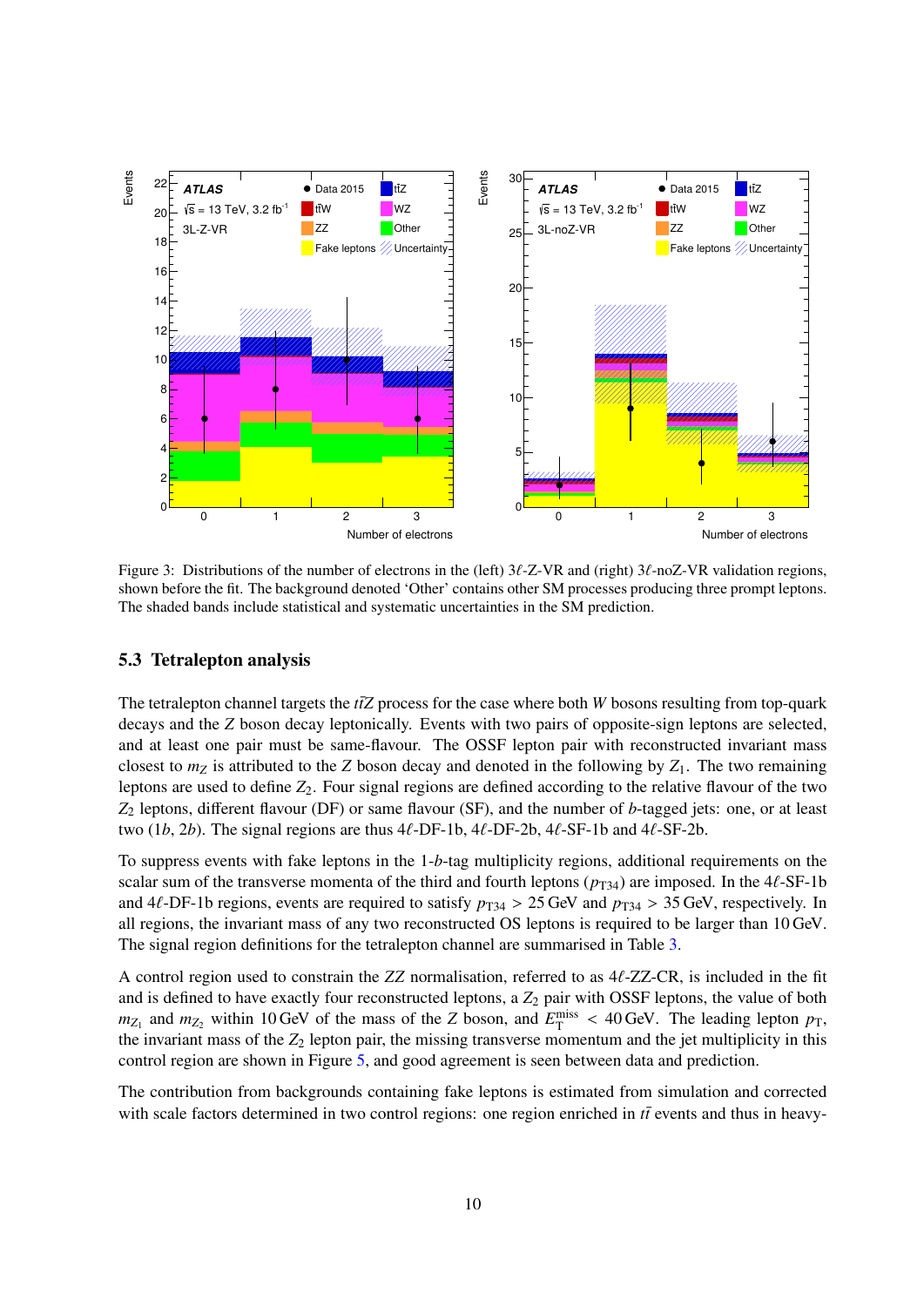Figure 3: Distributions of the number of electrons in the (left) 3$\ell$-Z-VR and (right) 3$\ell$-noZ-VR validation regions, shown before the fit. The background denoted 'Other' contains other SM processes producing three prompt leptons. The shaded bands include statistical and systematic uncertainties in the SM prediction.

### 5.3 Tetralepton analysis

The tetralepton channel targets the $t\bar{t}Z$ process for the case where both $W$ bosons resulting from top-quark decays and the $Z$ boson decay leptonically. Events with two pairs of opposite-sign leptons are selected, and at least one pair must be same-flavour. The OSSF lepton pair with reconstructed invariant mass closest to $m_Z$ is attributed to the $Z$ boson decay and denoted in the following by $Z_1$. The two remaining leptons are used to define $Z_2$. Four signal regions are defined according to the relative flavour of the two $Z_2$ leptons, different flavour (DF) or same flavour (SF), and the number of $b$-tagged jets: one, or at least two (1$b$, 2$b$). The signal regions are thus 4$\ell$-DF-1b, 4$\ell$-DF-2b, 4$\ell$-SF-1b and 4$\ell$-SF-2b.

To suppress events with fake leptons in the 1-$b$-tag multiplicity regions, additional requirements on the scalar sum of the transverse momenta of the third and fourth leptons ($p_{T34}$) are imposed. In the 4$\ell$-SF-1b and 4$\ell$-DF-1b regions, events are required to satisfy $p_{T34} > 25$ GeV and $p_{T34} > 35$ GeV, respectively. In all regions, the invariant mass of any two reconstructed OS leptons is required to be larger than 10 GeV. The signal region definitions for the tetralepton channel are summarised in Table 3.

A control region used to constrain the $ZZ$ normalisation, referred to as 4$\ell$-ZZ-CR, is included in the fit and is defined to have exactly four reconstructed leptons, a $Z_2$ pair with OSSF leptons, the value of both $m_{Z_1}$ and $m_{Z_2}$ within 10 GeV of the mass of the $Z$ boson, and $E_{\mathrm{T}}^{\mathrm{miss}} < 40$ GeV. The leading lepton $p_{\mathrm{T}}$, the invariant mass of the $Z_2$ lepton pair, the missing transverse momentum and the jet multiplicity in this control region are shown in Figure 5, and good agreement is seen between data and prediction.

The contribution from backgrounds containing fake leptons is estimated from simulation and corrected with scale factors determined in two control regions: one region enriched in $t\bar{t}$ events and thus in heavy-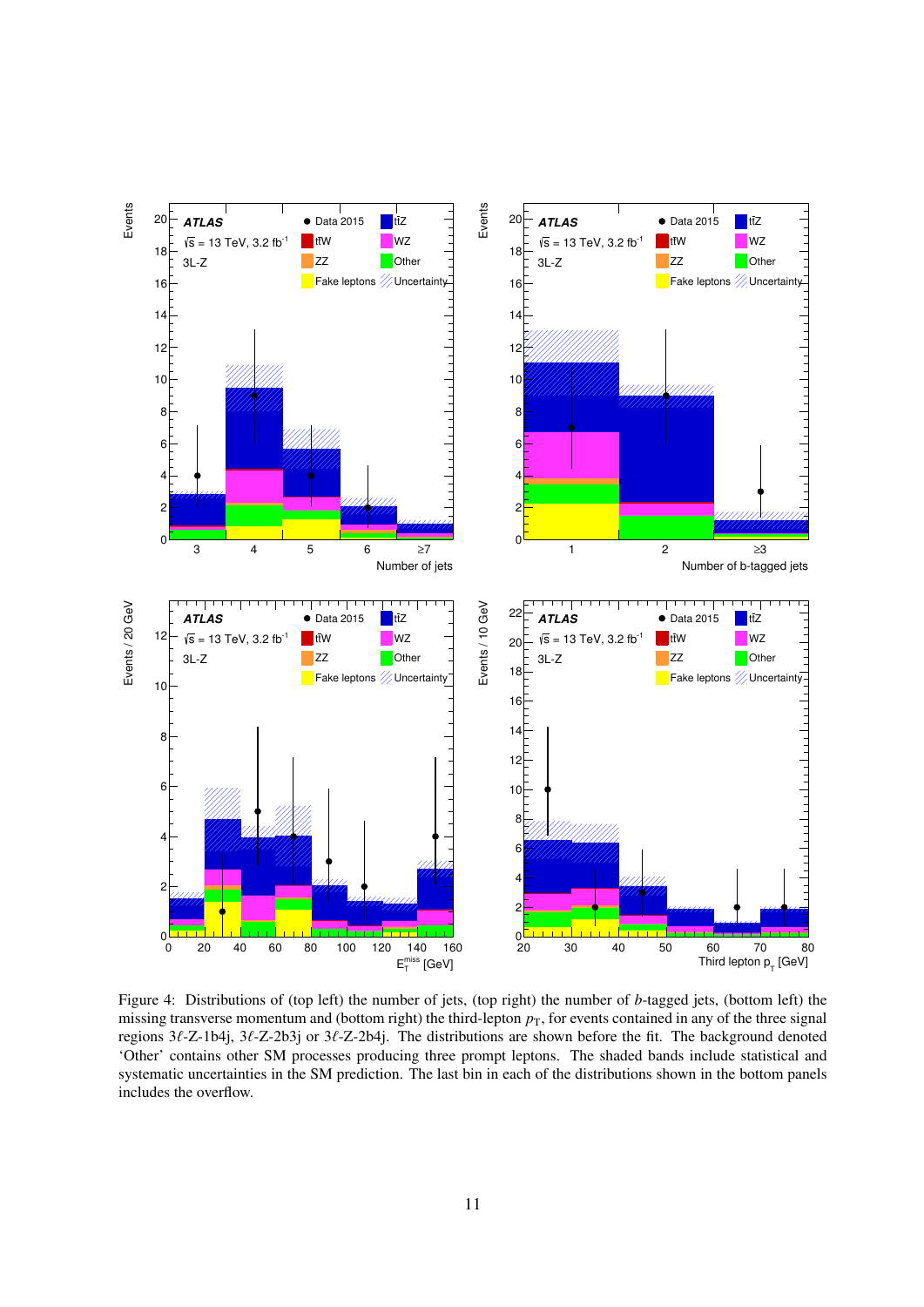Figure 4: Distributions of (top left) the number of jets, (top right) the number of $b$-tagged jets, (bottom left) the missing transverse momentum and (bottom right) the third-lepton $p_{\mathrm{T}}$, for events contained in any of the three signal regions $3\ell$-Z-1b4j, $3\ell$-Z-2b3j or $3\ell$-Z-2b4j. The distributions are shown before the fit. The background denoted 'Other' contains other SM processes producing three prompt leptons. The shaded bands include statistical and systematic uncertainties in the SM prediction. The last bin in each of the distributions shown in the bottom panels includes the overflow.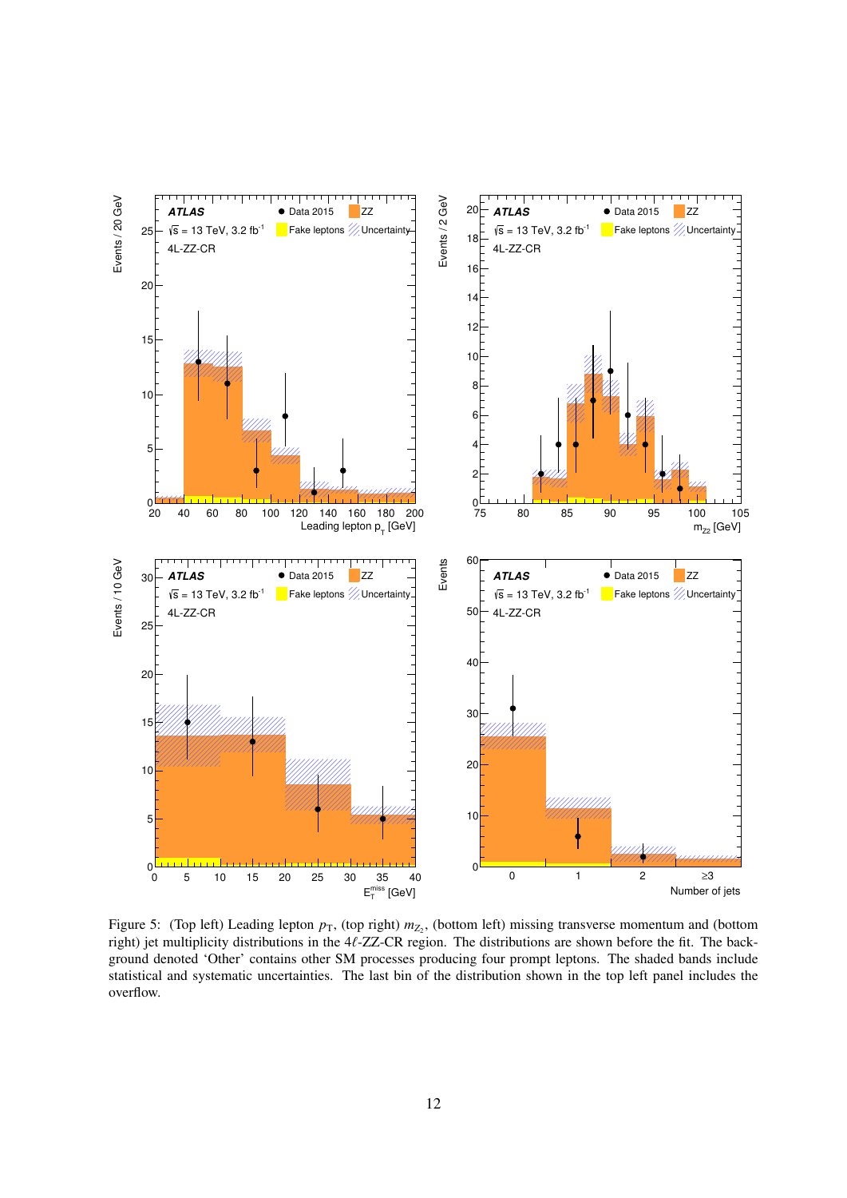Figure 5: (Top left) Leading lepton $p_{\mathrm{T}}$, (top right) $m_{Z_2}$, (bottom left) missing transverse momentum and (bottom right) jet multiplicity distributions in the $4\ell$-ZZ-CR region. The distributions are shown before the fit. The background denoted 'Other' contains other SM processes producing four prompt leptons. The shaded bands include statistical and systematic uncertainties. The last bin of the distribution shown in the top left panel includes the overflow.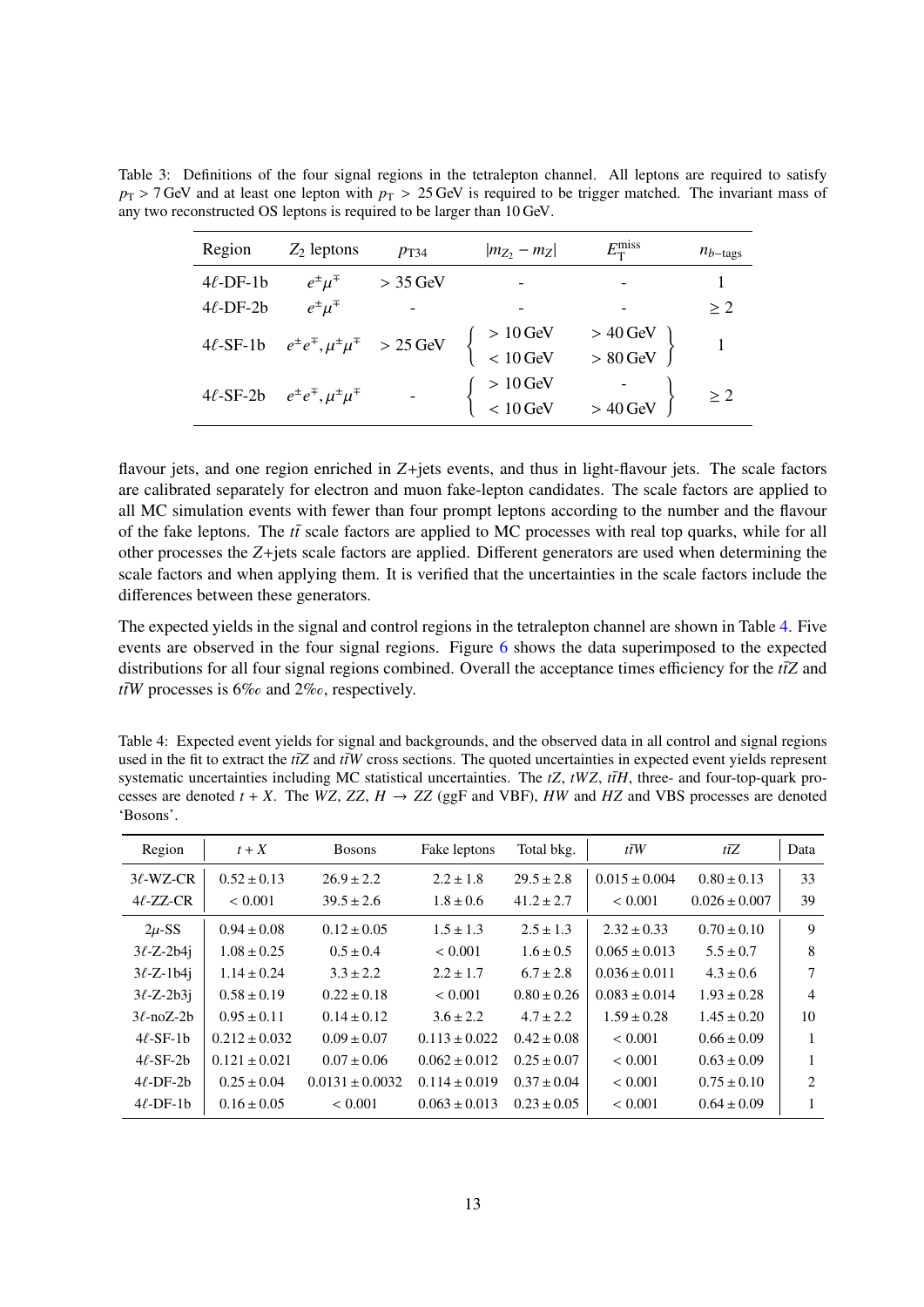Table 3: Definitions of the four signal regions in the tetralepton channel. All leptons are required to satisfy $p_{\mathrm{T}} > 7\,\mathrm{GeV}$ and at least one lepton with $p_{\mathrm{T}} > 25\,\mathrm{GeV}$ is required to be trigger matched. The invariant mass of any two reconstructed OS leptons is required to be larger than 10 GeV.

| Region | $Z_2$ leptons | $p_{\mathrm{T}34}$ | $\lvert m_{Z_2} - m_Z \rvert$ | $E_{\mathrm{T}}^{\mathrm{miss}}$ | $n_{b\text{-tags}}$ |
|---|---|---|---|---|---|
| $4\ell$-DF-1b | $e^{\pm}\mu^{\mp}$ | $> 35\,\mathrm{GeV}$ | - | - | 1 |
| $4\ell$-DF-2b | $e^{\pm}\mu^{\mp}$ | - | - | - | $\geq 2$ |
| $4\ell$-SF-1b | $e^{\pm}e^{\mp}, \mu^{\pm}\mu^{\mp}$ | $> 25\,\mathrm{GeV}$ | $> 10\,\mathrm{GeV}$ | $> 40\,\mathrm{GeV}$ | 1 |
| | | | $< 10\,\mathrm{GeV}$ | $> 80\,\mathrm{GeV}$ | |
| $4\ell$-SF-2b | $e^{\pm}e^{\mp}, \mu^{\pm}\mu^{\mp}$ | - | $> 10\,\mathrm{GeV}$ | - | $\geq 2$ |
| | | | $< 10\,\mathrm{GeV}$ | $> 40\,\mathrm{GeV}$ | |

flavour jets, and one region enriched in $Z$+jets events, and thus in light-flavour jets. The scale factors are calibrated separately for electron and muon fake-lepton candidates. The scale factors are applied to all MC simulation events with fewer than four prompt leptons according to the number and the flavour of the fake leptons. The $t\bar{t}$ scale factors are applied to MC processes with real top quarks, while for all other processes the $Z$+jets scale factors are applied. Different generators are used when determining the scale factors and when applying them. It is verified that the uncertainties in the scale factors include the differences between these generators.

The expected yields in the signal and control regions in the tetralepton channel are shown in Table 4. Five events are observed in the four signal regions. Figure 6 shows the data superimposed to the expected distributions for all four signal regions combined. Overall the acceptance times efficiency for the $t\bar{t}Z$ and $t\bar{t}W$ processes is 6‰ and 2‰, respectively.

Table 4: Expected event yields for signal and backgrounds, and the observed data in all control and signal regions used in the fit to extract the $t\bar{t}Z$ and $t\bar{t}W$ cross sections. The quoted uncertainties in expected event yields represent systematic uncertainties including MC statistical uncertainties. The $tZ$, $tWZ$, $t\bar{t}H$, three- and four-top-quark processes are denoted $t + X$. The $WZ$, $ZZ$, $H \to ZZ$ (ggF and VBF), $HW$ and $HZ$ and VBS processes are denoted 'Bosons'.

| Region | $t + X$ | Bosons | Fake leptons | Total bkg. | $t\bar{t}W$ | $t\bar{t}Z$ | Data |
|---|---|---|---|---|---|---|---|
| $3\ell$-WZ-CR | $0.52 \pm 0.13$ | $26.9 \pm 2.2$ | $2.2 \pm 1.8$ | $29.5 \pm 2.8$ | $0.015 \pm 0.004$ | $0.80 \pm 0.13$ | 33 |
| $4\ell$-ZZ-CR | $< 0.001$ | $39.5 \pm 2.6$ | $1.8 \pm 0.6$ | $41.2 \pm 2.7$ | $< 0.001$ | $0.026 \pm 0.007$ | 39 |
| $2\mu$-SS | $0.94 \pm 0.08$ | $0.12 \pm 0.05$ | $1.5 \pm 1.3$ | $2.5 \pm 1.3$ | $2.32 \pm 0.33$ | $0.70 \pm 0.10$ | 9 |
| $3\ell$-Z-2b4j | $1.08 \pm 0.25$ | $0.5 \pm 0.4$ | $< 0.001$ | $1.6 \pm 0.5$ | $0.065 \pm 0.013$ | $5.5 \pm 0.7$ | 8 |
| $3\ell$-Z-1b4j | $1.14 \pm 0.24$ | $3.3 \pm 2.2$ | $2.2 \pm 1.7$ | $6.7 \pm 2.8$ | $0.036 \pm 0.011$ | $4.3 \pm 0.6$ | 7 |
| $3\ell$-Z-2b3j | $0.58 \pm 0.19$ | $0.22 \pm 0.18$ | $< 0.001$ | $0.80 \pm 0.26$ | $0.083 \pm 0.014$ | $1.93 \pm 0.28$ | 4 |
| $3\ell$-noZ-2b | $0.95 \pm 0.11$ | $0.14 \pm 0.12$ | $3.6 \pm 2.2$ | $4.7 \pm 2.2$ | $1.59 \pm 0.28$ | $1.45 \pm 0.20$ | 10 |
| $4\ell$-SF-1b | $0.212 \pm 0.032$ | $0.09 \pm 0.07$ | $0.113 \pm 0.022$ | $0.42 \pm 0.08$ | $< 0.001$ | $0.66 \pm 0.09$ | 1 |
| $4\ell$-SF-2b | $0.121 \pm 0.021$ | $0.07 \pm 0.06$ | $0.062 \pm 0.012$ | $0.25 \pm 0.07$ | $< 0.001$ | $0.63 \pm 0.09$ | 1 |
| $4\ell$-DF-2b | $0.25 \pm 0.04$ | $0.0131 \pm 0.0032$ | $0.114 \pm 0.019$ | $0.37 \pm 0.04$ | $< 0.001$ | $0.75 \pm 0.10$ | 2 |
| $4\ell$-DF-1b | $0.16 \pm 0.05$ | $< 0.001$ | $0.063 \pm 0.013$ | $0.23 \pm 0.05$ | $< 0.001$ | $0.64 \pm 0.09$ | 1 |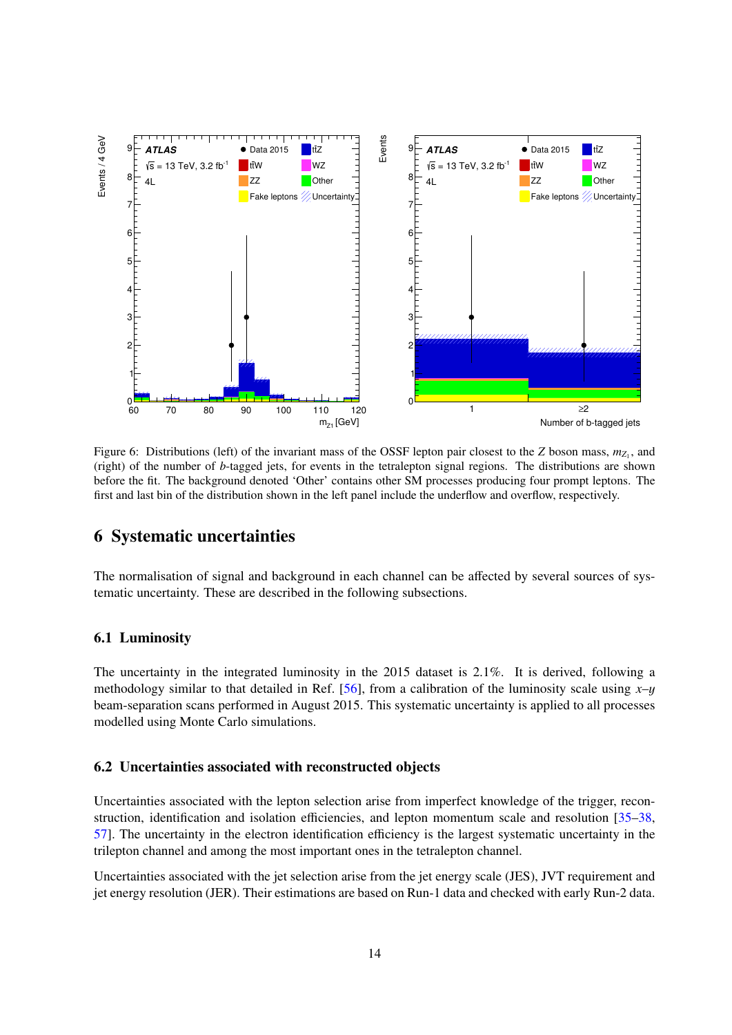Figure 6: Distributions (left) of the invariant mass of the OSSF lepton pair closest to the $Z$ boson mass, $m_{Z_1}$, and (right) of the number of $b$-tagged jets, for events in the tetralepton signal regions. The distributions are shown before the fit. The background denoted 'Other' contains other SM processes producing four prompt leptons. The first and last bin of the distribution shown in the left panel include the underflow and overflow, respectively.

# 6 Systematic uncertainties

The normalisation of signal and background in each channel can be affected by several sources of systematic uncertainty. These are described in the following subsections.

## 6.1 Luminosity

The uncertainty in the integrated luminosity in the 2015 dataset is 2.1%. It is derived, following a methodology similar to that detailed in Ref. [56], from a calibration of the luminosity scale using $x$–$y$ beam-separation scans performed in August 2015. This systematic uncertainty is applied to all processes modelled using Monte Carlo simulations.

## 6.2 Uncertainties associated with reconstructed objects

Uncertainties associated with the lepton selection arise from imperfect knowledge of the trigger, reconstruction, identification and isolation efficiencies, and lepton momentum scale and resolution [35–38, 57]. The uncertainty in the electron identification efficiency is the largest systematic uncertainty in the trilepton channel and among the most important ones in the tetralepton channel.

Uncertainties associated with the jet selection arise from the jet energy scale (JES), JVT requirement and jet energy resolution (JER). Their estimations are based on Run-1 data and checked with early Run-2 data.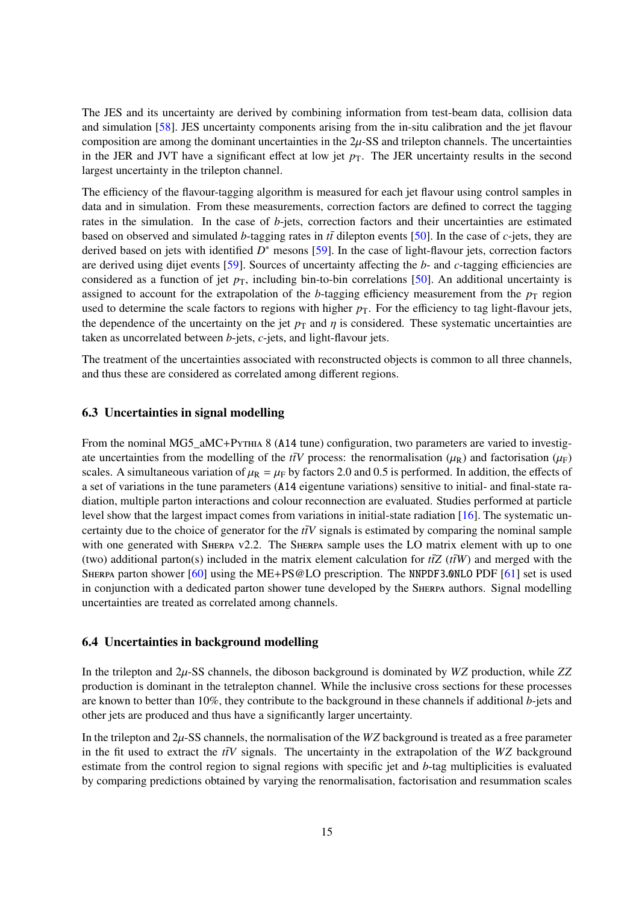The JES and its uncertainty are derived by combining information from test-beam data, collision data and simulation [58]. JES uncertainty components arising from the in-situ calibration and the jet flavour composition are among the dominant uncertainties in the $2\mu$-SS and trilepton channels. The uncertainties in the JER and JVT have a significant effect at low jet $p_{\mathrm{T}}$. The JER uncertainty results in the second largest uncertainty in the trilepton channel.

The efficiency of the flavour-tagging algorithm is measured for each jet flavour using control samples in data and in simulation. From these measurements, correction factors are defined to correct the tagging rates in the simulation. In the case of $b$-jets, correction factors and their uncertainties are estimated based on observed and simulated $b$-tagging rates in $t\bar{t}$ dilepton events [50]. In the case of $c$-jets, they are derived based on jets with identified $D^{*}$ mesons [59]. In the case of light-flavour jets, correction factors are derived using dijet events [59]. Sources of uncertainty affecting the $b$- and $c$-tagging efficiencies are considered as a function of jet $p_{\mathrm{T}}$, including bin-to-bin correlations [50]. An additional uncertainty is assigned to account for the extrapolation of the $b$-tagging efficiency measurement from the $p_{\mathrm{T}}$ region used to determine the scale factors to regions with higher $p_{\mathrm{T}}$. For the efficiency to tag light-flavour jets, the dependence of the uncertainty on the jet $p_{\mathrm{T}}$ and $\eta$ is considered. These systematic uncertainties are taken as uncorrelated between $b$-jets, $c$-jets, and light-flavour jets.

The treatment of the uncertainties associated with reconstructed objects is common to all three channels, and thus these are considered as correlated among different regions.

### 6.3 Uncertainties in signal modelling

From the nominal MG5_aMC+Pythia 8 (`A14` tune) configuration, two parameters are varied to investigate uncertainties from the modelling of the $t\bar{t}V$ process: the renormalisation ($\mu_{\mathrm{R}}$) and factorisation ($\mu_{\mathrm{F}}$) scales. A simultaneous variation of $\mu_{\mathrm{R}} = \mu_{\mathrm{F}}$ by factors 2.0 and 0.5 is performed. In addition, the effects of a set of variations in the tune parameters (`A14` eigentune variations) sensitive to initial- and final-state radiation, multiple parton interactions and colour reconnection are evaluated. Studies performed at particle level show that the largest impact comes from variations in initial-state radiation [16]. The systematic uncertainty due to the choice of generator for the $t\bar{t}V$ signals is estimated by comparing the nominal sample with one generated with Sherpa v2.2. The Sherpa sample uses the LO matrix element with up to one (two) additional parton(s) included in the matrix element calculation for $t\bar{t}Z$ ($t\bar{t}W$) and merged with the Sherpa parton shower [60] using the ME+PS@LO prescription. The `NNPDF3.0NLO` PDF [61] set is used in conjunction with a dedicated parton shower tune developed by the Sherpa authors. Signal modelling uncertainties are treated as correlated among channels.

### 6.4 Uncertainties in background modelling

In the trilepton and $2\mu$-SS channels, the diboson background is dominated by $WZ$ production, while $ZZ$ production is dominant in the tetralepton channel. While the inclusive cross sections for these processes are known to better than 10%, they contribute to the background in these channels if additional $b$-jets and other jets are produced and thus have a significantly larger uncertainty.

In the trilepton and $2\mu$-SS channels, the normalisation of the $WZ$ background is treated as a free parameter in the fit used to extract the $t\bar{t}V$ signals. The uncertainty in the extrapolation of the $WZ$ background estimate from the control region to signal regions with specific jet and $b$-tag multiplicities is evaluated by comparing predictions obtained by varying the renormalisation, factorisation and resummation scales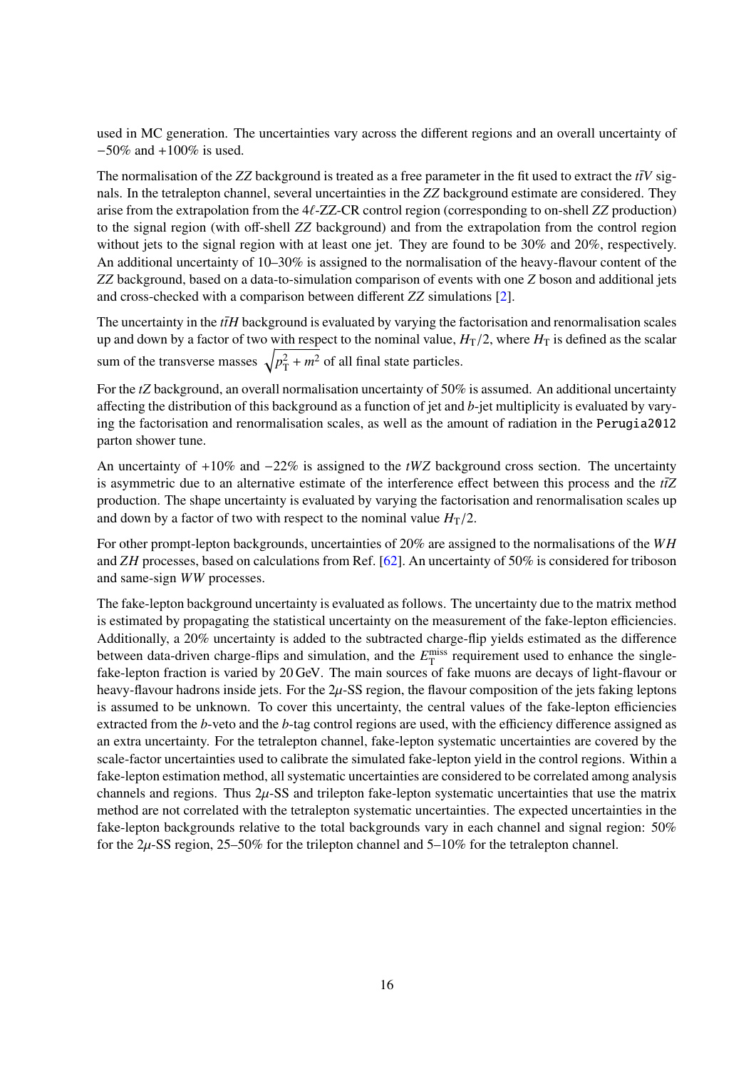used in MC generation. The uncertainties vary across the different regions and an overall uncertainty of $-50\%$ and $+100\%$ is used.

The normalisation of the $ZZ$ background is treated as a free parameter in the fit used to extract the $t\bar{t}V$ signals. In the tetralepton channel, several uncertainties in the $ZZ$ background estimate are considered. They arise from the extrapolation from the $4\ell$-$ZZ$-CR control region (corresponding to on-shell $ZZ$ production) to the signal region (with off-shell $ZZ$ background) and from the extrapolation from the control region without jets to the signal region with at least one jet. They are found to be 30% and 20%, respectively. An additional uncertainty of 10–30% is assigned to the normalisation of the heavy-flavour content of the $ZZ$ background, based on a data-to-simulation comparison of events with one $Z$ boson and additional jets and cross-checked with a comparison between different $ZZ$ simulations [2].

The uncertainty in the $t\bar{t}H$ background is evaluated by varying the factorisation and renormalisation scales up and down by a factor of two with respect to the nominal value, $H_{\mathrm{T}}/2$, where $H_{\mathrm{T}}$ is defined as the scalar sum of the transverse masses $\sqrt{p_{\mathrm{T}}^2 + m^2}$ of all final state particles.

For the $tZ$ background, an overall normalisation uncertainty of 50% is assumed. An additional uncertainty affecting the distribution of this background as a function of jet and $b$-jet multiplicity is evaluated by varying the factorisation and renormalisation scales, as well as the amount of radiation in the Perugia2012 parton shower tune.

An uncertainty of $+10\%$ and $-22\%$ is assigned to the $tWZ$ background cross section. The uncertainty is asymmetric due to an alternative estimate of the interference effect between this process and the $t\bar{t}Z$ production. The shape uncertainty is evaluated by varying the factorisation and renormalisation scales up and down by a factor of two with respect to the nominal value $H_{\mathrm{T}}/2$.

For other prompt-lepton backgrounds, uncertainties of 20% are assigned to the normalisations of the $WH$ and $ZH$ processes, based on calculations from Ref. [62]. An uncertainty of 50% is considered for triboson and same-sign $WW$ processes.

The fake-lepton background uncertainty is evaluated as follows. The uncertainty due to the matrix method is estimated by propagating the statistical uncertainty on the measurement of the fake-lepton efficiencies. Additionally, a 20% uncertainty is added to the subtracted charge-flip yields estimated as the difference between data-driven charge-flips and simulation, and the $E_{\mathrm{T}}^{\mathrm{miss}}$ requirement used to enhance the single-fake-lepton fraction is varied by 20 GeV. The main sources of fake muons are decays of light-flavour or heavy-flavour hadrons inside jets. For the $2\mu$-SS region, the flavour composition of the jets faking leptons is assumed to be unknown. To cover this uncertainty, the central values of the fake-lepton efficiencies extracted from the $b$-veto and the $b$-tag control regions are used, with the efficiency difference assigned as an extra uncertainty. For the tetralepton channel, fake-lepton systematic uncertainties are covered by the scale-factor uncertainties used to calibrate the simulated fake-lepton yield in the control regions. Within a fake-lepton estimation method, all systematic uncertainties are considered to be correlated among analysis channels and regions. Thus $2\mu$-SS and trilepton fake-lepton systematic uncertainties that use the matrix method are not correlated with the tetralepton systematic uncertainties. The expected uncertainties in the fake-lepton backgrounds relative to the total backgrounds vary in each channel and signal region: 50% for the $2\mu$-SS region, 25–50% for the trilepton channel and 5–10% for the tetralepton channel.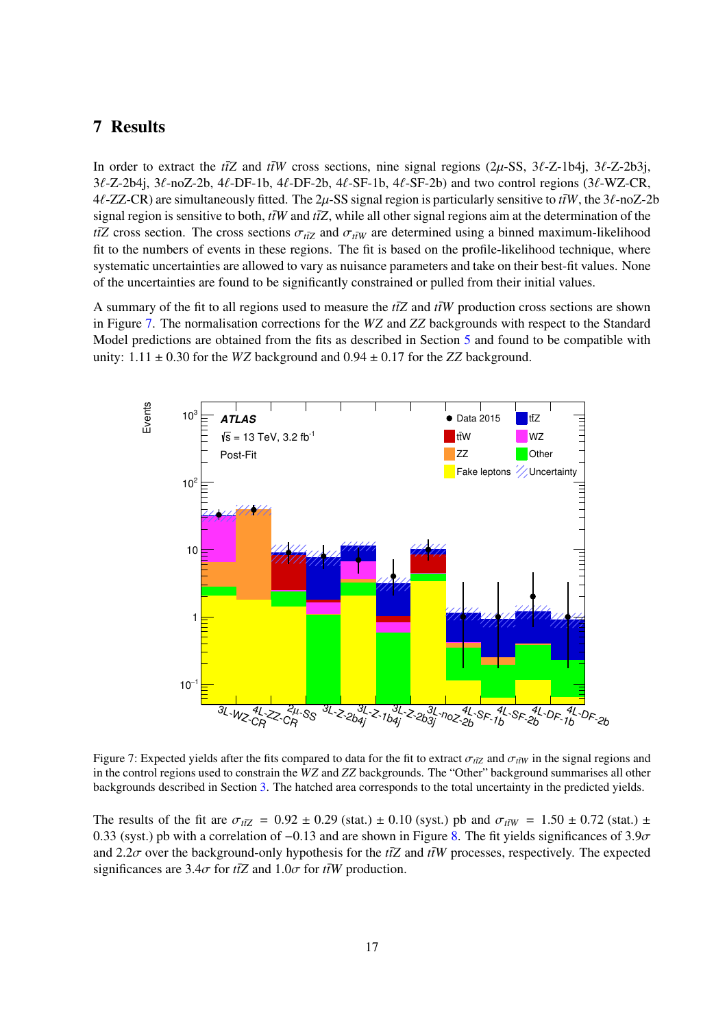## 7 Results

In order to extract the $t\bar{t}Z$ and $t\bar{t}W$ cross sections, nine signal regions (2$\mu$-SS, 3$\ell$-Z-1b4j, 3$\ell$-Z-2b3j, 3$\ell$-Z-2b4j, 3$\ell$-noZ-2b, 4$\ell$-DF-1b, 4$\ell$-DF-2b, 4$\ell$-SF-1b, 4$\ell$-SF-2b) and two control regions (3$\ell$-WZ-CR, 4$\ell$-ZZ-CR) are simultaneously fitted. The 2$\mu$-SS signal region is particularly sensitive to $t\bar{t}W$, the 3$\ell$-noZ-2b signal region is sensitive to both, $t\bar{t}W$ and $t\bar{t}Z$, while all other signal regions aim at the determination of the $t\bar{t}Z$ cross section. The cross sections $\sigma_{t\bar{t}Z}$ and $\sigma_{t\bar{t}W}$ are determined using a binned maximum-likelihood fit to the numbers of events in these regions. The fit is based on the profile-likelihood technique, where systematic uncertainties are allowed to vary as nuisance parameters and take on their best-fit values. None of the uncertainties are found to be significantly constrained or pulled from their initial values.

A summary of the fit to all regions used to measure the $t\bar{t}Z$ and $t\bar{t}W$ production cross sections are shown in Figure 7. The normalisation corrections for the $WZ$ and $ZZ$ backgrounds with respect to the Standard Model predictions are obtained from the fits as described in Section 5 and found to be compatible with unity: 1.11 ± 0.30 for the $WZ$ background and 0.94 ± 0.17 for the $ZZ$ background.

Figure 7: Expected yields after the fits compared to data for the fit to extract $\sigma_{t\bar{t}Z}$ and $\sigma_{t\bar{t}W}$ in the signal regions and in the control regions used to constrain the $WZ$ and $ZZ$ backgrounds. The "Other" background summarises all other backgrounds described in Section 3. The hatched area corresponds to the total uncertainty in the predicted yields.

The results of the fit are $\sigma_{t\bar{t}Z}$ = 0.92 ± 0.29 (stat.) ± 0.10 (syst.) pb and $\sigma_{t\bar{t}W}$ = 1.50 ± 0.72 (stat.) ± 0.33 (syst.) pb with a correlation of −0.13 and are shown in Figure 8. The fit yields significances of 3.9$\sigma$ and 2.2$\sigma$ over the background-only hypothesis for the $t\bar{t}Z$ and $t\bar{t}W$ processes, respectively. The expected significances are 3.4$\sigma$ for $t\bar{t}Z$ and 1.0$\sigma$ for $t\bar{t}W$ production.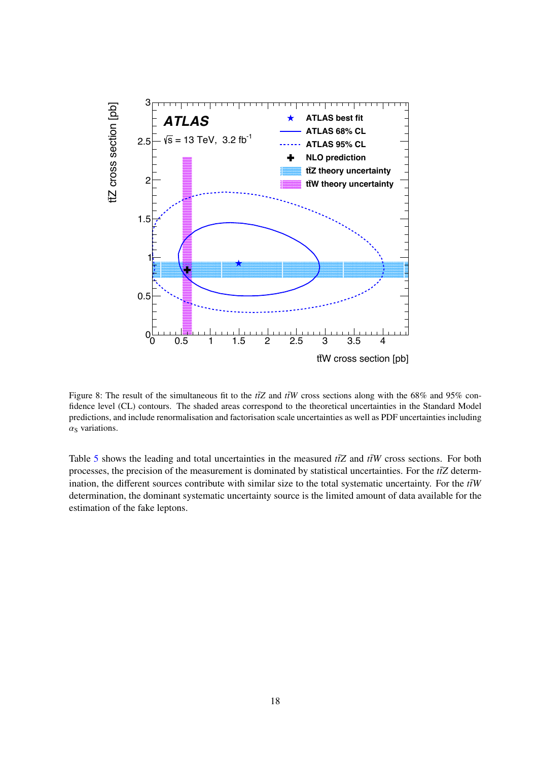Figure 8: The result of the simultaneous fit to the $t\bar{t}Z$ and $t\bar{t}W$ cross sections along with the 68% and 95% confidence level (CL) contours. The shaded areas correspond to the theoretical uncertainties in the Standard Model predictions, and include renormalisation and factorisation scale uncertainties as well as PDF uncertainties including $\alpha_S$ variations.

Table 5 shows the leading and total uncertainties in the measured $t\bar{t}Z$ and $t\bar{t}W$ cross sections. For both processes, the precision of the measurement is dominated by statistical uncertainties. For the $t\bar{t}Z$ determination, the different sources contribute with similar size to the total systematic uncertainty. For the $t\bar{t}W$ determination, the dominant systematic uncertainty source is the limited amount of data available for the estimation of the fake leptons.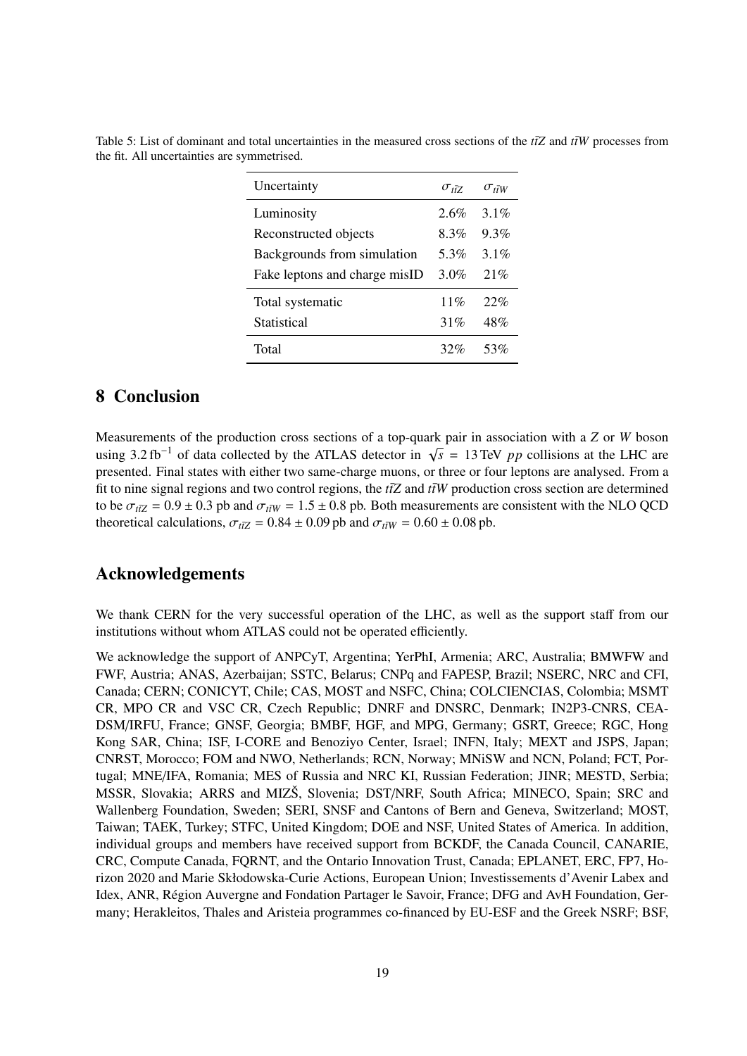Table 5: List of dominant and total uncertainties in the measured cross sections of the $t\bar{t}Z$ and $t\bar{t}W$ processes from the fit. All uncertainties are symmetrised.

| Uncertainty | $\sigma_{t\bar{t}Z}$ | $\sigma_{t\bar{t}W}$ |
| --- | --- | --- |
| Luminosity | 2.6% | 3.1% |
| Reconstructed objects | 8.3% | 9.3% |
| Backgrounds from simulation | 5.3% | 3.1% |
| Fake leptons and charge misID | 3.0% | 21% |
| Total systematic | 11% | 22% |
| Statistical | 31% | 48% |
| Total | 32% | 53% |

# 8 Conclusion

Measurements of the production cross sections of a top-quark pair in association with a $Z$ or $W$ boson using $3.2\,\text{fb}^{-1}$ of data collected by the ATLAS detector in $\sqrt{s} = 13\,\text{TeV}$ $pp$ collisions at the LHC are presented. Final states with either two same-charge muons, or three or four leptons are analysed. From a fit to nine signal regions and two control regions, the $t\bar{t}Z$ and $t\bar{t}W$ production cross section are determined to be $\sigma_{t\bar{t}Z} = 0.9 \pm 0.3$ pb and $\sigma_{t\bar{t}W} = 1.5 \pm 0.8$ pb. Both measurements are consistent with the NLO QCD theoretical calculations, $\sigma_{t\bar{t}Z} = 0.84 \pm 0.09$ pb and $\sigma_{t\bar{t}W} = 0.60 \pm 0.08$ pb.

# Acknowledgements

We thank CERN for the very successful operation of the LHC, as well as the support staff from our institutions without whom ATLAS could not be operated efficiently.

We acknowledge the support of ANPCyT, Argentina; YerPhI, Armenia; ARC, Australia; BMWFW and FWF, Austria; ANAS, Azerbaijan; SSTC, Belarus; CNPq and FAPESP, Brazil; NSERC, NRC and CFI, Canada; CERN; CONICYT, Chile; CAS, MOST and NSFC, China; COLCIENCIAS, Colombia; MSMT CR, MPO CR and VSC CR, Czech Republic; DNRF and DNSRC, Denmark; IN2P3-CNRS, CEA-DSM/IRFU, France; GNSF, Georgia; BMBF, HGF, and MPG, Germany; GSRT, Greece; RGC, Hong Kong SAR, China; ISF, I-CORE and Benoziyo Center, Israel; INFN, Italy; MEXT and JSPS, Japan; CNRST, Morocco; FOM and NWO, Netherlands; RCN, Norway; MNiSW and NCN, Poland; FCT, Portugal; MNE/IFA, Romania; MES of Russia and NRC KI, Russian Federation; JINR; MESTD, Serbia; MSSR, Slovakia; ARRS and MIZŠ, Slovenia; DST/NRF, South Africa; MINECO, Spain; SRC and Wallenberg Foundation, Sweden; SERI, SNSF and Cantons of Bern and Geneva, Switzerland; MOST, Taiwan; TAEK, Turkey; STFC, United Kingdom; DOE and NSF, United States of America. In addition, individual groups and members have received support from BCKDF, the Canada Council, CANARIE, CRC, Compute Canada, FQRNT, and the Ontario Innovation Trust, Canada; EPLANET, ERC, FP7, Horizon 2020 and Marie Skłodowska-Curie Actions, European Union; Investissements d'Avenir Labex and Idex, ANR, Région Auvergne and Fondation Partager le Savoir, France; DFG and AvH Foundation, Germany; Herakleitos, Thales and Aristeia programmes co-financed by EU-ESF and the Greek NSRF; BSF,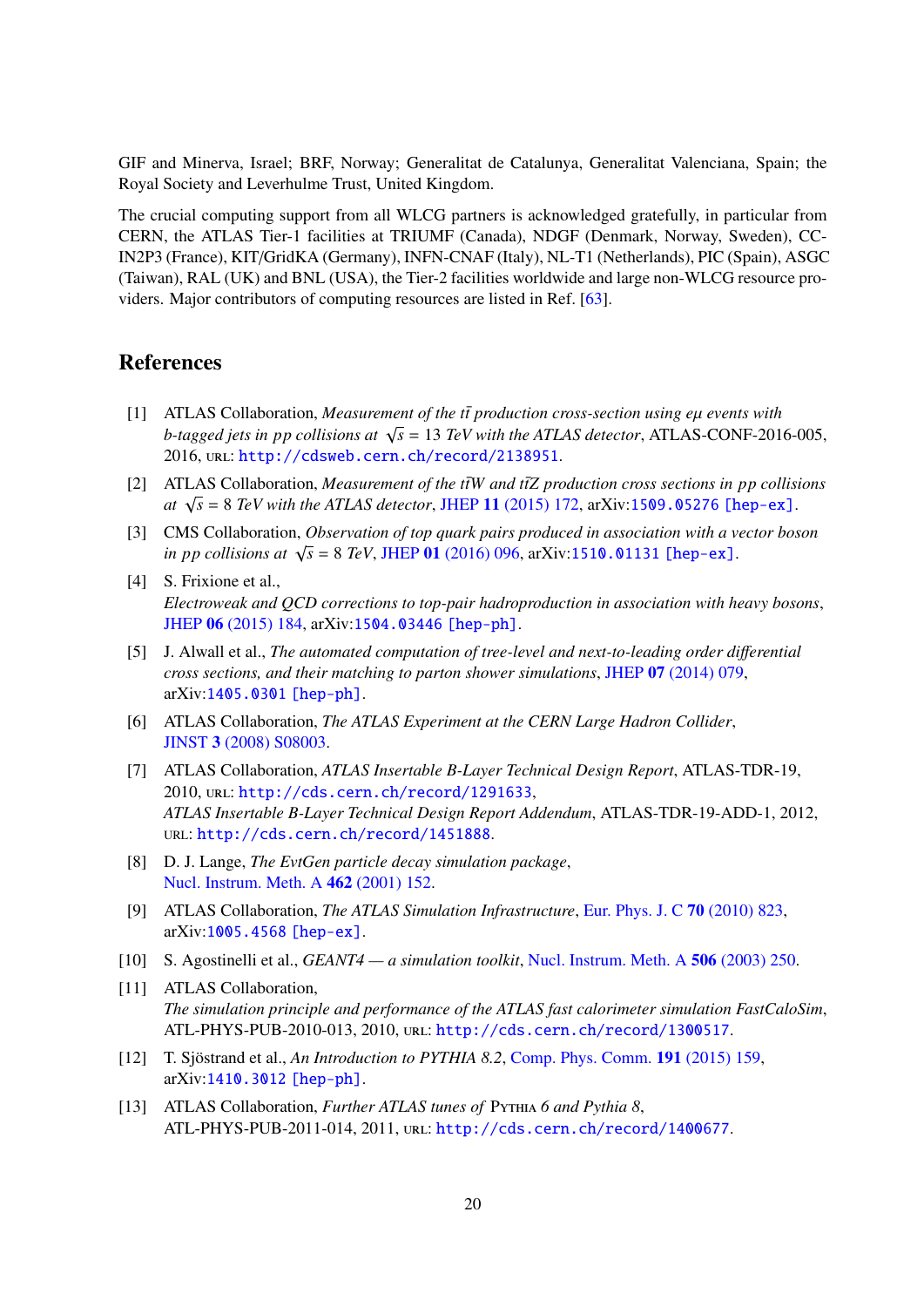GIF and Minerva, Israel; BRF, Norway; Generalitat de Catalunya, Generalitat Valenciana, Spain; the Royal Society and Leverhulme Trust, United Kingdom.

The crucial computing support from all WLCG partners is acknowledged gratefully, in particular from CERN, the ATLAS Tier-1 facilities at TRIUMF (Canada), NDGF (Denmark, Norway, Sweden), CC-IN2P3 (France), KIT/GridKA (Germany), INFN-CNAF (Italy), NL-T1 (Netherlands), PIC (Spain), ASGC (Taiwan), RAL (UK) and BNL (USA), the Tier-2 facilities worldwide and large non-WLCG resource providers. Major contributors of computing resources are listed in Ref. [63].

## References

[1] ATLAS Collaboration, *Measurement of the $t\bar{t}$ production cross-section using $e\mu$ events with b-tagged jets in pp collisions at $\sqrt{s}$ = 13 TeV with the ATLAS detector*, ATLAS-CONF-2016-005, 2016, URL: http://cdsweb.cern.ch/record/2138951.

[2] ATLAS Collaboration, *Measurement of the $t\bar{t}W$ and $t\bar{t}Z$ production cross sections in pp collisions at $\sqrt{s}$ = 8 TeV with the ATLAS detector*, JHEP **11** (2015) 172, arXiv:1509.05276 [hep-ex].

[3] CMS Collaboration, *Observation of top quark pairs produced in association with a vector boson in pp collisions at $\sqrt{s}$ = 8 TeV*, JHEP **01** (2016) 096, arXiv:1510.01131 [hep-ex].

[4] S. Frixione et al., *Electroweak and QCD corrections to top-pair hadroproduction in association with heavy bosons*, JHEP **06** (2015) 184, arXiv:1504.03446 [hep-ph].

[5] J. Alwall et al., *The automated computation of tree-level and next-to-leading order differential cross sections, and their matching to parton shower simulations*, JHEP **07** (2014) 079, arXiv:1405.0301 [hep-ph].

[6] ATLAS Collaboration, *The ATLAS Experiment at the CERN Large Hadron Collider*, JINST **3** (2008) S08003.

[7] ATLAS Collaboration, *ATLAS Insertable B-Layer Technical Design Report*, ATLAS-TDR-19, 2010, URL: http://cds.cern.ch/record/1291633, *ATLAS Insertable B-Layer Technical Design Report Addendum*, ATLAS-TDR-19-ADD-1, 2012, URL: http://cds.cern.ch/record/1451888.

[8] D. J. Lange, *The EvtGen particle decay simulation package*, Nucl. Instrum. Meth. A **462** (2001) 152.

[9] ATLAS Collaboration, *The ATLAS Simulation Infrastructure*, Eur. Phys. J. C **70** (2010) 823, arXiv:1005.4568 [hep-ex].

[10] S. Agostinelli et al., *GEANT4 — a simulation toolkit*, Nucl. Instrum. Meth. A **506** (2003) 250.

[11] ATLAS Collaboration, *The simulation principle and performance of the ATLAS fast calorimeter simulation FastCaloSim*, ATL-PHYS-PUB-2010-013, 2010, URL: http://cds.cern.ch/record/1300517.

[12] T. Sjöstrand et al., *An Introduction to PYTHIA 8.2*, Comp. Phys. Comm. **191** (2015) 159, arXiv:1410.3012 [hep-ph].

[13] ATLAS Collaboration, *Further ATLAS tunes of Pythia 6 and Pythia 8*, ATL-PHYS-PUB-2011-014, 2011, URL: http://cds.cern.ch/record/1400677.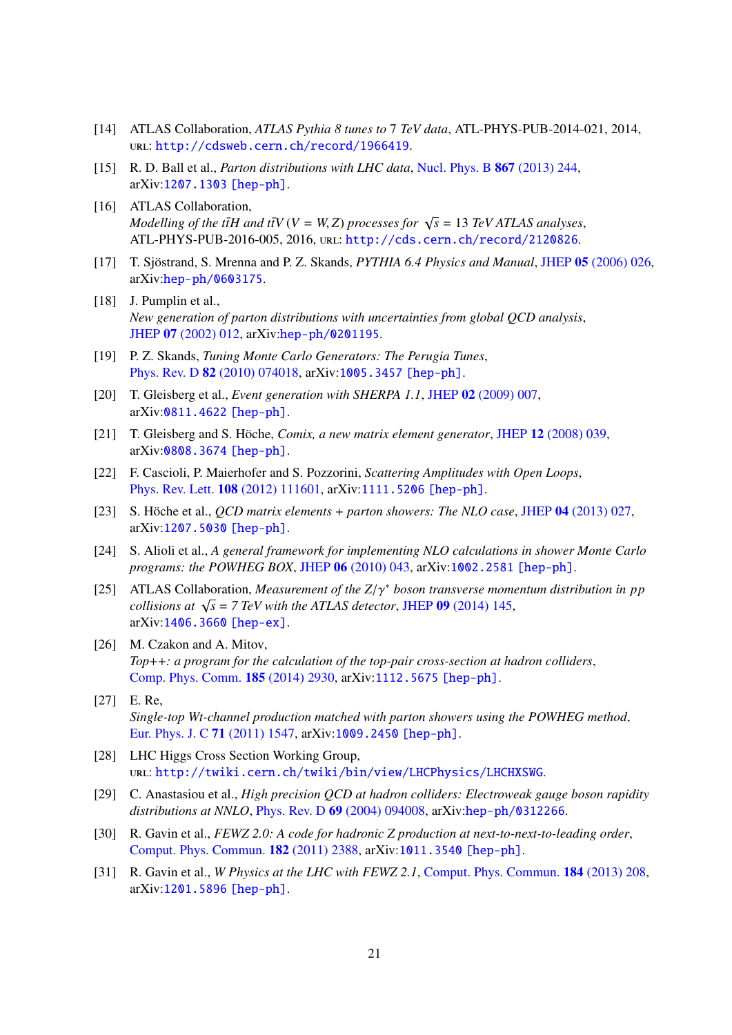[14] ATLAS Collaboration, *ATLAS Pythia 8 tunes to 7 TeV data*, ATL-PHYS-PUB-2014-021, 2014, URL: http://cdsweb.cern.ch/record/1966419.

[15] R. D. Ball et al., *Parton distributions with LHC data*, Nucl. Phys. B **867** (2013) 244, arXiv:1207.1303 [hep-ph].

[16] ATLAS Collaboration, *Modelling of the $t\bar{t}H$ and $t\bar{t}V$ ($V = W, Z$) processes for $\sqrt{s} = 13$ TeV ATLAS analyses*, ATL-PHYS-PUB-2016-005, 2016, URL: http://cds.cern.ch/record/2120826.

[17] T. Sjöstrand, S. Mrenna and P. Z. Skands, *PYTHIA 6.4 Physics and Manual*, JHEP **05** (2006) 026, arXiv:hep-ph/0603175.

[18] J. Pumplin et al., *New generation of parton distributions with uncertainties from global QCD analysis*, JHEP **07** (2002) 012, arXiv:hep-ph/0201195.

[19] P. Z. Skands, *Tuning Monte Carlo Generators: The Perugia Tunes*, Phys. Rev. D **82** (2010) 074018, arXiv:1005.3457 [hep-ph].

[20] T. Gleisberg et al., *Event generation with SHERPA 1.1*, JHEP **02** (2009) 007, arXiv:0811.4622 [hep-ph].

[21] T. Gleisberg and S. Höche, *Comix, a new matrix element generator*, JHEP **12** (2008) 039, arXiv:0808.3674 [hep-ph].

[22] F. Cascioli, P. Maierhofer and S. Pozzorini, *Scattering Amplitudes with Open Loops*, Phys. Rev. Lett. **108** (2012) 111601, arXiv:1111.5206 [hep-ph].

[23] S. Höche et al., *QCD matrix elements + parton showers: The NLO case*, JHEP **04** (2013) 027, arXiv:1207.5030 [hep-ph].

[24] S. Alioli et al., *A general framework for implementing NLO calculations in shower Monte Carlo programs: the POWHEG BOX*, JHEP **06** (2010) 043, arXiv:1002.2581 [hep-ph].

[25] ATLAS Collaboration, *Measurement of the $Z/\gamma^*$ boson transverse momentum distribution in pp collisions at $\sqrt{s}$ = 7 TeV with the ATLAS detector*, JHEP **09** (2014) 145, arXiv:1406.3660 [hep-ex].

[26] M. Czakon and A. Mitov, *Top++: a program for the calculation of the top-pair cross-section at hadron colliders*, Comp. Phys. Comm. **185** (2014) 2930, arXiv:1112.5675 [hep-ph].

[27] E. Re, *Single-top Wt-channel production matched with parton showers using the POWHEG method*, Eur. Phys. J. C **71** (2011) 1547, arXiv:1009.2450 [hep-ph].

[28] LHC Higgs Cross Section Working Group, URL: http://twiki.cern.ch/twiki/bin/view/LHCPhysics/LHCHXSWG.

[29] C. Anastasiou et al., *High precision QCD at hadron colliders: Electroweak gauge boson rapidity distributions at NNLO*, Phys. Rev. D **69** (2004) 094008, arXiv:hep-ph/0312266.

[30] R. Gavin et al., *FEWZ 2.0: A code for hadronic Z production at next-to-next-to-leading order*, Comput. Phys. Commun. **182** (2011) 2388, arXiv:1011.3540 [hep-ph].

[31] R. Gavin et al., *W Physics at the LHC with FEWZ 2.1*, Comput. Phys. Commun. **184** (2013) 208, arXiv:1201.5896 [hep-ph].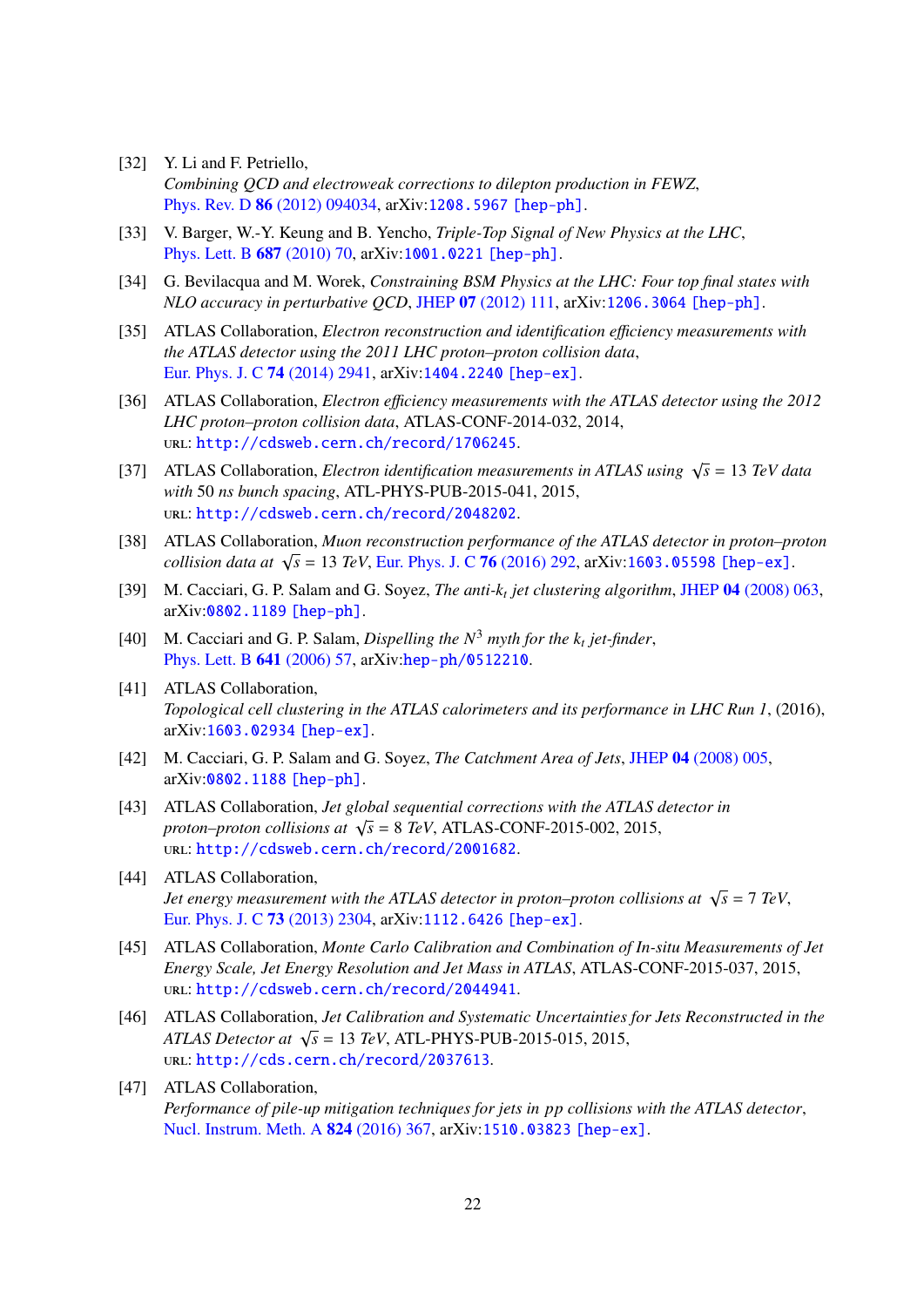[32] Y. Li and F. Petriello, *Combining QCD and electroweak corrections to dilepton production in FEWZ*, Phys. Rev. D **86** (2012) 094034, arXiv:1208.5967 [hep-ph].

[33] V. Barger, W.-Y. Keung and B. Yencho, *Triple-Top Signal of New Physics at the LHC*, Phys. Lett. B **687** (2010) 70, arXiv:1001.0221 [hep-ph].

[34] G. Bevilacqua and M. Worek, *Constraining BSM Physics at the LHC: Four top final states with NLO accuracy in perturbative QCD*, JHEP **07** (2012) 111, arXiv:1206.3064 [hep-ph].

[35] ATLAS Collaboration, *Electron reconstruction and identification efficiency measurements with the ATLAS detector using the 2011 LHC proton–proton collision data*, Eur. Phys. J. C **74** (2014) 2941, arXiv:1404.2240 [hep-ex].

[36] ATLAS Collaboration, *Electron efficiency measurements with the ATLAS detector using the 2012 LHC proton–proton collision data*, ATLAS-CONF-2014-032, 2014, URL: http://cdsweb.cern.ch/record/1706245.

[37] ATLAS Collaboration, *Electron identification measurements in ATLAS using $\sqrt{s}$ = 13 TeV data with 50 ns bunch spacing*, ATL-PHYS-PUB-2015-041, 2015, URL: http://cdsweb.cern.ch/record/2048202.

[38] ATLAS Collaboration, *Muon reconstruction performance of the ATLAS detector in proton–proton collision data at $\sqrt{s}$ = 13 TeV*, Eur. Phys. J. C **76** (2016) 292, arXiv:1603.05598 [hep-ex].

[39] M. Cacciari, G. P. Salam and G. Soyez, *The anti-$k_t$ jet clustering algorithm*, JHEP **04** (2008) 063, arXiv:0802.1189 [hep-ph].

[40] M. Cacciari and G. P. Salam, *Dispelling the $N^3$ myth for the $k_t$ jet-finder*, Phys. Lett. B **641** (2006) 57, arXiv:hep-ph/0512210.

[41] ATLAS Collaboration, *Topological cell clustering in the ATLAS calorimeters and its performance in LHC Run 1*, (2016), arXiv:1603.02934 [hep-ex].

[42] M. Cacciari, G. P. Salam and G. Soyez, *The Catchment Area of Jets*, JHEP **04** (2008) 005, arXiv:0802.1188 [hep-ph].

[43] ATLAS Collaboration, *Jet global sequential corrections with the ATLAS detector in proton–proton collisions at $\sqrt{s}$ = 8 TeV*, ATLAS-CONF-2015-002, 2015, URL: http://cdsweb.cern.ch/record/2001682.

[44] ATLAS Collaboration, *Jet energy measurement with the ATLAS detector in proton–proton collisions at $\sqrt{s}$ = 7 TeV*, Eur. Phys. J. C **73** (2013) 2304, arXiv:1112.6426 [hep-ex].

[45] ATLAS Collaboration, *Monte Carlo Calibration and Combination of In-situ Measurements of Jet Energy Scale, Jet Energy Resolution and Jet Mass in ATLAS*, ATLAS-CONF-2015-037, 2015, URL: http://cdsweb.cern.ch/record/2044941.

[46] ATLAS Collaboration, *Jet Calibration and Systematic Uncertainties for Jets Reconstructed in the ATLAS Detector at $\sqrt{s}$ = 13 TeV*, ATL-PHYS-PUB-2015-015, 2015, URL: http://cds.cern.ch/record/2037613.

[47] ATLAS Collaboration, *Performance of pile-up mitigation techniques for jets in pp collisions with the ATLAS detector*, Nucl. Instrum. Meth. A **824** (2016) 367, arXiv:1510.03823 [hep-ex].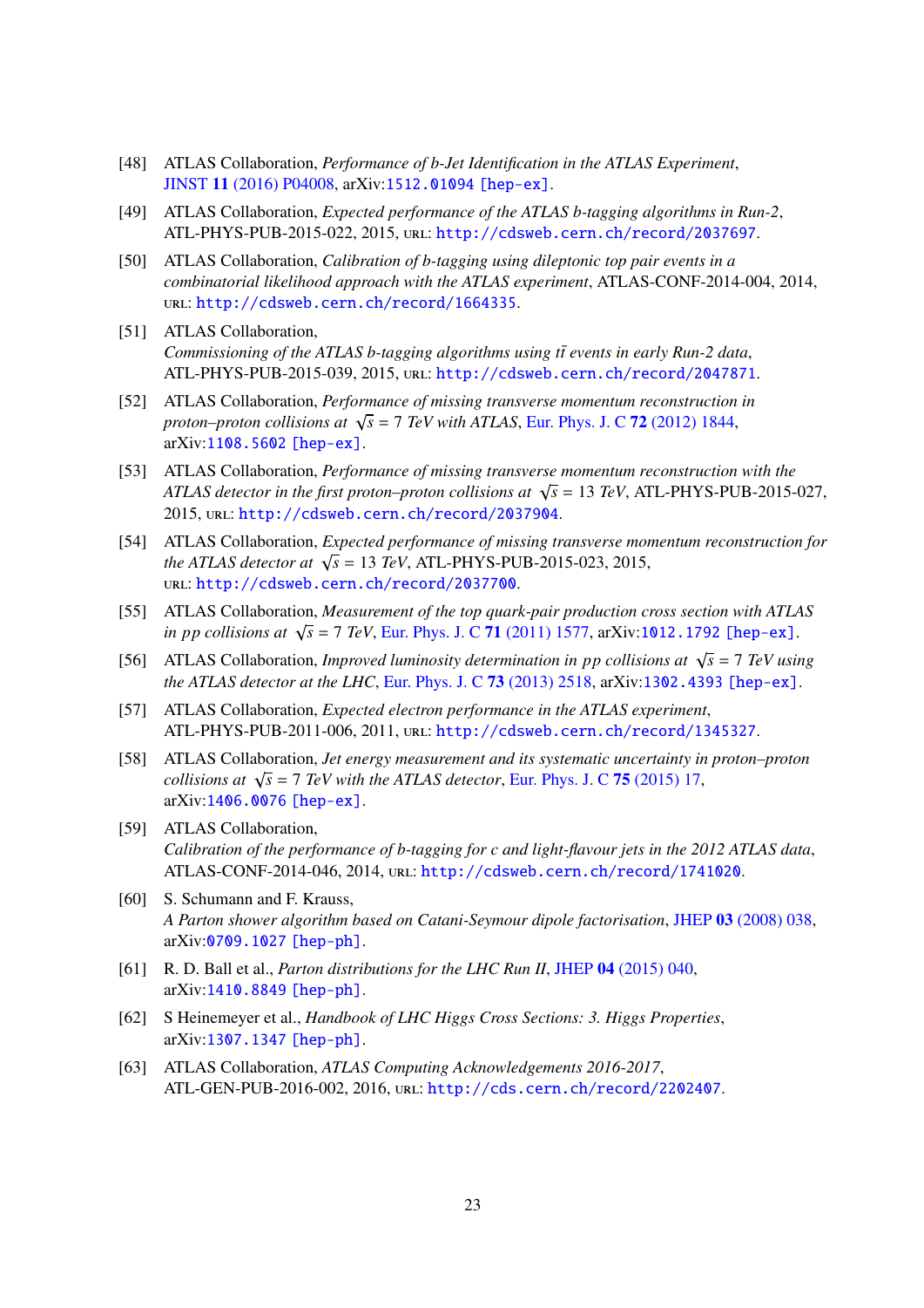[48] ATLAS Collaboration, *Performance of b-Jet Identification in the ATLAS Experiment*, JINST **11** (2016) P04008, arXiv:1512.01094 [hep-ex].

[49] ATLAS Collaboration, *Expected performance of the ATLAS b-tagging algorithms in Run-2*, ATL-PHYS-PUB-2015-022, 2015, URL: http://cdsweb.cern.ch/record/2037697.

[50] ATLAS Collaboration, *Calibration of b-tagging using dileptonic top pair events in a combinatorial likelihood approach with the ATLAS experiment*, ATLAS-CONF-2014-004, 2014, URL: http://cdsweb.cern.ch/record/1664335.

[51] ATLAS Collaboration, *Commissioning of the ATLAS b-tagging algorithms using $t\bar{t}$ events in early Run-2 data*, ATL-PHYS-PUB-2015-039, 2015, URL: http://cdsweb.cern.ch/record/2047871.

[52] ATLAS Collaboration, *Performance of missing transverse momentum reconstruction in proton–proton collisions at $\sqrt{s}$ = 7 TeV with ATLAS*, Eur. Phys. J. C **72** (2012) 1844, arXiv:1108.5602 [hep-ex].

[53] ATLAS Collaboration, *Performance of missing transverse momentum reconstruction with the ATLAS detector in the first proton–proton collisions at $\sqrt{s}$ = 13 TeV*, ATL-PHYS-PUB-2015-027, 2015, URL: http://cdsweb.cern.ch/record/2037904.

[54] ATLAS Collaboration, *Expected performance of missing transverse momentum reconstruction for the ATLAS detector at $\sqrt{s}$ = 13 TeV*, ATL-PHYS-PUB-2015-023, 2015, URL: http://cdsweb.cern.ch/record/2037700.

[55] ATLAS Collaboration, *Measurement of the top quark-pair production cross section with ATLAS in pp collisions at $\sqrt{s}$ = 7 TeV*, Eur. Phys. J. C **71** (2011) 1577, arXiv:1012.1792 [hep-ex].

[56] ATLAS Collaboration, *Improved luminosity determination in pp collisions at $\sqrt{s}$ = 7 TeV using the ATLAS detector at the LHC*, Eur. Phys. J. C **73** (2013) 2518, arXiv:1302.4393 [hep-ex].

[57] ATLAS Collaboration, *Expected electron performance in the ATLAS experiment*, ATL-PHYS-PUB-2011-006, 2011, URL: http://cdsweb.cern.ch/record/1345327.

[58] ATLAS Collaboration, *Jet energy measurement and its systematic uncertainty in proton–proton collisions at $\sqrt{s}$ = 7 TeV with the ATLAS detector*, Eur. Phys. J. C **75** (2015) 17, arXiv:1406.0076 [hep-ex].

[59] ATLAS Collaboration, *Calibration of the performance of b-tagging for c and light-flavour jets in the 2012 ATLAS data*, ATLAS-CONF-2014-046, 2014, URL: http://cdsweb.cern.ch/record/1741020.

[60] S. Schumann and F. Krauss, *A Parton shower algorithm based on Catani-Seymour dipole factorisation*, JHEP **03** (2008) 038, arXiv:0709.1027 [hep-ph].

[61] R. D. Ball et al., *Parton distributions for the LHC Run II*, JHEP **04** (2015) 040, arXiv:1410.8849 [hep-ph].

[62] S Heinemeyer et al., *Handbook of LHC Higgs Cross Sections: 3. Higgs Properties*, arXiv:1307.1347 [hep-ph].

[63] ATLAS Collaboration, *ATLAS Computing Acknowledgements 2016-2017*, ATL-GEN-PUB-2016-002, 2016, URL: http://cds.cern.ch/record/2202407.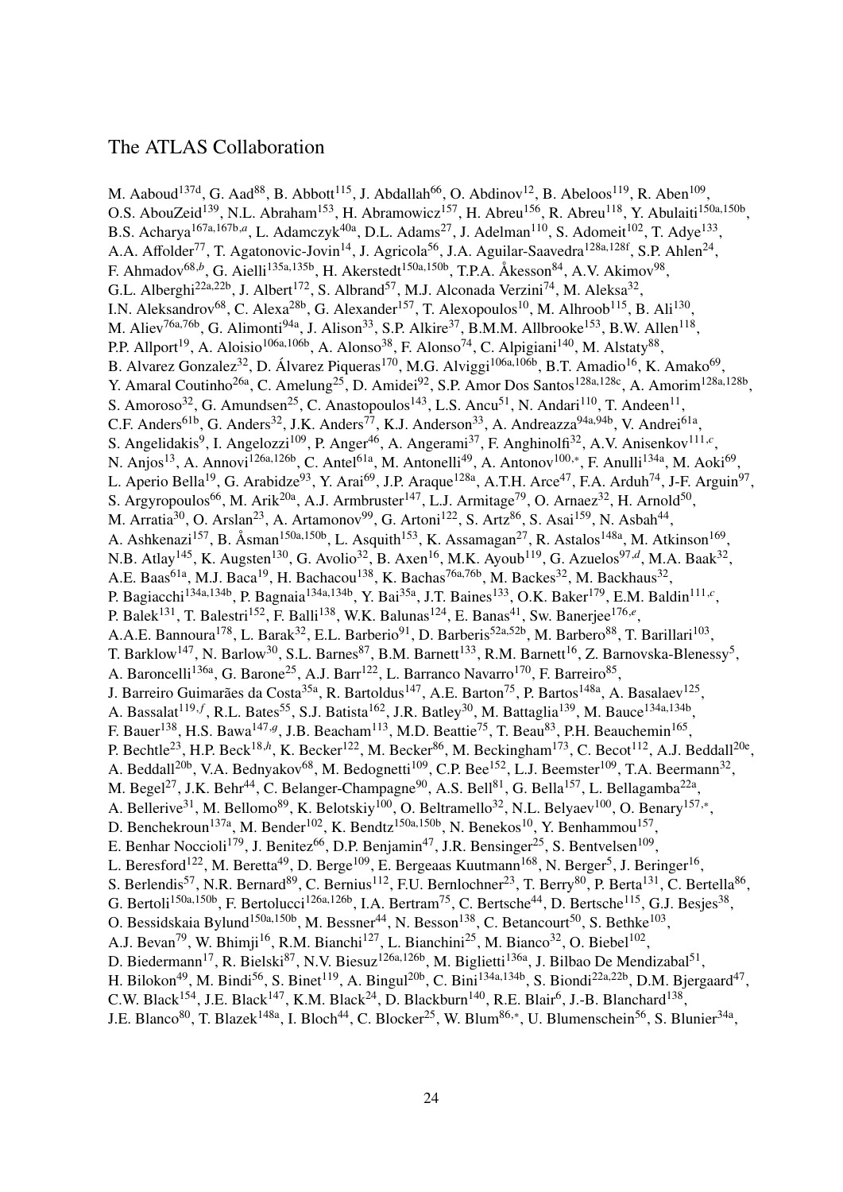# The ATLAS Collaboration

M. Aaboud[137d], G. Aad[88], B. Abbott[115], J. Abdallah[66], O. Abdinov[12], B. Abeloos[119], R. Aben[109], O.S. AbouZeid[139], N.L. Abraham[153], H. Abramowicz[157], H. Abreu[156], R. Abreu[118], Y. Abulaiti[150a,150b], B.S. Acharya[167a,167b,a], L. Adamczyk[40a], D.L. Adams[27], J. Adelman[110], S. Adomeit[102], T. Adye[133], A.A. Affolder[77], T. Agatonovic-Jovin[14], J. Agricola[56], J.A. Aguilar-Saavedra[128a,128f], S.P. Ahlen[24], F. Ahmadov[68,b], G. Aielli[135a,135b], H. Akerstedt[150a,150b], T.P.A. Åkesson[84], A.V. Akimov[98], G.L. Alberghi[22a,22b], J. Albert[172], S. Albrand[57], M.J. Alconada Verzini[74], M. Aleksa[32], I.N. Aleksandrov[68], C. Alexa[28b], G. Alexander[157], T. Alexopoulos[10], M. Alhroob[115], B. Ali[130], M. Aliev[76a,76b], G. Alimonti[94a], J. Alison[33], S.P. Alkire[37], B.M.M. Allbrooke[153], B.W. Allen[118], P.P. Allport[19], A. Aloisio[106a,106b], A. Alonso[38], F. Alonso[74], C. Alpigiani[140], M. Alstaty[88], B. Alvarez Gonzalez[32], D. Álvarez Piqueras[170], M.G. Alviggi[106a,106b], B.T. Amadio[16], K. Amako[69], Y. Amaral Coutinho[26a], C. Amelung[25], D. Amidei[92], S.P. Amor Dos Santos[128a,128c], A. Amorim[128a,128b], S. Amoroso[32], G. Amundsen[25], C. Anastopoulos[143], L.S. Ancu[51], N. Andari[110], T. Andeen[11], C.F. Anders[61b], G. Anders[32], J.K. Anders[77], K.J. Anderson[33], A. Andreazza[94a,94b], V. Andrei[61a], S. Angelidakis[9], I. Angelozzi[109], P. Anger[46], A. Angerami[37], F. Anghinolfi[32], A.V. Anisenkov[111,c], N. Anjos[13], A. Annovi[126a,126b], C. Antel[61a], M. Antonelli[49], A. Antonov[100,*], F. Anulli[134a], M. Aoki[69], L. Aperio Bella[19], G. Arabidze[93], Y. Arai[69], J.P. Araque[128a], A.T.H. Arce[47], F.A. Arduh[74], J-F. Arguin[97], S. Argyropoulos[66], M. Arik[20a], A.J. Armbruster[147], L.J. Armitage[79], O. Arnaez[32], H. Arnold[50], M. Arratia[30], O. Arslan[23], A. Artamonov[99], G. Artoni[122], S. Artz[86], S. Asai[159], N. Asbah[44], A. Ashkenazi[157], B. Åsman[150a,150b], L. Asquith[153], K. Assamagan[27], R. Astalos[148a], M. Atkinson[169], N.B. Atlay[145], K. Augsten[130], G. Avolio[32], B. Axen[16], M.K. Ayoub[119], G. Azuelos[97,d], M.A. Baak[32], A.E. Baas[61a], M.J. Baca[19], H. Bachacou[138], K. Bachas[76a,76b], M. Backes[32], M. Backhaus[32], P. Bagiacchi[134a,134b], P. Bagnaia[134a,134b], Y. Bai[35a], J.T. Baines[133], O.K. Baker[179], E.M. Baldin[111,c], P. Balek[131], T. Balestri[152], F. Balli[138], W.K. Balunas[124], E. Banas[41], Sw. Banerjee[176,e], A.A.E. Bannoura[178], L. Barak[32], E.L. Barberio[91], D. Barberis[52a,52b], M. Barbero[88], T. Barillari[103], T. Barklow[147], N. Barlow[30], S.L. Barnes[87], B.M. Barnett[133], R.M. Barnett[16], Z. Barnovska-Blenessy[5], A. Baroncelli[136a], G. Barone[25], A.J. Barr[122], L. Barranco Navarro[170], F. Barreiro[85], J. Barreiro Guimarães da Costa[35a], R. Bartoldus[147], A.E. Barton[75], P. Bartos[148a], A. Basalaev[125], A. Bassalat[119,f], R.L. Bates[55], S.J. Batista[162], J.R. Batley[30], M. Battaglia[139], M. Bauce[134a,134b], F. Bauer[138], H.S. Bawa[147,g], J.B. Beacham[113], M.D. Beattie[75], T. Beau[83], P.H. Beauchemin[165], P. Bechtle[23], H.P. Beck[18,h], K. Becker[122], M. Becker[86], M. Beckingham[173], C. Becot[112], A.J. Beddall[20e], A. Beddall[20b], V.A. Bednyakov[68], M. Bedognetti[109], C.P. Bee[152], L.J. Beemster[109], T.A. Beermann[32], M. Begel[27], J.K. Behr[44], C. Belanger-Champagne[90], A.S. Bell[81], G. Bella[157], L. Bellagamba[22a], A. Bellerive[31], M. Bellomo[89], K. Belotskiy[100], O. Beltramello[32], N.L. Belyaev[100], O. Benary[157,*], D. Benchekroun[137a], M. Bender[102], K. Bendtz[150a,150b], N. Benekos[10], Y. Benhammou[157], E. Benhar Noccioli[179], J. Benitez[66], D.P. Benjamin[47], J.R. Bensinger[25], S. Bentvelsen[109], L. Beresford[122], M. Beretta[49], D. Berge[109], E. Bergeaas Kuutmann[168], N. Berger[5], J. Beringer[16], S. Berlendis[57], N.R. Bernard[89], C. Bernius[112], F.U. Bernlochner[23], T. Berry[80], P. Berta[131], C. Bertella[86], G. Bertoli[150a,150b], F. Bertolucci[126a,126b], I.A. Bertram[75], C. Bertsche[44], D. Bertsche[115], G.J. Besjes[38], O. Bessidskaia Bylund[150a,150b], M. Bessner[44], N. Besson[138], C. Betancourt[50], S. Bethke[103], A.J. Bevan[79], W. Bhimji[16], R.M. Bianchi[127], L. Bianchini[25], M. Bianco[32], O. Biebel[102], D. Biedermann[17], R. Bielski[87], N.V. Biesuz[126a,126b], M. Biglietti[136a], J. Bilbao De Mendizabal[51], H. Bilokon[49], M. Bindi[56], S. Binet[119], A. Bingul[20b], C. Bini[134a,134b], S. Biondi[22a,22b], D.M. Bjergaard[47], C.W. Black[154], J.E. Black[147], K.M. Black[24], D. Blackburn[140], R.E. Blair[6], J.-B. Blanchard[138], J.E. Blanco[80], T. Blazek[148a], I. Bloch[44], C. Blocker[25], W. Blum[86,*], U. Blumenschein[56], S. Blunier[34a],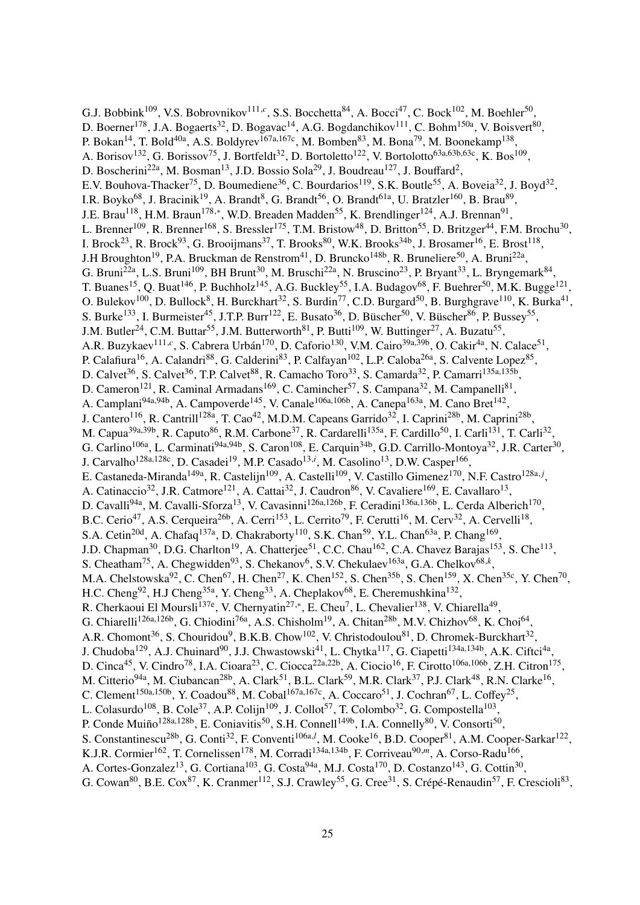G.J. Bobbink[109], V.S. Bobrovnikov[111,c], S.S. Bocchetta[84], A. Bocci[47], C. Bock[102], M. Boehler[50], D. Boerner[178], J.A. Bogaerts[32], D. Bogavac[14], A.G. Bogdanchikov[111], C. Bohm[150a], V. Boisvert[80], P. Bokan[14], T. Bold[40a], A.S. Boldyrev[167a,167c], M. Bomben[83], M. Bona[79], M. Boonekamp[138], A. Borisov[132], G. Borissov[75], J. Bortfeldt[32], D. Bortoletto[122], V. Bortolotto[63a,63b,63c], K. Bos[109], D. Boscherini[22a], M. Bosman[13], J.D. Bossio Sola[29], J. Boudreau[127], J. Bouffard[2], E.V. Bouhova-Thacker[75], D. Boumediene[36], C. Bourdarios[119], S.K. Boutle[55], A. Boveia[32], J. Boyd[32], I.R. Boyko[68], J. Bracinik[19], A. Brandt[8], G. Brandt[56], O. Brandt[61a], U. Bratzler[160], B. Brau[89], J.E. Brau[118], H.M. Braun[178,*], W.D. Breaden Madden[55], K. Brendlinger[124], A.J. Brennan[91], L. Brenner[109], R. Brenner[168], S. Bressler[175], T.M. Bristow[48], D. Britton[55], D. Britzger[44], F.M. Brochu[30], I. Brock[23], R. Brock[93], G. Brooijmans[37], T. Brooks[80], W.K. Brooks[34b], J. Brosamer[16], E. Brost[118], J.H Broughton[19], P.A. Bruckman de Renstrom[41], D. Bruncko[148b], R. Bruneliere[50], A. Bruni[22a], G. Bruni[22a], L.S. Bruni[109], BH Brunt[30], M. Bruschi[22a], N. Bruscino[23], P. Bryant[33], L. Bryngemark[84], T. Buanes[15], Q. Buat[146], P. Buchholz[145], A.G. Buckley[55], I.A. Budagov[68], F. Buehrer[50], M.K. Bugge[121], O. Bulekov[100], D. Bullock[8], H. Burckhart[32], S. Burdin[77], C.D. Burgard[50], B. Burghgrave[110], K. Burka[41], S. Burke[133], I. Burmeister[45], J.T.P. Burr[122], E. Busato[36], D. Büscher[50], V. Büscher[86], P. Bussey[55], J.M. Butler[24], C.M. Buttar[55], J.M. Butterworth[81], P. Butti[109], W. Buttinger[27], A. Buzatu[55], A.R. Buzykaev[111,c], S. Cabrera Urbán[170], D. Caforio[130], V.M. Cairo[39a,39b], O. Cakir[4a], N. Calace[51], P. Calafiura[16], A. Calandri[88], G. Calderini[83], P. Calfayan[102], L.P. Caloba[26a], S. Calvente Lopez[85], D. Calvet[36], S. Calvet[36], T.P. Calvet[88], R. Camacho Toro[33], S. Camarda[32], P. Camarri[135a,135b], D. Cameron[121], R. Caminal Armadans[169], C. Camincher[57], S. Campana[32], M. Campanelli[81], A. Camplani[94a,94b], A. Campoverde[145], V. Canale[106a,106b], A. Canepa[163a], M. Cano Bret[142], J. Cantero[116], R. Cantrill[128a], T. Cao[42], M.D.M. Capeans Garrido[32], I. Caprini[28b], M. Caprini[28b], M. Capua[39a,39b], R. Caputo[86], R.M. Carbone[37], R. Cardarelli[135a], F. Cardillo[50], I. Carli[131], T. Carli[32], G. Carlino[106a], L. Carminati[94a,94b], S. Caron[108], E. Carquin[34b], G.D. Carrillo-Montoya[32], J.R. Carter[30], J. Carvalho[128a,128c], D. Casadei[19], M.P. Casado[13,i], M. Casolino[13], D.W. Casper[166], E. Castaneda-Miranda[149a], R. Castelijn[109], A. Castelli[109], V. Castillo Gimenez[170], N.F. Castro[128a,j], A. Catinaccio[32], J.R. Catmore[121], A. Cattai[32], J. Caudron[86], V. Cavaliere[169], E. Cavallaro[13], D. Cavalli[94a], M. Cavalli-Sforza[13], V. Cavasinni[126a,126b], F. Ceradini[136a,136b], L. Cerda Alberich[170], B.C. Cerio[47], A.S. Cerqueira[26b], A. Cerri[153], L. Cerrito[79], F. Cerutti[16], M. Cerv[32], A. Cervelli[18], S.A. Cetin[20d], A. Chafaq[137a], D. Chakraborty[110], S.K. Chan[59], Y.L. Chan[63a], P. Chang[169], J.D. Chapman[30], D.G. Charlton[19], A. Chatterjee[51], C.C. Chau[162], C.A. Chavez Barajas[153], S. Che[113], S. Cheatham[75], A. Chegwidden[93], S. Chekanov[6], S.V. Chekulaev[163a], G.A. Chelkov[68,k], M.A. Chelstowska[92], C. Chen[67], H. Chen[27], K. Chen[152], S. Chen[35b], S. Chen[159], X. Chen[35c], Y. Chen[70], H.C. Cheng[92], H.J Cheng[35a], Y. Cheng[33], A. Cheplakov[68], E. Cheremushkina[132], R. Cherkaoui El Moursli[137e], V. Chernyatin[27,*], E. Cheu[7], L. Chevalier[138], V. Chiarella[49], G. Chiarelli[126a,126b], G. Chiodini[76a], A.S. Chisholm[19], A. Chitan[28b], M.V. Chizhov[68], K. Choi[64], A.R. Chomont[36], S. Chouridou[9], B.K.B. Chow[102], V. Christodoulou[81], D. Chromek-Burckhart[32], J. Chudoba[129], A.J. Chuinard[90], J.J. Chwastowski[41], L. Chytka[117], G. Ciapetti[134a,134b], A.K. Ciftci[4a], D. Cinca[45], V. Cindro[78], I.A. Cioara[23], C. Ciocca[22a,22b], A. Ciocio[16], F. Cirotto[106a,106b], Z.H. Citron[175], M. Citterio[94a], M. Ciubancan[28b], A. Clark[51], B.L. Clark[59], M.R. Clark[37], P.J. Clark[48], R.N. Clarke[16], C. Clement[150a,150b], Y. Coadou[88], M. Cobal[167a,167c], A. Coccaro[51], J. Cochran[67], L. Coffey[25], L. Colasurdo[108], B. Cole[37], A.P. Colijn[109], J. Collot[57], T. Colombo[32], G. Compostella[103], P. Conde Muiño[128a,128b], E. Coniavitis[50], S.H. Connell[149b], I.A. Connelly[80], V. Consorti[50], S. Constantinescu[28b], G. Conti[32], F. Conventi[106a,l], M. Cooke[16], B.D. Cooper[81], A.M. Cooper-Sarkar[122], K.J.R. Cormier[162], T. Cornelissen[178], M. Corradi[134a,134b], F. Corriveau[90,m], A. Corso-Radu[166], A. Cortes-Gonzalez[13], G. Cortiana[103], G. Costa[94a], M.J. Costa[170], D. Costanzo[143], G. Cottin[30], G. Cowan[80], B.E. Cox[87], K. Cranmer[112], S.J. Crawley[55], G. Cree[31], S. Crépé-Renaudin[57], F. Crescioli[83],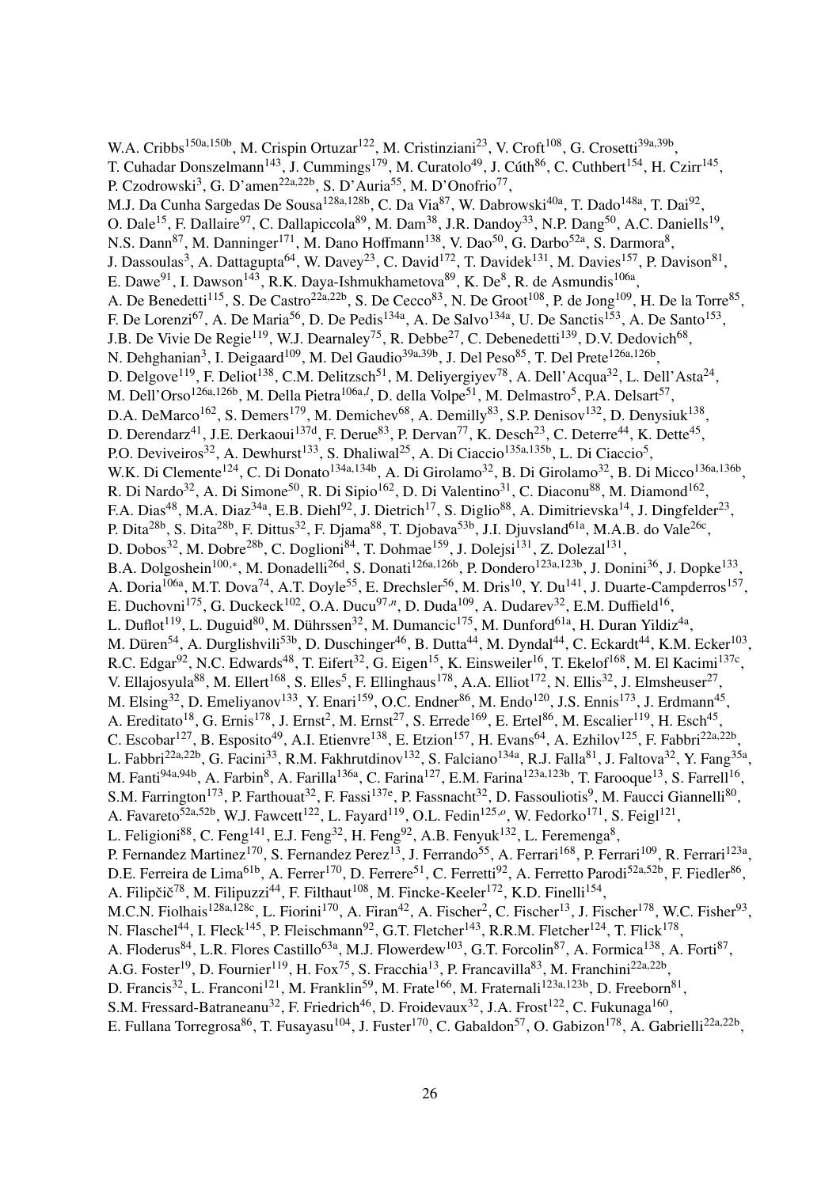W.A. Cribbs[150a,150b], M. Crispin Ortuzar[122], M. Cristinziani[23], V. Croft[108], G. Crosetti[39a,39b], T. Cuhadar Donszelmann[143], J. Cummings[179], M. Curatolo[49], J. Cúth[86], C. Cuthbert[154], H. Czirr[145], P. Czodrowski[3], G. D'amen[22a,22b], S. D'Auria[55], M. D'Onofrio[77], M.J. Da Cunha Sargedas De Sousa[128a,128b], C. Da Via[87], W. Dabrowski[40a], T. Dado[148a], T. Dai[92], O. Dale[15], F. Dallaire[97], C. Dallapiccola[89], M. Dam[38], J.R. Dandoy[33], N.P. Dang[50], A.C. Daniells[19], N.S. Dann[87], M. Danninger[171], M. Dano Hoffmann[138], V. Dao[50], G. Darbo[52a], S. Darmora[8], J. Dassoulas[3], A. Dattagupta[64], W. Davey[23], C. David[172], T. Davidek[131], M. Davies[157], P. Davison[81], E. Dawe[91], I. Dawson[143], R.K. Daya-Ishmukhametova[89], K. De[8], R. de Asmundis[106a], A. De Benedetti[115], S. De Castro[22a,22b], S. De Cecco[83], N. De Groot[108], P. de Jong[109], H. De la Torre[85], F. De Lorenzi[67], A. De Maria[56], D. De Pedis[134a], A. De Salvo[134a], U. De Sanctis[153], A. De Santo[153], J.B. De Vivie De Regie[119], W.J. Dearnaley[75], R. Debbe[27], C. Debenedetti[139], D.V. Dedovich[68], N. Dehghanian[3], I. Deigaard[109], M. Del Gaudio[39a,39b], J. Del Peso[85], T. Del Prete[126a,126b], D. Delgove[119], F. Deliot[138], C.M. Delitzsch[51], M. Deliyergiyev[78], A. Dell'Acqua[32], L. Dell'Asta[24], M. Dell'Orso[126a,126b], M. Della Pietra[106a,l], D. della Volpe[51], M. Delmastro[5], P.A. Delsart[57], D.A. DeMarco[162], S. Demers[179], M. Demichev[68], A. Demilly[83], S.P. Denisov[132], D. Denysiuk[138], D. Derendarz[41], J.E. Derkaoui[137d], F. Derue[83], P. Dervan[77], K. Desch[23], C. Deterre[44], K. Dette[45], P.O. Deviveiros[32], A. Dewhurst[133], S. Dhaliwal[25], A. Di Ciaccio[135a,135b], L. Di Ciaccio[5], W.K. Di Clemente[124], C. Di Donato[134a,134b], A. Di Girolamo[32], B. Di Girolamo[32], B. Di Micco[136a,136b], R. Di Nardo[32], A. Di Simone[50], R. Di Sipio[162], D. Di Valentino[31], C. Diaconu[88], M. Diamond[162], F.A. Dias[48], M.A. Diaz[34a], E.B. Diehl[92], J. Dietrich[17], S. Diglio[88], A. Dimitrievska[14], J. Dingfelder[23], P. Dita[28b], S. Dita[28b], F. Dittus[32], F. Djama[88], T. Djobava[53b], J.I. Djuvsland[61a], M.A.B. do Vale[26c], D. Dobos[32], M. Dobre[28b], C. Doglioni[84], T. Dohmae[159], J. Dolejsi[131], Z. Dolezal[131], B.A. Dolgoshein[100,*], M. Donadelli[26d], S. Donati[126a,126b], P. Dondero[123a,123b], J. Donini[36], J. Dopke[133], A. Doria[106a], M.T. Dova[74], A.T. Doyle[55], E. Drechsler[56], M. Dris[10], Y. Du[141], J. Duarte-Campderros[157], E. Duchovni[175], G. Duckeck[102], O.A. Ducu[97,n], D. Duda[109], A. Dudarev[32], E.M. Duffield[16], L. Duflot[119], L. Duguid[80], M. Dührssen[32], M. Dumancic[175], M. Dunford[61a], H. Duran Yildiz[4a], M. Düren[54], A. Durglishvili[53b], D. Duschinger[46], B. Dutta[44], M. Dyndal[44], C. Eckardt[44], K.M. Ecker[103], R.C. Edgar[92], N.C. Edwards[48], T. Eifert[32], G. Eigen[15], K. Einsweiler[16], T. Ekelof[168], M. El Kacimi[137c], V. Ellajosyula[88], M. Ellert[168], S. Elles[5], F. Ellinghaus[178], A.A. Elliot[172], N. Ellis[32], J. Elmsheuser[27], M. Elsing[32], D. Emeliyanov[133], Y. Enari[159], O.C. Endner[86], M. Endo[120], J.S. Ennis[173], J. Erdmann[45], A. Ereditato[18], G. Ernis[178], J. Ernst[2], M. Ernst[27], S. Errede[169], E. Ertel[86], M. Escalier[119], H. Esch[45], C. Escobar[127], B. Esposito[49], A.I. Etienvre[138], E. Etzion[157], H. Evans[64], A. Ezhilov[125], F. Fabbri[22a,22b], L. Fabbri[22a,22b], G. Facini[33], R.M. Fakhrutdinov[132], S. Falciano[134a], R.J. Falla[81], J. Faltova[32], Y. Fang[35a], M. Fanti[94a,94b], A. Farbin[8], A. Farilla[136a], C. Farina[127], E.M. Farina[123a,123b], T. Farooque[13], S. Farrell[16], S.M. Farrington[173], P. Farthouat[32], F. Fassi[137e], P. Fassnacht[32], D. Fassouliotis[9], M. Faucci Giannelli[80], A. Favareto[52a,52b], W.J. Fawcett[122], L. Fayard[119], O.L. Fedin[125,o], W. Fedorko[171], S. Feigl[121], L. Feligioni[88], C. Feng[141], E.J. Feng[32], H. Feng[92], A.B. Fenyuk[132], L. Feremenga[8], P. Fernandez Martinez[170], S. Fernandez Perez[13], J. Ferrando[55], A. Ferrari[168], P. Ferrari[109], R. Ferrari[123a], D.E. Ferreira de Lima[61b], A. Ferrer[170], D. Ferrere[51], C. Ferretti[92], A. Ferretto Parodi[52a,52b], F. Fiedler[86], A. Filipčič[78], M. Filipuzzi[44], F. Filthaut[108], M. Fincke-Keeler[172], K.D. Finelli[154], M.C.N. Fiolhais[128a,128c], L. Fiorini[170], A. Firan[42], A. Fischer[2], C. Fischer[13], J. Fischer[178], W.C. Fisher[93], N. Flaschel[44], I. Fleck[145], P. Fleischmann[92], G.T. Fletcher[143], R.R.M. Fletcher[124], T. Flick[178], A. Floderus[84], L.R. Flores Castillo[63a], M.J. Flowerdew[103], G.T. Forcolin[87], A. Formica[138], A. Forti[87], A.G. Foster[19], D. Fournier[119], H. Fox[75], S. Fracchia[13], P. Francavilla[83], M. Franchini[22a,22b], D. Francis[32], L. Franconi[121], M. Franklin[59], M. Frate[166], M. Fraternali[123a,123b], D. Freeborn[81], S.M. Fressard-Batraneanu[32], F. Friedrich[46], D. Froidevaux[32], J.A. Frost[122], C. Fukunaga[160], E. Fullana Torregrosa[86], T. Fusayasu[104], J. Fuster[170], C. Gabaldon[57], O. Gabizon[178], A. Gabrielli[22a,22b],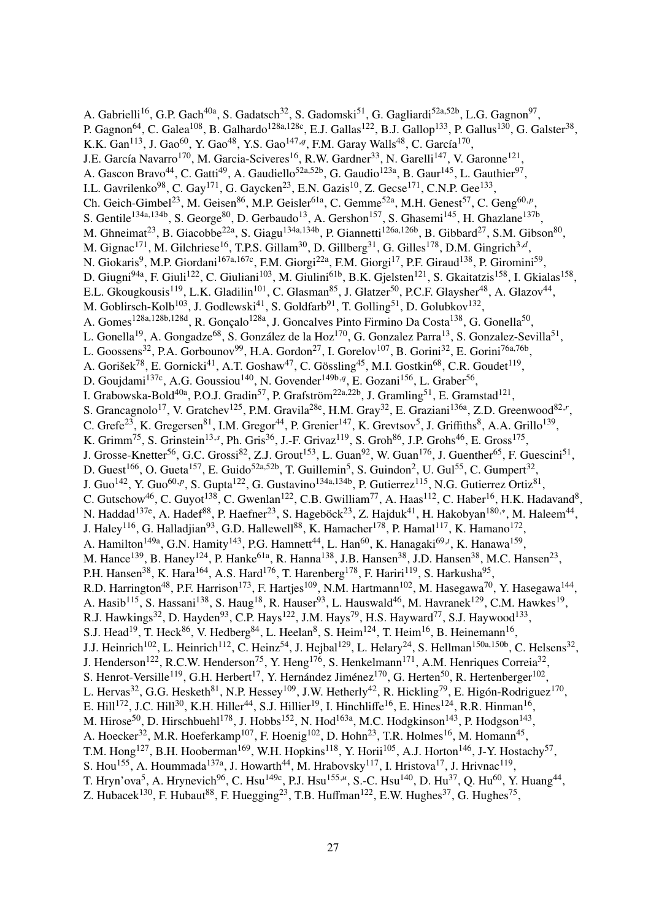A. Gabrielli[16], G.P. Gach[40a], S. Gadatsch[32], S. Gadomski[51], G. Gagliardi[52a,52b], L.G. Gagnon[97], P. Gagnon[64], C. Galea[108], B. Galhardo[128a,128c], E.J. Gallas[122], B.J. Gallop[133], P. Gallus[130], G. Galster[38], K.K. Gan[113], J. Gao[60], Y. Gao[48], Y.S. Gao[147,g], F.M. Garay Walls[48], C. García[170], J.E. García Navarro[170], M. Garcia-Sciveres[16], R.W. Gardner[33], N. Garelli[147], V. Garonne[121], A. Gascon Bravo[44], C. Gatti[49], A. Gaudiello[52a,52b], G. Gaudio[123a], B. Gaur[145], L. Gauthier[97], I.L. Gavrilenko[98], C. Gay[171], G. Gaycken[23], E.N. Gazis[10], Z. Gecse[171], C.N.P. Gee[133], Ch. Geich-Gimbel[23], M. Geisen[86], M.P. Geisler[61a], C. Gemme[52a], M.H. Genest[57], C. Geng[60,p], S. Gentile[134a,134b], S. George[80], D. Gerbaudo[13], A. Gershon[157], S. Ghasemi[145], H. Ghazlane[137b], M. Ghneimat[23], B. Giacobbe[22a], S. Giagu[134a,134b], P. Giannetti[126a,126b], B. Gibbard[27], S.M. Gibson[80], M. Gignac[171], M. Gilchriese[16], T.P.S. Gillam[30], D. Gillberg[31], G. Gilles[178], D.M. Gingrich[3,d], N. Giokaris[9], M.P. Giordani[167a,167c], F.M. Giorgi[22a], F.M. Giorgi[17], P.F. Giraud[138], P. Giromini[59], D. Giugni[94a], F. Giuli[122], C. Giuliani[103], M. Giulini[61b], B.K. Gjelsten[121], S. Gkaitatzis[158], I. Gkialas[158], E.L. Gkougkousis[119], L.K. Gladilin[101], C. Glasman[85], J. Glatzer[50], P.C.F. Glaysher[48], A. Glazov[44], M. Goblirsch-Kolb[103], J. Godlewski[41], S. Goldfarb[91], T. Golling[51], D. Golubkov[132], A. Gomes[128a,128b,128d], R. Gonçalo[128a], J. Goncalves Pinto Firmino Da Costa[138], G. Gonella[50], L. Gonella[19], A. Gongadze[68], S. González de la Hoz[170], G. Gonzalez Parra[13], S. Gonzalez-Sevilla[51], L. Goossens[32], P.A. Gorbounov[99], H.A. Gordon[27], I. Gorelov[107], B. Gorini[32], E. Gorini[76a,76b], A. Gorišek[78], E. Gornicki[41], A.T. Goshaw[47], C. Gössling[45], M.I. Gostkin[68], C.R. Goudet[119], D. Goujdami[137c], A.G. Goussiou[140], N. Govender[149b,q], E. Gozani[156], L. Graber[56], I. Grabowska-Bold[40a], P.O.J. Gradin[57], P. Grafström[22a,22b], J. Gramling[51], E. Gramstad[121], S. Grancagnolo[17], V. Gratchev[125], P.M. Gravila[28e], H.M. Gray[32], E. Graziani[136a], Z.D. Greenwood[82,r], C. Grefe[23], K. Gregersen[81], I.M. Gregor[44], P. Grenier[147], K. Grevtsov[5], J. Griffiths[8], A.A. Grillo[139], K. Grimm[75], S. Grinstein[13,s], Ph. Gris[36], J.-F. Grivaz[119], S. Groh[86], J.P. Grohs[46], E. Gross[175], J. Grosse-Knetter[56], G.C. Grossi[82], Z.J. Grout[153], L. Guan[92], W. Guan[176], J. Guenther[65], F. Guescini[51], D. Guest[166], O. Gueta[157], E. Guido[52a,52b], T. Guillemin[5], S. Guindon[2], U. Gul[55], C. Gumpert[32], J. Guo[142], Y. Guo[60,p], S. Gupta[122], G. Gustavino[134a,134b], P. Gutierrez[115], N.G. Gutierrez Ortiz[81], C. Gutschow[46], C. Guyot[138], C. Gwenlan[122], C.B. Gwilliam[77], A. Haas[112], C. Haber[16], H.K. Hadavand[8], N. Haddad[137e], A. Hadef[88], P. Haefner[23], S. Hageböck[23], Z. Hajduk[41], H. Hakobyan[180,*], M. Haleem[44], J. Haley[116], G. Halladjian[93], G.D. Hallewell[88], K. Hamacher[178], P. Hamal[117], K. Hamano[172], A. Hamilton[149a], G.N. Hamity[143], P.G. Hamnett[44], L. Han[60], K. Hanagaki[69,t], K. Hanawa[159], M. Hance[139], B. Haney[124], P. Hanke[61a], R. Hanna[138], J.B. Hansen[38], J.D. Hansen[38], M.C. Hansen[23], P.H. Hansen[38], K. Hara[164], A.S. Hard[176], T. Harenberg[178], F. Hariri[119], S. Harkusha[95], R.D. Harrington[48], P.F. Harrison[173], F. Hartjes[109], N.M. Hartmann[102], M. Hasegawa[70], Y. Hasegawa[144], A. Hasib[115], S. Hassani[138], S. Haug[18], R. Hauser[93], L. Hauswald[46], M. Havranek[129], C.M. Hawkes[19], R.J. Hawkings[32], D. Hayden[93], C.P. Hays[122], J.M. Hays[79], H.S. Hayward[77], S.J. Haywood[133], S.J. Head[19], T. Heck[86], V. Hedberg[84], L. Heelan[8], S. Heim[124], T. Heim[16], B. Heinemann[16], J.J. Heinrich[102], L. Heinrich[112], C. Heinz[54], J. Hejbal[129], L. Helary[24], S. Hellman[150a,150b], C. Helsens[32], J. Henderson[122], R.C.W. Henderson[75], Y. Heng[176], S. Henkelmann[171], A.M. Henriques Correia[32], S. Henrot-Versille[119], G.H. Herbert[17], Y. Hernández Jiménez[170], G. Herten[50], R. Hertenberger[102], L. Hervas[32], G.G. Hesketh[81], N.P. Hessey[109], J.W. Hetherly[42], R. Hickling[79], E. Higón-Rodriguez[170], E. Hill[172], J.C. Hill[30], K.H. Hiller[44], S.J. Hillier[19], I. Hinchliffe[16], E. Hines[124], R.R. Hinman[16], M. Hirose[50], D. Hirschbuehl[178], J. Hobbs[152], N. Hod[163a], M.C. Hodgkinson[143], P. Hodgson[143], A. Hoecker[32], M.R. Hoeferkamp[107], F. Hoenig[102], D. Hohn[23], T.R. Holmes[16], M. Homann[45], T.M. Hong[127], B.H. Hooberman[169], W.H. Hopkins[118], Y. Horii[105], A.J. Horton[146], J-Y. Hostachy[57], S. Hou[155], A. Hoummada[137a], J. Howarth[44], M. Hrabovsky[117], I. Hristova[17], J. Hrivnac[119], T. Hryn'ova[5], A. Hrynevich[96], C. Hsu[149c], P.J. Hsu[155,u], S.-C. Hsu[140], D. Hu[37], Q. Hu[60], Y. Huang[44], Z. Hubacek[130], F. Hubaut[88], F. Huegging[23], T.B. Huffman[122], E.W. Hughes[37], G. Hughes[75],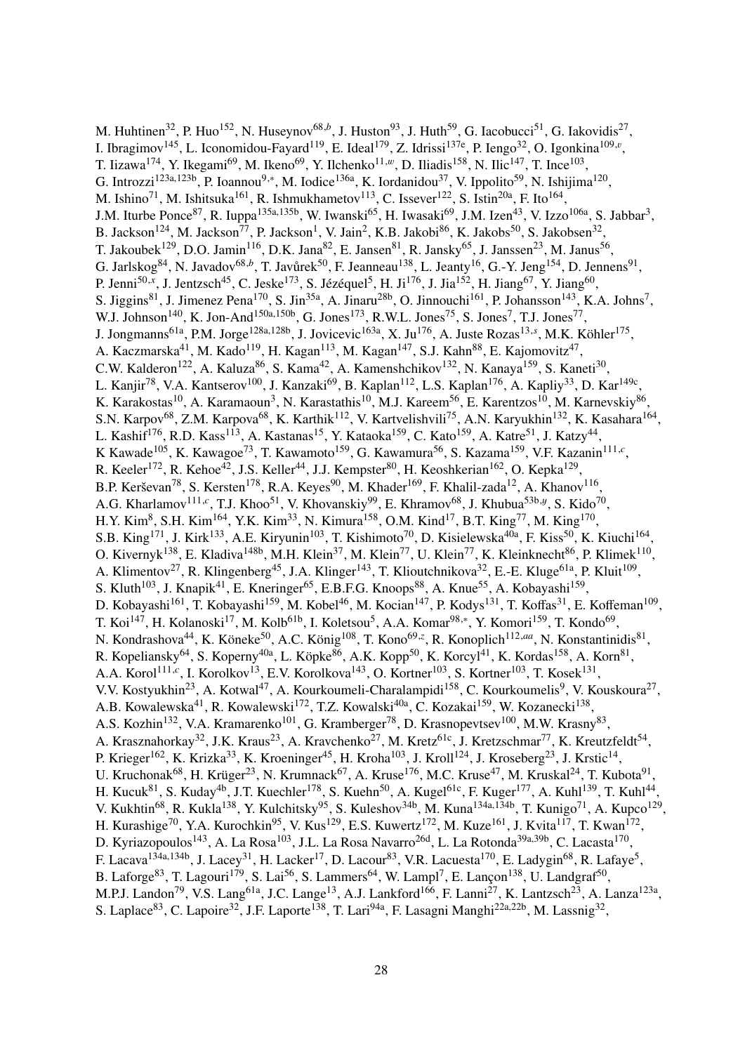M. Huhtinen[32], P. Huo[152], N. Huseynov[68,b], J. Huston[93], J. Huth[59], G. Iacobucci[51], G. Iakovidis[27], I. Ibragimov[145], L. Iconomidou-Fayard[119], E. Ideal[179], Z. Idrissi[137e], P. Iengo[32], O. Igonkina[109,v], T. Iizawa[174], Y. Ikegami[69], M. Ikeno[69], Y. Ilchenko[11,w], D. Iliadis[158], N. Ilic[147], T. Ince[103], G. Introzzi[123a,123b], P. Ioannou[9,*], M. Iodice[136a], K. Iordanidou[37], V. Ippolito[59], N. Ishijima[120], M. Ishino[71], M. Ishitsuka[161], R. Ishmukhametov[113], C. Issever[122], S. Istin[20a], F. Ito[164], J.M. Iturbe Ponce[87], R. Iuppa[135a,135b], W. Iwanski[65], H. Iwasaki[69], J.M. Izen[43], V. Izzo[106a], S. Jabbar[3], B. Jackson[124], M. Jackson[77], P. Jackson[1], V. Jain[2], K.B. Jakobi[86], K. Jakobs[50], S. Jakobsen[32], T. Jakoubek[129], D.O. Jamin[116], D.K. Jana[82], E. Jansen[81], R. Jansky[65], J. Janssen[23], M. Janus[56], G. Jarlskog[84], N. Javadov[68,b], T. Javůrek[50], F. Jeanneau[138], L. Jeanty[16], G.-Y. Jeng[154], D. Jennens[91], P. Jenni[50,x], J. Jentzsch[45], C. Jeske[173], S. Jézéquel[5], H. Ji[176], J. Jia[152], H. Jiang[67], Y. Jiang[60], S. Jiggins[81], J. Jimenez Pena[170], S. Jin[35a], A. Jinaru[28b], O. Jinnouchi[161], P. Johansson[143], K.A. Johns[7], W.J. Johnson[140], K. Jon-And[150a,150b], G. Jones[173], R.W.L. Jones[75], S. Jones[7], T.J. Jones[77], J. Jongmanns[61a], P.M. Jorge[128a,128b], J. Jovicevic[163a], X. Ju[176], A. Juste Rozas[13,s], M.K. Köhler[175], A. Kaczmarska[41], M. Kado[119], H. Kagan[113], M. Kagan[147], S.J. Kahn[88], E. Kajomovitz[47], C.W. Kalderon[122], A. Kaluza[86], S. Kama[42], A. Kamenshchikov[132], N. Kanaya[159], S. Kaneti[30], L. Kanjir[78], V.A. Kantserov[100], J. Kanzaki[69], B. Kaplan[112], L.S. Kaplan[176], A. Kapliy[33], D. Kar[149c], K. Karakostas[10], A. Karamaoun[3], N. Karastathis[10], M.J. Kareem[56], E. Karentzos[10], M. Karnevskiy[86], S.N. Karpov[68], Z.M. Karpova[68], K. Karthik[112], V. Kartvelishvili[75], A.N. Karyukhin[132], K. Kasahara[164], L. Kashif[176], R.D. Kass[113], A. Kastanas[15], Y. Kataoka[159], C. Kato[159], A. Katre[51], J. Katzy[44], K Kawade[105], K. Kawagoe[73], T. Kawamoto[159], G. Kawamura[56], S. Kazama[159], V.F. Kazanin[111,c], R. Keeler[172], R. Kehoe[42], J.S. Keller[44], J.J. Kempster[80], H. Keoshkerian[162], O. Kepka[129], B.P. Kerševan[78], S. Kersten[178], R.A. Keyes[90], M. Khader[169], F. Khalil-zada[12], A. Khanov[116], A.G. Kharlamov[111,c], T.J. Khoo[51], V. Khovanskiy[99], E. Khramov[68], J. Khubua[53b,y], S. Kido[70], H.Y. Kim[8], S.H. Kim[164], Y.K. Kim[33], N. Kimura[158], O.M. Kind[17], B.T. King[77], M. King[170], S.B. King[171], J. Kirk[133], A.E. Kiryunin[103], T. Kishimoto[70], D. Kisielewska[40a], F. Kiss[50], K. Kiuchi[164], O. Kivernyk[138], E. Kladiva[148b], M.H. Klein[37], M. Klein[77], U. Klein[77], K. Kleinknecht[86], P. Klimek[110], A. Klimentov[27], R. Klingenberg[45], J.A. Klinger[143], T. Klioutchnikova[32], E.-E. Kluge[61a], P. Kluit[109], S. Kluth[103], J. Knapik[41], E. Kneringer[65], E.B.F.G. Knoops[88], A. Knue[55], A. Kobayashi[159], D. Kobayashi[161], T. Kobayashi[159], M. Kobel[46], M. Kocian[147], P. Kodys[131], T. Koffas[31], E. Koffeman[109], T. Koi[147], H. Kolanoski[17], M. Kolb[61b], I. Koletsou[5], A.A. Komar[98,*], Y. Komori[159], T. Kondo[69], N. Kondrashova[44], K. Köneke[50], A.C. König[108], T. Kono[69,z], R. Konoplich[112,aa], N. Konstantinidis[81], R. Kopeliansky[64], S. Koperny[40a], L. Köpke[86], A.K. Kopp[50], K. Korcyl[41], K. Kordas[158], A. Korn[81], A.A. Korol[111,c], I. Korolkov[13], E.V. Korolkova[143], O. Kortner[103], S. Kortner[103], T. Kosek[131], V.V. Kostyukhin[23], A. Kotwal[47], A. Kourkoumeli-Charalampidi[158], C. Kourkoumelis[9], V. Kouskoura[27], A.B. Kowalewska[41], R. Kowalewski[172], T.Z. Kowalski[40a], C. Kozakai[159], W. Kozanecki[138], A.S. Kozhin[132], V.A. Kramarenko[101], G. Kramberger[78], D. Krasnopevtsev[100], M.W. Krasny[83], A. Krasznahorkay[32], J.K. Kraus[23], A. Kravchenko[27], M. Kretz[61c], J. Kretzschmar[77], K. Kreutzfeldt[54], P. Krieger[162], K. Krizka[33], K. Kroeninger[45], H. Kroha[103], J. Kroll[124], J. Kroseberg[23], J. Krstic[14], U. Kruchonak[68], H. Krüger[23], N. Krumnack[67], A. Kruse[176], M.C. Kruse[47], M. Kruskal[24], T. Kubota[91], H. Kucuk[81], S. Kuday[4b], J.T. Kuechler[178], S. Kuehn[50], A. Kugel[61c], F. Kuger[177], A. Kuhl[139], T. Kuhl[44], V. Kukhtin[68], R. Kukla[138], Y. Kulchitsky[95], S. Kuleshov[34b], M. Kuna[134a,134b], T. Kunigo[71], A. Kupco[129], H. Kurashige[70], Y.A. Kurochkin[95], V. Kus[129], E.S. Kuwertz[172], M. Kuze[161], J. Kvita[117], T. Kwan[172], D. Kyriazopoulos[143], A. La Rosa[103], J.L. La Rosa Navarro[26d], L. La Rotonda[39a,39b], C. Lacasta[170], F. Lacava[134a,134b], J. Lacey[31], H. Lacker[17], D. Lacour[83], V.R. Lacuesta[170], E. Ladygin[68], R. Lafaye[5], B. Laforge[83], T. Lagouri[179], S. Lai[56], S. Lammers[64], W. Lampl[7], E. Lançon[138], U. Landgraf[50], M.P.J. Landon[79], V.S. Lang[61a], J.C. Lange[13], A.J. Lankford[166], F. Lanni[27], K. Lantzsch[23], A. Lanza[123a], S. Laplace[83], C. Lapoire[32], J.F. Laporte[138], T. Lari[94a], F. Lasagni Manghi[22a,22b], M. Lassnig[32],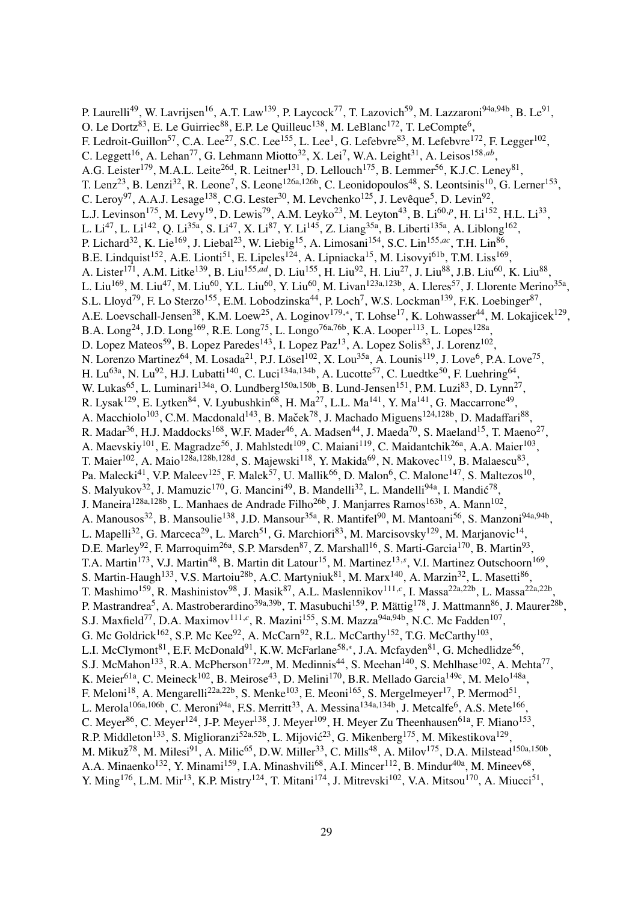P. Laurelli[49], W. Lavrijsen[16], A.T. Law[139], P. Laycock[77], T. Lazovich[59], M. Lazzaroni[94a,94b], B. Le[91], O. Le Dortz[83], E. Le Guirriec[88], E.P. Le Quilleuc[138], M. LeBlanc[172], T. LeCompte[6], F. Ledroit-Guillon[57], C.A. Lee[27], S.C. Lee[155], L. Lee[1], G. Lefebvre[83], M. Lefebvre[172], F. Legger[102], C. Leggett[16], A. Lehan[77], G. Lehmann Miotto[32], X. Lei[7], W.A. Leight[31], A. Leisos[158,ab], A.G. Leister[179], M.A.L. Leite[26d], R. Leitner[131], D. Lellouch[175], B. Lemmer[56], K.J.C. Leney[81], T. Lenz[23], B. Lenzi[32], R. Leone[7], S. Leone[126a,126b], C. Leonidopoulos[48], S. Leontsinis[10], G. Lerner[153], C. Leroy[97], A.A.J. Lesage[138], C.G. Lester[30], M. Levchenko[125], J. Levêque[5], D. Levin[92], L.J. Levinson[175], M. Levy[19], D. Lewis[79], A.M. Leyko[23], M. Leyton[43], B. Li[60,p], H. Li[152], H.L. Li[33], L. Li[47], L. Li[142], Q. Li[35a], S. Li[47], X. Li[87], Y. Li[145], Z. Liang[35a], B. Liberti[135a], A. Liblong[162], P. Lichard[32], K. Lie[169], J. Liebal[23], W. Liebig[15], A. Limosani[154], S.C. Lin[155,ac], T.H. Lin[86], B.E. Lindquist[152], A.E. Lionti[51], E. Lipeles[124], A. Lipniacka[15], M. Lisovyi[61b], T.M. Liss[169], A. Lister[171], A.M. Litke[139], B. Liu[155,ad], D. Liu[155], H. Liu[92], H. Liu[27], J. Liu[88], J.B. Liu[60], K. Liu[88], L. Liu[169], M. Liu[47], M. Liu[60], Y.L. Liu[60], Y. Liu[60], M. Livan[123a,123b], A. Lleres[57], J. Llorente Merino[35a], S.L. Lloyd[79], F. Lo Sterzo[155], E.M. Lobodzinska[44], P. Loch[7], W.S. Lockman[139], F.K. Loebinger[87], A.E. Loevschall-Jensen[38], K.M. Loew[25], A. Loginov[179,*], T. Lohse[17], K. Lohwasser[44], M. Lokajicek[129], B.A. Long[24], J.D. Long[169], R.E. Long[75], L. Longo[76a,76b], K.A. Looper[113], L. Lopes[128a], D. Lopez Mateos[59], B. Lopez Paredes[143], I. Lopez Paz[13], A. Lopez Solis[83], J. Lorenz[102], N. Lorenzo Martinez[64], M. Losada[21], P.J. Lösel[102], X. Lou[35a], A. Lounis[119], J. Love[6], P.A. Love[75], H. Lu[63a], N. Lu[92], H.J. Lubatti[140], C. Luci[134a,134b], A. Lucotte[57], C. Luedtke[50], F. Luehring[64], W. Lukas[65], L. Luminari[134a], O. Lundberg[150a,150b], B. Lund-Jensen[151], P.M. Luzi[83], D. Lynn[27], R. Lysak[129], E. Lytken[84], V. Lyubushkin[68], H. Ma[27], L.L. Ma[141], Y. Ma[141], G. Maccarrone[49], A. Macchiolo[103], C.M. Macdonald[143], B. Maček[78], J. Machado Miguens[124,128b], D. Madaffari[88], R. Madar[36], H.J. Maddocks[168], W.F. Mader[46], A. Madsen[44], J. Maeda[70], S. Maeland[15], T. Maeno[27], A. Maevskiy[101], E. Magradze[56], J. Mahlstedt[109], C. Maiani[119], C. Maidantchik[26a], A.A. Maier[103], T. Maier[102], A. Maio[128a,128b,128d], S. Majewski[118], Y. Makida[69], N. Makovec[119], B. Malaescu[83], Pa. Malecki[41], V.P. Maleev[125], F. Malek[57], U. Mallik[66], D. Malon[6], C. Malone[147], S. Maltezos[10], S. Malyukov[32], J. Mamuzic[170], G. Mancini[49], B. Mandelli[32], L. Mandelli[94a], I. Mandić[78], J. Maneira[128a,128b], L. Manhaes de Andrade Filho[26b], J. Manjarres Ramos[163b], A. Mann[102], A. Manousos[32], B. Mansoulie[138], J.D. Mansour[35a], R. Mantifel[90], M. Mantoani[56], S. Manzoni[94a,94b], L. Mapelli[32], G. Marceca[29], L. March[51], G. Marchiori[83], M. Marcisovsky[129], M. Marjanovic[14], D.E. Marley[92], F. Marroquim[26a], S.P. Marsden[87], Z. Marshall[16], S. Marti-Garcia[170], B. Martin[93], T.A. Martin[173], V.J. Martin[48], B. Martin dit Latour[15], M. Martinez[13,s], V.I. Martinez Outschoorn[169], S. Martin-Haugh[133], V.S. Martoiu[28b], A.C. Martyniuk[81], M. Marx[140], A. Marzin[32], L. Masetti[86], T. Mashimo[159], R. Mashinistov[98], J. Masik[87], A.L. Maslennikov[111,c], I. Massa[22a,22b], L. Massa[22a,22b], P. Mastrandrea[5], A. Mastroberardino[39a,39b], T. Masubuchi[159], P. Mättig[178], J. Mattmann[86], J. Maurer[28b], S.J. Maxfield[77], D.A. Maximov[111,c], R. Mazini[155], S.M. Mazza[94a,94b], N.C. Mc Fadden[107], G. Mc Goldrick[162], S.P. Mc Kee[92], A. McCarn[92], R.L. McCarthy[152], T.G. McCarthy[103], L.I. McClymont[81], E.F. McDonald[91], K.W. McFarlane[58,*], J.A. Mcfayden[81], G. Mchedlidze[56], S.J. McMahon[133], R.A. McPherson[172,m], M. Medinnis[44], S. Meehan[140], S. Mehlhase[102], A. Mehta[77], K. Meier[61a], C. Meineck[102], B. Meirose[43], D. Melini[170], B.R. Mellado Garcia[149c], M. Melo[148a], F. Meloni[18], A. Mengarelli[22a,22b], S. Menke[103], E. Meoni[165], S. Mergelmeyer[17], P. Mermod[51], L. Merola[106a,106b], C. Meroni[94a], F.S. Merritt[33], A. Messina[134a,134b], J. Metcalfe[6], A.S. Mete[166], C. Meyer[86], C. Meyer[124], J-P. Meyer[138], J. Meyer[109], H. Meyer Zu Theenhausen[61a], F. Miano[153], R.P. Middleton[133], S. Miglioranzi[52a,52b], L. Mijović[23], G. Mikenberg[175], M. Mikestikova[129], M. Mikuž[78], M. Milesi[91], A. Milic[65], D.W. Miller[33], C. Mills[48], A. Milov[175], D.A. Milstead[150a,150b], A.A. Minaenko[132], Y. Minami[159], I.A. Minashvili[68], A.I. Mincer[112], B. Mindur[40a], M. Mineev[68], Y. Ming[176], L.M. Mir[13], K.P. Mistry[124], T. Mitani[174], J. Mitrevski[102], V.A. Mitsou[170], A. Miucci[51],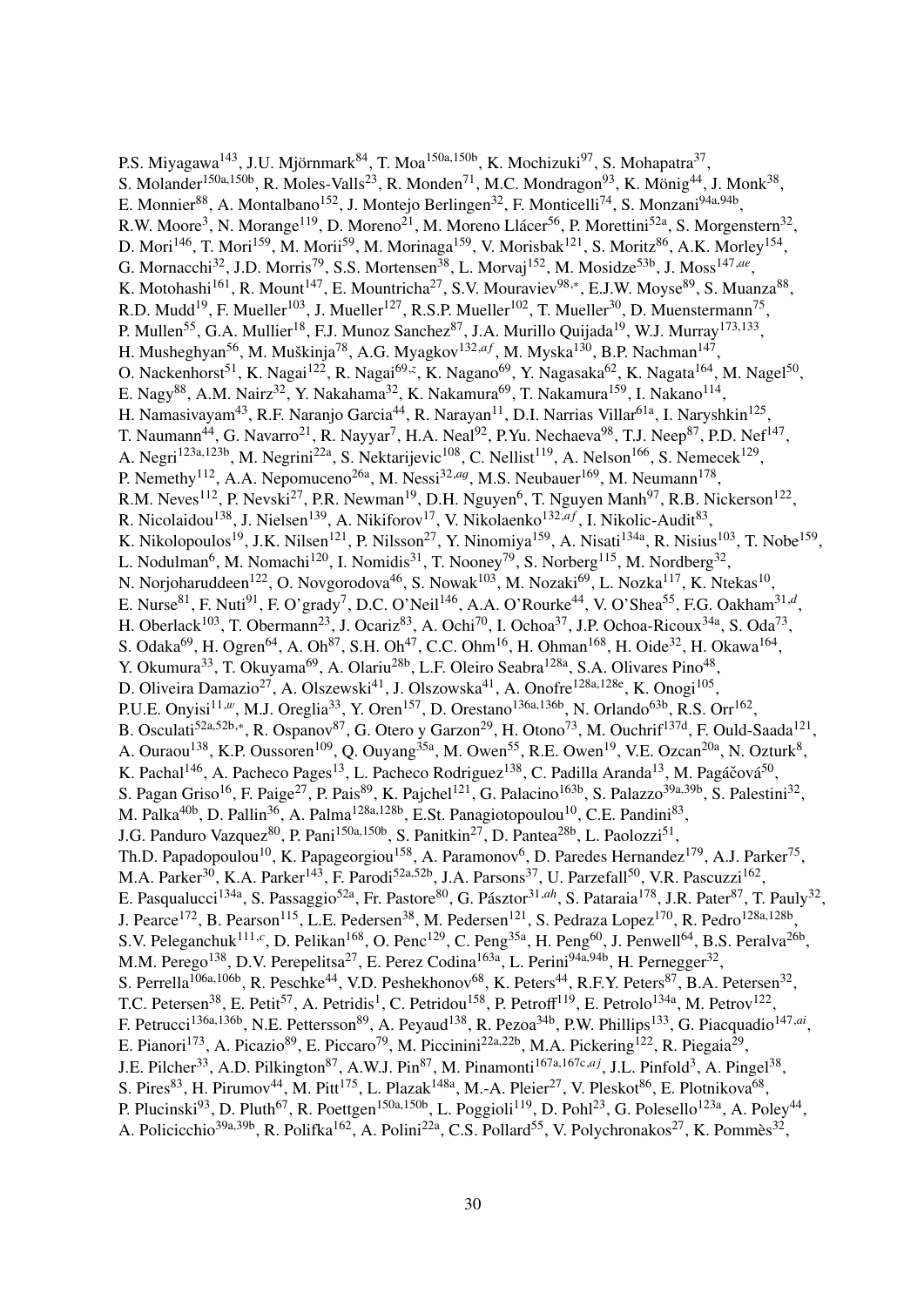P.S. Miyagawa[143], J.U. Mjörnmark[84], T. Moa[150a,150b], K. Mochizuki[97], S. Mohapatra[37], S. Molander[150a,150b], R. Moles-Valls[23], R. Monden[71], M.C. Mondragon[93], K. Mönig[44], J. Monk[38], E. Monnier[88], A. Montalbano[152], J. Montejo Berlingen[32], F. Monticelli[74], S. Monzani[94a,94b], R.W. Moore[3], N. Morange[119], D. Moreno[21], M. Moreno Llácer[56], P. Morettini[52a], S. Morgenstern[32], D. Mori[146], T. Mori[159], M. Morii[59], M. Morinaga[159], V. Morisbak[121], S. Moritz[86], A.K. Morley[154], G. Mornacchi[32], J.D. Morris[79], S.S. Mortensen[38], L. Morvaj[152], M. Mosidze[53b], J. Moss[147,ae], K. Motohashi[161], R. Mount[147], E. Mountricha[27], S.V. Mouraviev[98,*], E.J.W. Moyse[89], S. Muanza[88], R.D. Mudd[19], F. Mueller[103], J. Mueller[127], R.S.P. Mueller[102], T. Mueller[30], D. Muenstermann[75], P. Mullen[55], G.A. Mullier[18], F.J. Munoz Sanchez[87], J.A. Murillo Quijada[19], W.J. Murray[173,133], H. Musheghyan[56], M. Muškinja[78], A.G. Myagkov[132,af], M. Myska[130], B.P. Nachman[147], O. Nackenhorst[51], K. Nagai[122], R. Nagai[69,z], K. Nagano[69], Y. Nagasaka[62], K. Nagata[164], M. Nagel[50], E. Nagy[88], A.M. Nairz[32], Y. Nakahama[32], K. Nakamura[69], T. Nakamura[159], I. Nakano[114], H. Namasivayam[43], R.F. Naranjo Garcia[44], R. Narayan[11], D.I. Narrias Villar[61a], I. Naryshkin[125], T. Naumann[44], G. Navarro[21], R. Nayyar[7], H.A. Neal[92], P.Yu. Nechaeva[98], T.J. Neep[87], P.D. Nef[147], A. Negri[123a,123b], M. Negrini[22a], S. Nektarijevic[108], C. Nellist[119], A. Nelson[166], S. Nemecek[129], P. Nemethy[112], A.A. Nepomuceno[26a], M. Nessi[32,ag], M.S. Neubauer[169], M. Neumann[178], R.M. Neves[112], P. Nevski[27], P.R. Newman[19], D.H. Nguyen[6], T. Nguyen Manh[97], R.B. Nickerson[122], R. Nicolaidou[138], J. Nielsen[139], A. Nikiforov[17], V. Nikolaenko[132,af], I. Nikolic-Audit[83], K. Nikolopoulos[19], J.K. Nilsen[121], P. Nilsson[27], Y. Ninomiya[159], A. Nisati[134a], R. Nisius[103], T. Nobe[159], L. Nodulman[6], M. Nomachi[120], I. Nomidis[31], T. Nooney[79], S. Norberg[115], M. Nordberg[32], N. Norjoharuddeen[122], O. Novgorodova[46], S. Nowak[103], M. Nozaki[69], L. Nozka[117], K. Ntekas[10], E. Nurse[81], F. Nuti[91], F. O'grady[7], D.C. O'Neil[146], A.A. O'Rourke[44], V. O'Shea[55], F.G. Oakham[31,d], H. Oberlack[103], T. Obermann[23], J. Ocariz[83], A. Ochi[70], I. Ochoa[37], J.P. Ochoa-Ricoux[34a], S. Oda[73], S. Odaka[69], H. Ogren[64], A. Oh[87], S.H. Oh[47], C.C. Ohm[16], H. Ohman[168], H. Oide[32], H. Okawa[164], Y. Okumura[33], T. Okuyama[69], A. Olariu[28b], L.F. Oleiro Seabra[128a], S.A. Olivares Pino[48], D. Oliveira Damazio[27], A. Olszewski[41], J. Olszowska[41], A. Onofre[128a,128e], K. Onogi[105], P.U.E. Onyisi[11,w], M.J. Oreglia[33], Y. Oren[157], D. Orestano[136a,136b], N. Orlando[63b], R.S. Orr[162], B. Osculati[52a,52b,*], R. Ospanov[87], G. Otero y Garzon[29], H. Otono[73], M. Ouchrif[137d], F. Ould-Saada[121], A. Ouraou[138], K.P. Oussoren[109], Q. Ouyang[35a], M. Owen[55], R.E. Owen[19], V.E. Ozcan[20a], N. Ozturk[8], K. Pachal[146], A. Pacheco Pages[13], L. Pacheco Rodriguez[138], C. Padilla Aranda[13], M. Pagáčová[50], S. Pagan Griso[16], F. Paige[27], P. Pais[89], K. Pajchel[121], G. Palacino[163b], S. Palazzo[39a,39b], S. Palestini[32], M. Palka[40b], D. Pallin[36], A. Palma[128a,128b], E.St. Panagiotopoulou[10], C.E. Pandini[83], J.G. Panduro Vazquez[80], P. Pani[150a,150b], S. Panitkin[27], D. Pantea[28b], L. Paolozzi[51], Th.D. Papadopoulou[10], K. Papageorgiou[158], A. Paramonov[6], D. Paredes Hernandez[179], A.J. Parker[75], M.A. Parker[30], K.A. Parker[143], F. Parodi[52a,52b], J.A. Parsons[37], U. Parzefall[50], V.R. Pascuzzi[162], E. Pasqualucci[134a], S. Passaggio[52a], Fr. Pastore[80], G. Pásztor[31,ah], S. Pataraia[178], J.R. Pater[87], T. Pauly[32], J. Pearce[172], B. Pearson[115], L.E. Pedersen[38], M. Pedersen[121], S. Pedraza Lopez[170], R. Pedro[128a,128b], S.V. Peleganchuk[111,c], D. Pelikan[168], O. Penc[129], C. Peng[35a], H. Peng[60], J. Penwell[64], B.S. Peralva[26b], M.M. Perego[138], D.V. Perepelitsa[27], E. Perez Codina[163a], L. Perini[94a,94b], H. Pernegger[32], S. Perrella[106a,106b], R. Peschke[44], V.D. Peshekhonov[68], K. Peters[44], R.F.Y. Peters[87], B.A. Petersen[32], T.C. Petersen[38], E. Petit[57], A. Petridis[1], C. Petridou[158], P. Petroff[119], E. Petrolo[134a], M. Petrov[122], F. Petrucci[136a,136b], N.E. Pettersson[89], A. Peyaud[138], R. Pezoa[34b], P.W. Phillips[133], G. Piacquadio[147,ai], E. Pianori[173], A. Picazio[89], E. Piccaro[79], M. Piccinini[22a,22b], M.A. Pickering[122], R. Piegaia[29], J.E. Pilcher[33], A.D. Pilkington[87], A.W.J. Pin[87], M. Pinamonti[167a,167c,aj], J.L. Pinfold[3], A. Pingel[38], S. Pires[83], H. Pirumov[44], M. Pitt[175], L. Plazak[148a], M.-A. Pleier[27], V. Pleskot[86], E. Plotnikova[68], P. Plucinski[93], D. Pluth[67], R. Poettgen[150a,150b], L. Poggioli[119], D. Pohl[23], G. Polesello[123a], A. Poley[44], A. Policicchio[39a,39b], R. Polifka[162], A. Polini[22a], C.S. Pollard[55], V. Polychronakos[27], K. Pommès[32],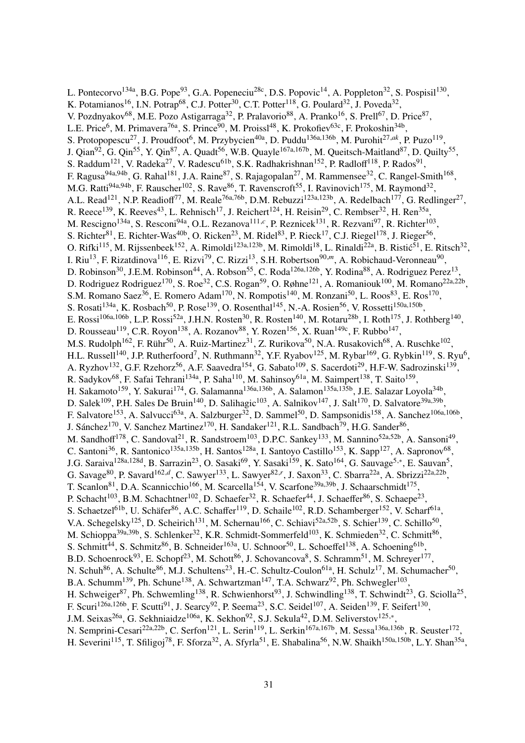L. Pontecorvo[134a], B.G. Pope[93], G.A. Popeneciu[28c], D.S. Popovic[14], A. Poppleton[32], S. Pospisil[130], K. Potamianos[16], I.N. Potrap[68], C.J. Potter[30], C.T. Potter[118], G. Poulard[32], J. Poveda[32], V. Pozdnyakov[68], M.E. Pozo Astigarraga[32], P. Pralavorio[88], A. Pranko[16], S. Prell[67], D. Price[87], L.E. Price[6], M. Primavera[76a], S. Prince[90], M. Proissl[48], K. Prokofiev[63c], F. Prokoshin[34b], S. Protopopescu[27], J. Proudfoot[6], M. Przybycien[40a], D. Puddu[136a,136b], M. Purohit[27,ak], P. Puzo[119], J. Qian[92], G. Qin[55], Y. Qin[87], A. Quadt[56], W.B. Quayle[167a,167b], M. Queitsch-Maitland[87], D. Quilty[55], S. Raddum[121], V. Radeka[27], V. Radescu[61b], S.K. Radhakrishnan[152], P. Radloff[118], P. Rados[91], F. Ragusa[94a,94b], G. Rahal[181], J.A. Raine[87], S. Rajagopalan[27], M. Rammensee[32], C. Rangel-Smith[168], M.G. Ratti[94a,94b], F. Rauscher[102], S. Rave[86], T. Ravenscroft[55], I. Ravinovich[175], M. Raymond[32], A.L. Read[121], N.P. Readioff[77], M. Reale[76a,76b], D.M. Rebuzzi[123a,123b], A. Redelbach[177], G. Redlinger[27], R. Reece[139], K. Reeves[43], L. Rehnisch[17], J. Reichert[124], H. Reisin[29], C. Rembser[32], H. Ren[35a], M. Rescigno[134a], S. Resconi[94a], O.L. Rezanova[111,c], P. Reznicek[131], R. Rezvani[97], R. Richter[103], S. Richter[81], E. Richter-Was[40b], O. Ricken[23], M. Ridel[83], P. Rieck[17], C.J. Riegel[178], J. Rieger[56], O. Rifki[115], M. Rijssenbeek[152], A. Rimoldi[123a,123b], M. Rimoldi[18], L. Rinaldi[22a], B. Ristić[51], E. Ritsch[32], I. Riu[13], F. Rizatdinova[116], E. Rizvi[79], C. Rizzi[13], S.H. Robertson[90,m], A. Robichaud-Veronneau[90], D. Robinson[30], J.E.M. Robinson[44], A. Robson[55], C. Roda[126a,126b], Y. Rodina[88], A. Rodriguez Perez[13], D. Rodriguez Rodriguez[170], S. Roe[32], C.S. Rogan[59], O. Røhne[121], A. Romaniouk[100], M. Romano[22a,22b], S.M. Romano Saez[36], E. Romero Adam[170], N. Rompotis[140], M. Ronzani[50], L. Roos[83], E. Ros[170], S. Rosati[134a], K. Rosbach[50], P. Rose[139], O. Rosenthal[145], N.-A. Rosien[56], V. Rossetti[150a,150b], E. Rossi[106a,106b], L.P. Rossi[52a], J.H.N. Rosten[30], R. Rosten[140], M. Rotaru[28b], I. Roth[175], J. Rothberg[140], D. Rousseau[119], C.R. Royon[138], A. Rozanov[88], Y. Rozen[156], X. Ruan[149c], F. Rubbo[147], M.S. Rudolph[162], F. Rühr[50], A. Ruiz-Martinez[31], Z. Rurikova[50], N.A. Rusakovich[68], A. Ruschke[102], H.L. Russell[140], J.P. Rutherfoord[7], N. Ruthmann[32], Y.F. Ryabov[125], M. Rybar[169], G. Rybkin[119], S. Ryu[6], A. Ryzhov[132], G.F. Rzehorz[56], A.F. Saavedra[154], G. Sabato[109], S. Sacerdoti[29], H-F.-W. Sadrozinski[139], R. Sadykov[68], F. Safai Tehrani[134a], P. Saha[110], M. Sahinsoy[61a], M. Saimpert[138], T. Saito[159], H. Sakamoto[159], Y. Sakurai[174], G. Salamanna[136a,136b], A. Salamon[135a,135b], J.E. Salazar Loyola[34b], D. Salek[109], P.H. Sales De Bruin[140], D. Salihagic[103], A. Salnikov[147], J. Salt[170], D. Salvatore[39a,39b], F. Salvatore[153], A. Salvucci[63a], A. Salzburger[32], D. Sammel[50], D. Sampsonidis[158], A. Sanchez[106a,106b], J. Sánchez[170], V. Sanchez Martinez[170], H. Sandaker[121], R.L. Sandbach[79], H.G. Sander[86], M. Sandhoff[178], C. Sandoval[21], R. Sandstroem[103], D.P.C. Sankey[133], M. Sannino[52a,52b], A. Sansoni[49], C. Santoni[36], R. Santonico[135a,135b], H. Santos[128a], I. Santoyo Castillo[153], K. Sapp[127], A. Sapronov[68], J.G. Saraiva[128a,128d], B. Sarrazin[23], O. Sasaki[69], Y. Sasaki[159], K. Sato[164], G. Sauvage[5,*], E. Sauvan[5], G. Savage[80], P. Savard[162,d], C. Sawyer[133], L. Sawyer[82,r], J. Saxon[33], C. Sbarra[22a], A. Sbrizzi[22a,22b], T. Scanlon[81], D.A. Scannicchio[166], M. Scarcella[154], V. Scarfone[39a,39b], J. Schaarschmidt[175], P. Schacht[103], B.M. Schachtner[102], D. Schaefer[32], R. Schaefer[44], J. Schaeffer[86], S. Schaepe[23], S. Schaetzel[61b], U. Schäfer[86], A.C. Schaffer[119], D. Schaile[102], R.D. Schamberger[152], V. Scharf[61a], V.A. Schegelsky[125], D. Scheirich[131], M. Schernau[166], C. Schiavi[52a,52b], S. Schier[139], C. Schillo[50], M. Schioppa[39a,39b], S. Schlenker[32], K.R. Schmidt-Sommerfeld[103], K. Schmieden[32], C. Schmitt[86], S. Schmitt[44], S. Schmitz[86], B. Schneider[163a], U. Schnoor[50], L. Schoeffel[138], A. Schoening[61b], B.D. Schoenrock[93], E. Schopf[23], M. Schott[86], J. Schovancova[8], S. Schramm[51], M. Schreyer[177], N. Schuh[86], A. Schulte[86], M.J. Schultens[23], H.-C. Schultz-Coulon[61a], H. Schulz[17], M. Schumacher[50], B.A. Schumm[139], Ph. Schune[138], A. Schwartzman[147], T.A. Schwarz[92], Ph. Schwegler[103], H. Schweiger[87], Ph. Schwemling[138], R. Schwienhorst[93], J. Schwindling[138], T. Schwindt[23], G. Sciolla[25], F. Scuri[126a,126b], F. Scutti[91], J. Searcy[92], P. Seema[23], S.C. Seidel[107], A. Seiden[139], F. Seifert[130], J.M. Seixas[26a], G. Sekhniaidze[106a], K. Sekhon[92], S.J. Sekula[42], D.M. Seliverstov[125,*], N. Semprini-Cesari[22a,22b], C. Serfon[121], L. Serin[119], L. Serkin[167a,167b], M. Sessa[136a,136b], R. Seuster[172], H. Severini[115], T. Sfiligoj[78], F. Sforza[32], A. Sfyrla[51], E. Shabalina[56], N.W. Shaikh[150a,150b], L.Y. Shan[35a],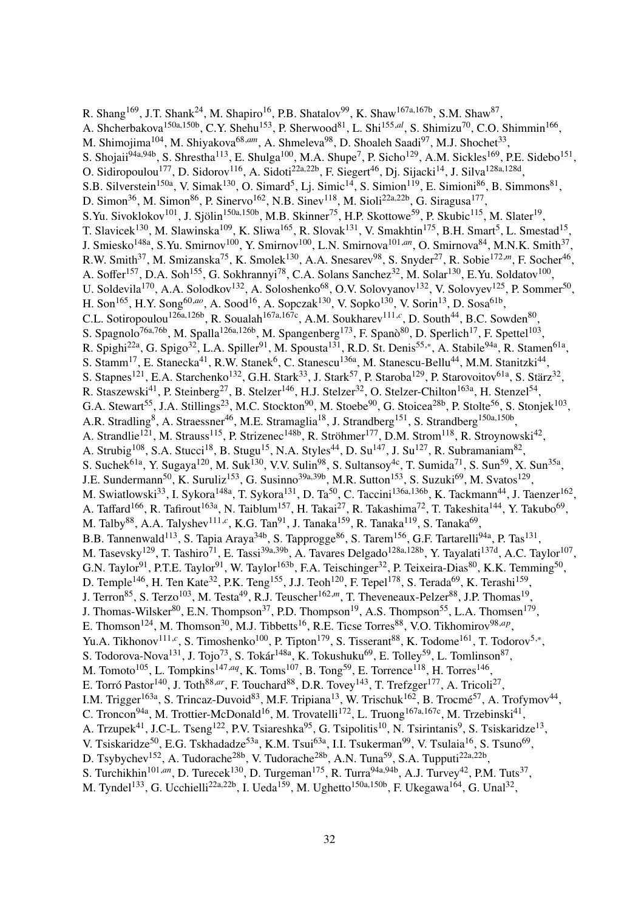R. Shang[169], J.T. Shank[24], M. Shapiro[16], P.B. Shatalov[99], K. Shaw[167a,167b], S.M. Shaw[87], A. Shcherbakova[150a,150b], C.Y. Shehu[153], P. Sherwood[81], L. Shi[155,al], S. Shimizu[70], C.O. Shimmin[166], M. Shimojima[104], M. Shiyakova[68,am], A. Shmeleva[98], D. Shoaleh Saadi[97], M.J. Shochet[33], S. Shojaii[94a,94b], S. Shrestha[113], E. Shulga[100], M.A. Shupe[7], P. Sicho[129], A.M. Sickles[169], P.E. Sidebo[151], O. Sidiropoulou[177], D. Sidorov[116], A. Sidoti[22a,22b], F. Siegert[46], Dj. Sijacki[14], J. Silva[128a,128d], S.B. Silverstein[150a], V. Simak[130], O. Simard[5], Lj. Simic[14], S. Simion[119], E. Simioni[86], B. Simmons[81], D. Simon[36], M. Simon[86], P. Sinervo[162], N.B. Sinev[118], M. Sioli[22a,22b], G. Siragusa[177], S.Yu. Sivoklokov[101], J. Sjölin[150a,150b], M.B. Skinner[75], H.P. Skottowe[59], P. Skubic[115], M. Slater[19], T. Slavicek[130], M. Slawinska[109], K. Sliwa[165], R. Slovak[131], V. Smakhtin[175], B.H. Smart[5], L. Smestad[15], J. Smiesko[148a], S.Yu. Smirnov[100], Y. Smirnov[100], L.N. Smirnova[101,an], O. Smirnova[84], M.N.K. Smith[37], R.W. Smith[37], M. Smizanska[75], K. Smolek[130], A.A. Snesarev[98], S. Snyder[27], R. Sobie[172,m], F. Socher[46], A. Soffer[157], D.A. Soh[155], G. Sokhrannyi[78], C.A. Solans Sanchez[32], M. Solar[130], E.Yu. Soldatov[100], U. Soldevila[170], A.A. Solodkov[132], A. Soloshenko[68], O.V. Solovyanov[132], V. Solovyev[125], P. Sommer[50], H. Son[165], H.Y. Song[60,ao], A. Sood[16], A. Sopczak[130], V. Sopko[130], V. Sorin[13], D. Sosa[61b], C.L. Sotiropoulou[126a,126b], R. Soualah[167a,167c], A.M. Soukharev[111,c], D. South[44], B.C. Sowden[80], S. Spagnolo[76a,76b], M. Spalla[126a,126b], M. Spangenberg[173], F. Spanò[80], D. Sperlich[17], F. Spettel[103], R. Spighi[22a], G. Spigo[32], L.A. Spiller[91], M. Spousta[131], R.D. St. Denis[55,*], A. Stabile[94a], R. Stamen[61a], S. Stamm[17], E. Stanecka[41], R.W. Stanek[6], C. Stanescu[136a], M. Stanescu-Bellu[44], M.M. Stanitzki[44], S. Stapnes[121], E.A. Starchenko[132], G.H. Stark[33], J. Stark[57], P. Staroba[129], P. Starovoitov[61a], S. Stärz[32], R. Staszewski[41], P. Steinberg[27], B. Stelzer[146], H.J. Stelzer[32], O. Stelzer-Chilton[163a], H. Stenzel[54], G.A. Stewart[55], J.A. Stillings[23], M.C. Stockton[90], M. Stoebe[90], G. Stoicea[28b], P. Stolte[56], S. Stonjek[103], A.R. Stradling[8], A. Straessner[46], M.E. Stramaglia[18], J. Strandberg[151], S. Strandberg[150a,150b], A. Strandlie[121], M. Strauss[115], P. Strizenec[148b], R. Ströhmer[177], D.M. Strom[118], R. Stroynowski[42], A. Strubig[108], S.A. Stucci[18], B. Stugu[15], N.A. Styles[44], D. Su[147], J. Su[127], R. Subramaniam[82], S. Suchek[61a], Y. Sugaya[120], M. Suk[130], V.V. Sulin[98], S. Sultansoy[4c], T. Sumida[71], S. Sun[59], X. Sun[35a], J.E. Sundermann[50], K. Suruliz[153], G. Susinno[39a,39b], M.R. Sutton[153], S. Suzuki[69], M. Svatos[129], M. Swiatlowski[33], I. Sykora[148a], T. Sykora[131], D. Ta[50], C. Taccini[136a,136b], K. Tackmann[44], J. Taenzer[162], A. Taffard[166], R. Tafirout[163a], N. Taiblum[157], H. Takai[27], R. Takashima[72], T. Takeshita[144], Y. Takubo[69], M. Talby[88], A.A. Talyshev[111,c], K.G. Tan[91], J. Tanaka[159], R. Tanaka[119], S. Tanaka[69], B.B. Tannenwald[113], S. Tapia Araya[34b], S. Tapprogge[86], S. Tarem[156], G.F. Tartarelli[94a], P. Tas[131], M. Tasevsky[129], T. Tashiro[71], E. Tassi[39a,39b], A. Tavares Delgado[128a,128b], Y. Tayalati[137d], A.C. Taylor[107], G.N. Taylor[91], P.T.E. Taylor[91], W. Taylor[163b], F.A. Teischinger[32], P. Teixeira-Dias[80], K.K. Temming[50], D. Temple[146], H. Ten Kate[32], P.K. Teng[155], J.J. Teoh[120], F. Tepel[178], S. Terada[69], K. Terashi[159], J. Terron[85], S. Terzo[103], M. Testa[49], R.J. Teuscher[162,m], T. Theveneaux-Pelzer[88], J.P. Thomas[19], J. Thomas-Wilsker[80], E.N. Thompson[37], P.D. Thompson[19], A.S. Thompson[55], L.A. Thomsen[179], E. Thomson[124], M. Thomson[30], M.J. Tibbetts[16], R.E. Ticse Torres[88], V.O. Tikhomirov[98,ap], Yu.A. Tikhonov[111,c], S. Timoshenko[100], P. Tipton[179], S. Tisserant[88], K. Todome[161], T. Todorov[5,*], S. Todorova-Nova[131], J. Tojo[73], S. Tokár[148a], K. Tokushuku[69], E. Tolley[59], L. Tomlinson[87], M. Tomoto[105], L. Tompkins[147,aq], K. Toms[107], B. Tong[59], E. Torrence[118], H. Torres[146], E. Torró Pastor[140], J. Toth[88,ar], F. Touchard[88], D.R. Tovey[143], T. Trefzger[177], A. Tricoli[27], I.M. Trigger[163a], S. Trincaz-Duvoid[83], M.F. Tripiana[13], W. Trischuk[162], B. Trocmé[57], A. Trofymov[44], C. Troncon[94a], M. Trottier-McDonald[16], M. Trovatelli[172], L. Truong[167a,167c], M. Trzebinski[41], A. Trzupek[41], J.C-L. Tseng[122], P.V. Tsiareshka[95], G. Tsipolitis[10], N. Tsirintanis[9], S. Tsiskaridze[13], V. Tsiskaridze[50], E.G. Tskhadadze[53a], K.M. Tsui[63a], I.I. Tsukerman[99], V. Tsulaia[16], S. Tsuno[69], D. Tsybychev[152], A. Tudorache[28b], V. Tudorache[28b], A.N. Tuna[59], S.A. Tupputi[22a,22b], S. Turchikhin[101,an], D. Turecek[130], D. Turgeman[175], R. Turra[94a,94b], A.J. Turvey[42], P.M. Tuts[37], M. Tyndel[133], G. Ucchielli[22a,22b], I. Ueda[159], M. Ughetto[150a,150b], F. Ukegawa[164], G. Unal[32],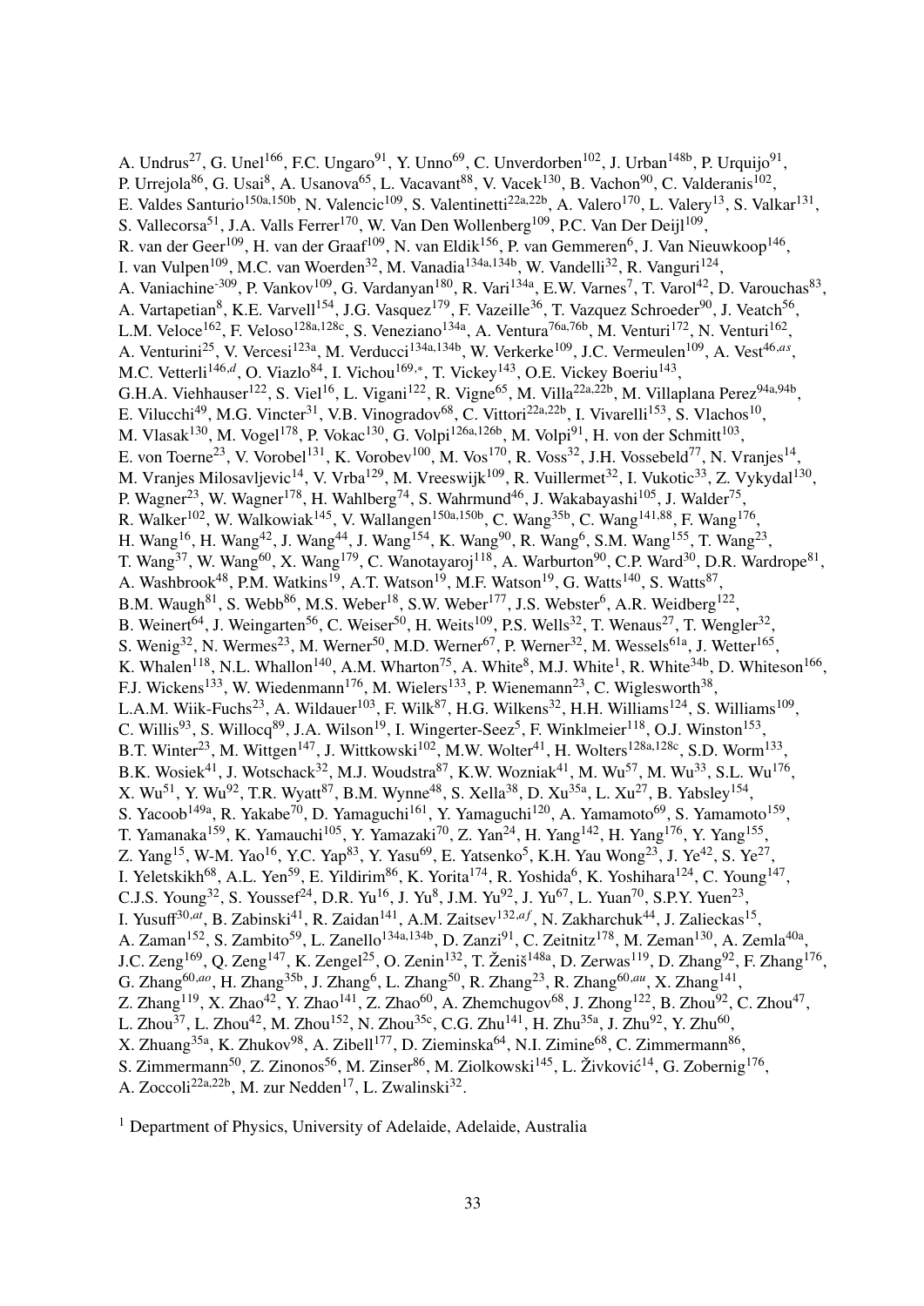A. Undrus[27], G. Unel[166], F.C. Ungaro[91], Y. Unno[69], C. Unverdorben[102], J. Urban[148b], P. Urquijo[91], P. Urrejola[86], G. Usai[8], A. Usanova[65], L. Vacavant[88], V. Vacek[130], B. Vachon[90], C. Valderanis[102], E. Valdes Santurio[150a,150b], N. Valencic[109], S. Valentinetti[22a,22b], A. Valero[170], L. Valery[13], S. Valkar[131], S. Vallecorsa[51], J.A. Valls Ferrer[170], W. Van Den Wollenberg[109], P.C. Van Der Deijl[109], R. van der Geer[109], H. van der Graaf[109], N. van Eldik[156], P. van Gemmeren[6], J. Van Nieuwkoop[146], I. van Vulpen[109], M.C. van Woerden[32], M. Vanadia[134a,134b], W. Vandelli[32], R. Vanguri[124], A. Vaniachine[-309], P. Vankov[109], G. Vardanyan[180], R. Vari[134a], E.W. Varnes[7], T. Varol[42], D. Varouchas[83], A. Vartapetian[8], K.E. Varvell[154], J.G. Vasquez[179], F. Vazeille[36], T. Vazquez Schroeder[90], J. Veatch[56], L.M. Veloce[162], F. Veloso[128a,128c], S. Veneziano[134a], A. Ventura[76a,76b], M. Venturi[172], N. Venturi[162], A. Venturini[25], V. Vercesi[123a], M. Verducci[134a,134b], W. Verkerke[109], J.C. Vermeulen[109], A. Vest[46,as], M.C. Vetterli[146,d], O. Viazlo[84], I. Vichou[169,*], T. Vickey[143], O.E. Vickey Boeriu[143], G.H.A. Viehhauser[122], S. Viel[16], L. Vigani[122], R. Vigne[65], M. Villa[22a,22b], M. Villaplana Perez[94a,94b], E. Vilucchi[49], M.G. Vincter[31], V.B. Vinogradov[68], C. Vittori[22a,22b], I. Vivarelli[153], S. Vlachos[10], M. Vlasak[130], M. Vogel[178], P. Vokac[130], G. Volpi[126a,126b], M. Volpi[91], H. von der Schmitt[103], E. von Toerne[23], V. Vorobel[131], K. Vorobev[100], M. Vos[170], R. Voss[32], J.H. Vossebeld[77], N. Vranjes[14], M. Vranjes Milosavljevic[14], V. Vrba[129], M. Vreeswijk[109], R. Vuillermet[32], I. Vukotic[33], Z. Vykydal[130], P. Wagner[23], W. Wagner[178], H. Wahlberg[74], S. Wahrmund[46], J. Wakabayashi[105], J. Walder[75], R. Walker[102], W. Walkowiak[145], V. Wallangen[150a,150b], C. Wang[35b], C. Wang[141,88], F. Wang[176], H. Wang[16], H. Wang[42], J. Wang[44], J. Wang[154], K. Wang[90], R. Wang[6], S.M. Wang[155], T. Wang[23], T. Wang[37], W. Wang[60], X. Wang[179], C. Wanotayaroj[118], A. Warburton[90], C.P. Ward[30], D.R. Wardrope[81], A. Washbrook[48], P.M. Watkins[19], A.T. Watson[19], M.F. Watson[19], G. Watts[140], S. Watts[87], B.M. Waugh[81], S. Webb[86], M.S. Weber[18], S.W. Weber[177], J.S. Webster[6], A.R. Weidberg[122], B. Weinert[64], J. Weingarten[56], C. Weiser[50], H. Weits[109], P.S. Wells[32], T. Wenaus[27], T. Wengler[32], S. Wenig[32], N. Wermes[23], M. Werner[50], M.D. Werner[67], P. Werner[32], M. Wessels[61a], J. Wetter[165], K. Whalen[118], N.L. Whallon[140], A.M. Wharton[75], A. White[8], M.J. White[1], R. White[34b], D. Whiteson[166], F.J. Wickens[133], W. Wiedenmann[176], M. Wielers[133], P. Wienemann[23], C. Wiglesworth[38], L.A.M. Wiik-Fuchs[23], A. Wildauer[103], F. Wilk[87], H.G. Wilkens[32], H.H. Williams[124], S. Williams[109], C. Willis[93], S. Willocq[89], J.A. Wilson[19], I. Wingerter-Seez[5], F. Winklmeier[118], O.J. Winston[153], B.T. Winter[23], M. Wittgen[147], J. Wittkowski[102], M.W. Wolter[41], H. Wolters[128a,128c], S.D. Worm[133], B.K. Wosiek[41], J. Wotschack[32], M.J. Woudstra[87], K.W. Wozniak[41], M. Wu[57], M. Wu[33], S.L. Wu[176], X. Wu[51], Y. Wu[92], T.R. Wyatt[87], B.M. Wynne[48], S. Xella[38], D. Xu[35a], L. Xu[27], B. Yabsley[154], S. Yacoob[149a], R. Yakabe[70], D. Yamaguchi[161], Y. Yamaguchi[120], A. Yamamoto[69], S. Yamamoto[159], T. Yamanaka[159], K. Yamauchi[105], Y. Yamazaki[70], Z. Yan[24], H. Yang[142], H. Yang[176], Y. Yang[155], Z. Yang[15], W-M. Yao[16], Y.C. Yap[83], Y. Yasu[69], E. Yatsenko[5], K.H. Yau Wong[23], J. Ye[42], S. Ye[27], I. Yeletskikh[68], A.L. Yen[59], E. Yildirim[86], K. Yorita[174], R. Yoshida[6], K. Yoshihara[124], C. Young[147], C.J.S. Young[32], S. Youssef[24], D.R. Yu[16], J. Yu[8], J.M. Yu[92], J. Yu[67], L. Yuan[70], S.P.Y. Yuen[23], I. Yusuff[30,at], B. Zabinski[41], R. Zaidan[141], A.M. Zaitsev[132,af], N. Zakharchuk[44], J. Zalieckas[15], A. Zaman[152], S. Zambito[59], L. Zanello[134a,134b], D. Zanzi[91], C. Zeitnitz[178], M. Zeman[130], A. Zemla[40a], J.C. Zeng[169], Q. Zeng[147], K. Zengel[25], O. Zenin[132], T. Ženiš[148a], D. Zerwas[119], D. Zhang[92], F. Zhang[176], G. Zhang[60,ao], H. Zhang[35b], J. Zhang[6], L. Zhang[50], R. Zhang[23], R. Zhang[60,au], X. Zhang[141], Z. Zhang[119], X. Zhao[42], Y. Zhao[141], Z. Zhao[60], A. Zhemchugov[68], J. Zhong[122], B. Zhou[92], C. Zhou[47], L. Zhou[37], L. Zhou[42], M. Zhou[152], N. Zhou[35c], C.G. Zhu[141], H. Zhu[35a], J. Zhu[92], Y. Zhu[60], X. Zhuang[35a], K. Zhukov[98], A. Zibell[177], D. Zieminska[64], N.I. Zimine[68], C. Zimmermann[86], S. Zimmermann[50], Z. Zinonos[56], M. Zinser[86], M. Ziolkowski[145], L. Živković[14], G. Zobernig[176], A. Zoccoli[22a,22b], M. zur Nedden[17], L. Zwalinski[32].

[1] Department of Physics, University of Adelaide, Adelaide, Australia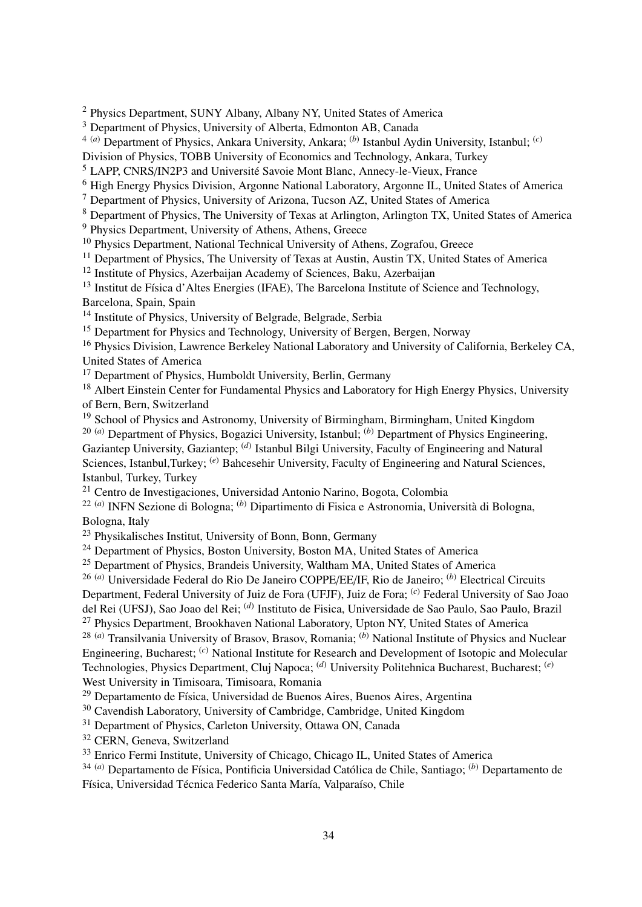[2] Physics Department, SUNY Albany, Albany NY, United States of America
[3] Department of Physics, University of Alberta, Edmonton AB, Canada
[4] [(a)] Department of Physics, Ankara University, Ankara; [(b)] Istanbul Aydin University, Istanbul; [(c)] Division of Physics, TOBB University of Economics and Technology, Ankara, Turkey
[5] LAPP, CNRS/IN2P3 and Université Savoie Mont Blanc, Annecy-le-Vieux, France
[6] High Energy Physics Division, Argonne National Laboratory, Argonne IL, United States of America
[7] Department of Physics, University of Arizona, Tucson AZ, United States of America
[8] Department of Physics, The University of Texas at Arlington, Arlington TX, United States of America
[9] Physics Department, University of Athens, Athens, Greece
[10] Physics Department, National Technical University of Athens, Zografou, Greece
[11] Department of Physics, The University of Texas at Austin, Austin TX, United States of America
[12] Institute of Physics, Azerbaijan Academy of Sciences, Baku, Azerbaijan
[13] Institut de Física d'Altes Energies (IFAE), The Barcelona Institute of Science and Technology, Barcelona, Spain, Spain
[14] Institute of Physics, University of Belgrade, Belgrade, Serbia
[15] Department for Physics and Technology, University of Bergen, Bergen, Norway
[16] Physics Division, Lawrence Berkeley National Laboratory and University of California, Berkeley CA, United States of America
[17] Department of Physics, Humboldt University, Berlin, Germany
[18] Albert Einstein Center for Fundamental Physics and Laboratory for High Energy Physics, University of Bern, Bern, Switzerland
[19] School of Physics and Astronomy, University of Birmingham, Birmingham, United Kingdom
[20] [(a)] Department of Physics, Bogazici University, Istanbul; [(b)] Department of Physics Engineering, Gaziantep University, Gaziantep; [(d)] Istanbul Bilgi University, Faculty of Engineering and Natural Sciences, Istanbul,Turkey; [(e)] Bahcesehir University, Faculty of Engineering and Natural Sciences, Istanbul, Turkey, Turkey
[21] Centro de Investigaciones, Universidad Antonio Narino, Bogota, Colombia
[22] [(a)] INFN Sezione di Bologna; [(b)] Dipartimento di Fisica e Astronomia, Università di Bologna, Bologna, Italy
[23] Physikalisches Institut, University of Bonn, Bonn, Germany
[24] Department of Physics, Boston University, Boston MA, United States of America
[25] Department of Physics, Brandeis University, Waltham MA, United States of America
[26] [(a)] Universidade Federal do Rio De Janeiro COPPE/EE/IF, Rio de Janeiro; [(b)] Electrical Circuits Department, Federal University of Juiz de Fora (UFJF), Juiz de Fora; [(c)] Federal University of Sao Joao del Rei (UFSJ), Sao Joao del Rei; [(d)] Instituto de Fisica, Universidade de Sao Paulo, Sao Paulo, Brazil
[27] Physics Department, Brookhaven National Laboratory, Upton NY, United States of America
[28] [(a)] Transilvania University of Brasov, Brasov, Romania; [(b)] National Institute of Physics and Nuclear Engineering, Bucharest; [(c)] National Institute for Research and Development of Isotopic and Molecular Technologies, Physics Department, Cluj Napoca; [(d)] University Politehnica Bucharest, Bucharest; [(e)] West University in Timisoara, Timisoara, Romania
[29] Departamento de Física, Universidad de Buenos Aires, Buenos Aires, Argentina
[30] Cavendish Laboratory, University of Cambridge, Cambridge, United Kingdom
[31] Department of Physics, Carleton University, Ottawa ON, Canada
[32] CERN, Geneva, Switzerland
[33] Enrico Fermi Institute, University of Chicago, Chicago IL, United States of America
[34] [(a)] Departamento de Física, Pontificia Universidad Católica de Chile, Santiago; [(b)] Departamento de Física, Universidad Técnica Federico Santa María, Valparaíso, Chile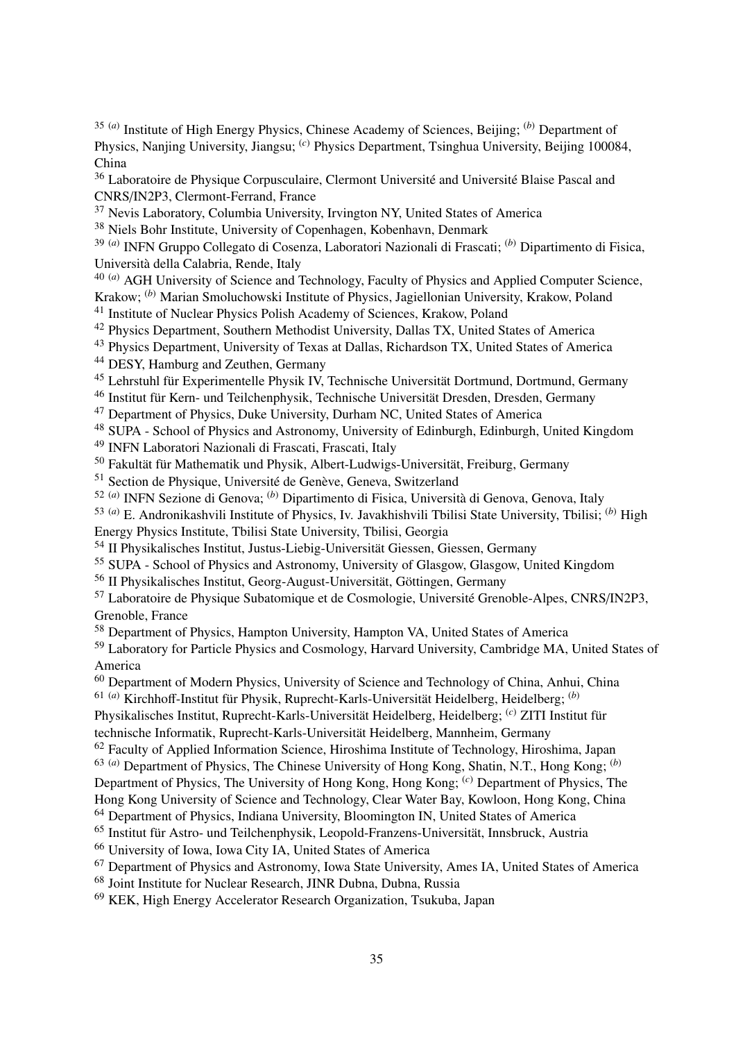[35] [(a)] Institute of High Energy Physics, Chinese Academy of Sciences, Beijing; [(b)] Department of Physics, Nanjing University, Jiangsu; [(c)] Physics Department, Tsinghua University, Beijing 100084, China

[36] Laboratoire de Physique Corpusculaire, Clermont Université and Université Blaise Pascal and CNRS/IN2P3, Clermont-Ferrand, France

[37] Nevis Laboratory, Columbia University, Irvington NY, United States of America

[38] Niels Bohr Institute, University of Copenhagen, Kobenhavn, Denmark

[39] [(a)] INFN Gruppo Collegato di Cosenza, Laboratori Nazionali di Frascati; [(b)] Dipartimento di Fisica, Università della Calabria, Rende, Italy

[40] [(a)] AGH University of Science and Technology, Faculty of Physics and Applied Computer Science, Krakow; [(b)] Marian Smoluchowski Institute of Physics, Jagiellonian University, Krakow, Poland

[41] Institute of Nuclear Physics Polish Academy of Sciences, Krakow, Poland

[42] Physics Department, Southern Methodist University, Dallas TX, United States of America

[43] Physics Department, University of Texas at Dallas, Richardson TX, United States of America

[44] DESY, Hamburg and Zeuthen, Germany

[45] Lehrstuhl für Experimentelle Physik IV, Technische Universität Dortmund, Dortmund, Germany

[46] Institut für Kern- und Teilchenphysik, Technische Universität Dresden, Dresden, Germany

[47] Department of Physics, Duke University, Durham NC, United States of America

[48] SUPA - School of Physics and Astronomy, University of Edinburgh, Edinburgh, United Kingdom

[49] INFN Laboratori Nazionali di Frascati, Frascati, Italy

[50] Fakultät für Mathematik und Physik, Albert-Ludwigs-Universität, Freiburg, Germany

[51] Section de Physique, Université de Genève, Geneva, Switzerland

[52] [(a)] INFN Sezione di Genova; [(b)] Dipartimento di Fisica, Università di Genova, Genova, Italy

[53] [(a)] E. Andronikashvili Institute of Physics, Iv. Javakhishvili Tbilisi State University, Tbilisi; [(b)] High Energy Physics Institute, Tbilisi State University, Tbilisi, Georgia

[54] II Physikalisches Institut, Justus-Liebig-Universität Giessen, Giessen, Germany

[55] SUPA - School of Physics and Astronomy, University of Glasgow, Glasgow, United Kingdom

[56] II Physikalisches Institut, Georg-August-Universität, Göttingen, Germany

[57] Laboratoire de Physique Subatomique et de Cosmologie, Université Grenoble-Alpes, CNRS/IN2P3, Grenoble, France

[58] Department of Physics, Hampton University, Hampton VA, United States of America

[59] Laboratory for Particle Physics and Cosmology, Harvard University, Cambridge MA, United States of America

[60] Department of Modern Physics, University of Science and Technology of China, Anhui, China

[61] [(a)] Kirchhoff-Institut für Physik, Ruprecht-Karls-Universität Heidelberg, Heidelberg; [(b)] Physikalisches Institut, Ruprecht-Karls-Universität Heidelberg, Heidelberg; [(c)] ZITI Institut für technische Informatik, Ruprecht-Karls-Universität Heidelberg, Mannheim, Germany

[62] Faculty of Applied Information Science, Hiroshima Institute of Technology, Hiroshima, Japan

[63] [(a)] Department of Physics, The Chinese University of Hong Kong, Shatin, N.T., Hong Kong; [(b)] Department of Physics, The University of Hong Kong, Hong Kong; [(c)] Department of Physics, The Hong Kong University of Science and Technology, Clear Water Bay, Kowloon, Hong Kong, China

[64] Department of Physics, Indiana University, Bloomington IN, United States of America

[65] Institut für Astro- und Teilchenphysik, Leopold-Franzens-Universität, Innsbruck, Austria

[66] University of Iowa, Iowa City IA, United States of America

[67] Department of Physics and Astronomy, Iowa State University, Ames IA, United States of America

[68] Joint Institute for Nuclear Research, JINR Dubna, Dubna, Russia

[69] KEK, High Energy Accelerator Research Organization, Tsukuba, Japan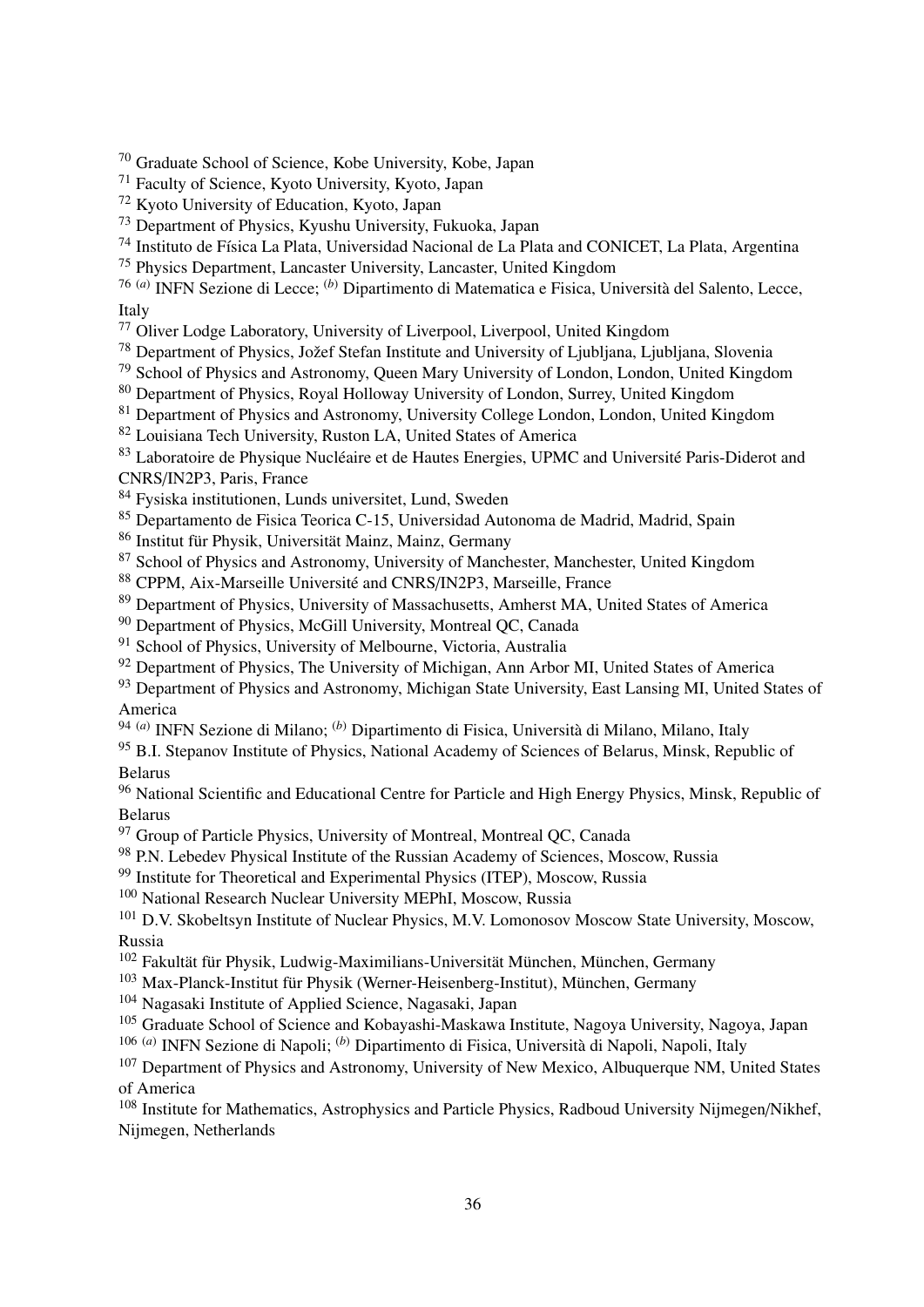[70] Graduate School of Science, Kobe University, Kobe, Japan
[71] Faculty of Science, Kyoto University, Kyoto, Japan
[72] Kyoto University of Education, Kyoto, Japan
[73] Department of Physics, Kyushu University, Fukuoka, Japan
[74] Instituto de Física La Plata, Universidad Nacional de La Plata and CONICET, La Plata, Argentina
[75] Physics Department, Lancaster University, Lancaster, United Kingdom
[76] [(a)] INFN Sezione di Lecce; [(b)] Dipartimento di Matematica e Fisica, Università del Salento, Lecce, Italy
[77] Oliver Lodge Laboratory, University of Liverpool, Liverpool, United Kingdom
[78] Department of Physics, Jožef Stefan Institute and University of Ljubljana, Ljubljana, Slovenia
[79] School of Physics and Astronomy, Queen Mary University of London, London, United Kingdom
[80] Department of Physics, Royal Holloway University of London, Surrey, United Kingdom
[81] Department of Physics and Astronomy, University College London, London, United Kingdom
[82] Louisiana Tech University, Ruston LA, United States of America
[83] Laboratoire de Physique Nucléaire et de Hautes Energies, UPMC and Université Paris-Diderot and CNRS/IN2P3, Paris, France
[84] Fysiska institutionen, Lunds universitet, Lund, Sweden
[85] Departamento de Fisica Teorica C-15, Universidad Autonoma de Madrid, Madrid, Spain
[86] Institut für Physik, Universität Mainz, Mainz, Germany
[87] School of Physics and Astronomy, University of Manchester, Manchester, United Kingdom
[88] CPPM, Aix-Marseille Université and CNRS/IN2P3, Marseille, France
[89] Department of Physics, University of Massachusetts, Amherst MA, United States of America
[90] Department of Physics, McGill University, Montreal QC, Canada
[91] School of Physics, University of Melbourne, Victoria, Australia
[92] Department of Physics, The University of Michigan, Ann Arbor MI, United States of America
[93] Department of Physics and Astronomy, Michigan State University, East Lansing MI, United States of America
[94] [(a)] INFN Sezione di Milano; [(b)] Dipartimento di Fisica, Università di Milano, Milano, Italy
[95] B.I. Stepanov Institute of Physics, National Academy of Sciences of Belarus, Minsk, Republic of Belarus
[96] National Scientific and Educational Centre for Particle and High Energy Physics, Minsk, Republic of Belarus
[97] Group of Particle Physics, University of Montreal, Montreal QC, Canada
[98] P.N. Lebedev Physical Institute of the Russian Academy of Sciences, Moscow, Russia
[99] Institute for Theoretical and Experimental Physics (ITEP), Moscow, Russia
[100] National Research Nuclear University MEPhI, Moscow, Russia
[101] D.V. Skobeltsyn Institute of Nuclear Physics, M.V. Lomonosov Moscow State University, Moscow, Russia
[102] Fakultät für Physik, Ludwig-Maximilians-Universität München, München, Germany
[103] Max-Planck-Institut für Physik (Werner-Heisenberg-Institut), München, Germany
[104] Nagasaki Institute of Applied Science, Nagasaki, Japan
[105] Graduate School of Science and Kobayashi-Maskawa Institute, Nagoya University, Nagoya, Japan
[106] [(a)] INFN Sezione di Napoli; [(b)] Dipartimento di Fisica, Università di Napoli, Napoli, Italy
[107] Department of Physics and Astronomy, University of New Mexico, Albuquerque NM, United States of America
[108] Institute for Mathematics, Astrophysics and Particle Physics, Radboud University Nijmegen/Nikhef, Nijmegen, Netherlands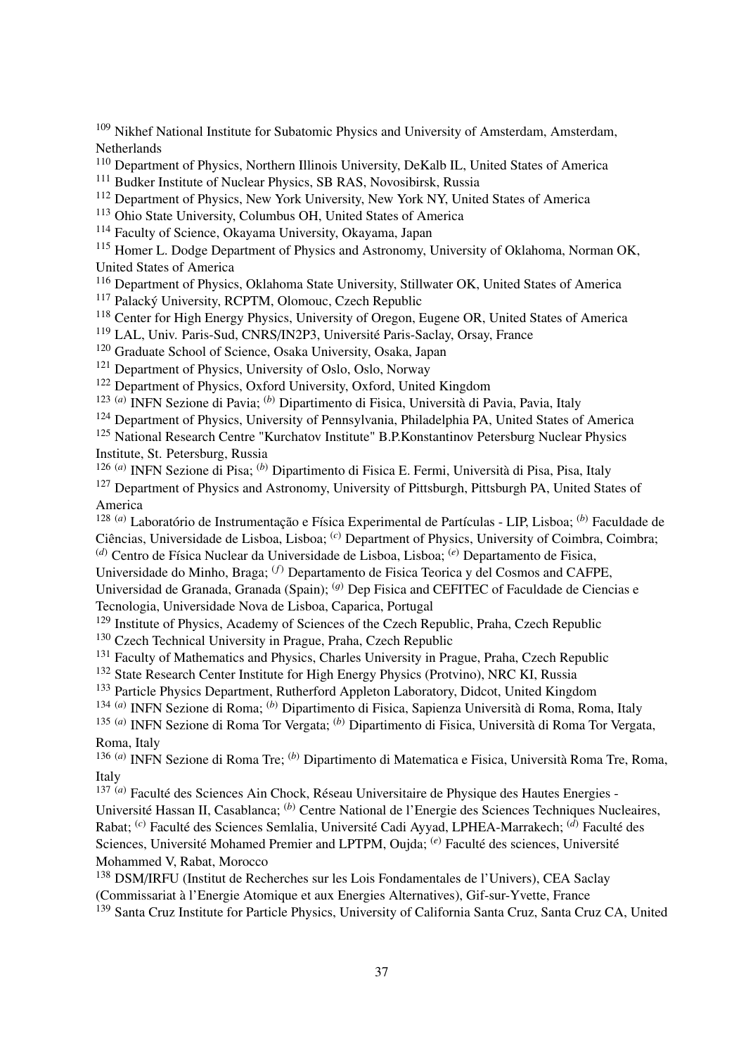[109] Nikhef National Institute for Subatomic Physics and University of Amsterdam, Amsterdam, Netherlands
[110] Department of Physics, Northern Illinois University, DeKalb IL, United States of America
[111] Budker Institute of Nuclear Physics, SB RAS, Novosibirsk, Russia
[112] Department of Physics, New York University, New York NY, United States of America
[113] Ohio State University, Columbus OH, United States of America
[114] Faculty of Science, Okayama University, Okayama, Japan
[115] Homer L. Dodge Department of Physics and Astronomy, University of Oklahoma, Norman OK, United States of America
[116] Department of Physics, Oklahoma State University, Stillwater OK, United States of America
[117] Palacký University, RCPTM, Olomouc, Czech Republic
[118] Center for High Energy Physics, University of Oregon, Eugene OR, United States of America
[119] LAL, Univ. Paris-Sud, CNRS/IN2P3, Université Paris-Saclay, Orsay, France
[120] Graduate School of Science, Osaka University, Osaka, Japan
[121] Department of Physics, University of Oslo, Oslo, Norway
[122] Department of Physics, Oxford University, Oxford, United Kingdom
[123] [(a)] INFN Sezione di Pavia; [(b)] Dipartimento di Fisica, Università di Pavia, Pavia, Italy
[124] Department of Physics, University of Pennsylvania, Philadelphia PA, United States of America
[125] National Research Centre "Kurchatov Institute" B.P.Konstantinov Petersburg Nuclear Physics Institute, St. Petersburg, Russia
[126] [(a)] INFN Sezione di Pisa; [(b)] Dipartimento di Fisica E. Fermi, Università di Pisa, Pisa, Italy
[127] Department of Physics and Astronomy, University of Pittsburgh, Pittsburgh PA, United States of America
[128] [(a)] Laboratório de Instrumentação e Física Experimental de Partículas - LIP, Lisboa; [(b)] Faculdade de Ciências, Universidade de Lisboa, Lisboa; [(c)] Department of Physics, University of Coimbra, Coimbra; [(d)] Centro de Física Nuclear da Universidade de Lisboa, Lisboa; [(e)] Departamento de Fisica, Universidade do Minho, Braga; [(f)] Departamento de Fisica Teorica y del Cosmos and CAFPE, Universidad de Granada, Granada (Spain); [(g)] Dep Fisica and CEFITEC of Faculdade de Ciencias e Tecnologia, Universidade Nova de Lisboa, Caparica, Portugal
[129] Institute of Physics, Academy of Sciences of the Czech Republic, Praha, Czech Republic
[130] Czech Technical University in Prague, Praha, Czech Republic
[131] Faculty of Mathematics and Physics, Charles University in Prague, Praha, Czech Republic
[132] State Research Center Institute for High Energy Physics (Protvino), NRC KI, Russia
[133] Particle Physics Department, Rutherford Appleton Laboratory, Didcot, United Kingdom
[134] [(a)] INFN Sezione di Roma; [(b)] Dipartimento di Fisica, Sapienza Università di Roma, Roma, Italy
[135] [(a)] INFN Sezione di Roma Tor Vergata; [(b)] Dipartimento di Fisica, Università di Roma Tor Vergata, Roma, Italy
[136] [(a)] INFN Sezione di Roma Tre; [(b)] Dipartimento di Matematica e Fisica, Università Roma Tre, Roma, Italy
[137] [(a)] Faculté des Sciences Ain Chock, Réseau Universitaire de Physique des Hautes Energies - Université Hassan II, Casablanca; [(b)] Centre National de l'Energie des Sciences Techniques Nucleaires, Rabat; [(c)] Faculté des Sciences Semlalia, Université Cadi Ayyad, LPHEA-Marrakech; [(d)] Faculté des Sciences, Université Mohamed Premier and LPTPM, Oujda; [(e)] Faculté des sciences, Université Mohammed V, Rabat, Morocco
[138] DSM/IRFU (Institut de Recherches sur les Lois Fondamentales de l'Univers), CEA Saclay (Commissariat à l'Energie Atomique et aux Energies Alternatives), Gif-sur-Yvette, France
[139] Santa Cruz Institute for Particle Physics, University of California Santa Cruz, Santa Cruz CA, United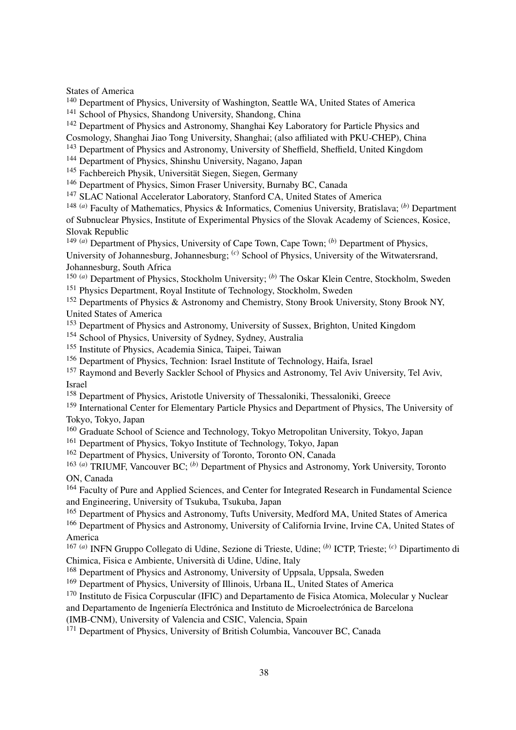States of America

[140] Department of Physics, University of Washington, Seattle WA, United States of America

[141] School of Physics, Shandong University, Shandong, China

[142] Department of Physics and Astronomy, Shanghai Key Laboratory for Particle Physics and Cosmology, Shanghai Jiao Tong University, Shanghai; (also affiliated with PKU-CHEP), China

[143] Department of Physics and Astronomy, University of Sheffield, Sheffield, United Kingdom

[144] Department of Physics, Shinshu University, Nagano, Japan

[145] Fachbereich Physik, Universität Siegen, Siegen, Germany

[146] Department of Physics, Simon Fraser University, Burnaby BC, Canada

[147] SLAC National Accelerator Laboratory, Stanford CA, United States of America

[148] [(a)] Faculty of Mathematics, Physics & Informatics, Comenius University, Bratislava; [(b)] Department of Subnuclear Physics, Institute of Experimental Physics of the Slovak Academy of Sciences, Kosice, Slovak Republic

[149] [(a)] Department of Physics, University of Cape Town, Cape Town; [(b)] Department of Physics, University of Johannesburg, Johannesburg; [(c)] School of Physics, University of the Witwatersrand, Johannesburg, South Africa

[150] [(a)] Department of Physics, Stockholm University; [(b)] The Oskar Klein Centre, Stockholm, Sweden

[151] Physics Department, Royal Institute of Technology, Stockholm, Sweden

[152] Departments of Physics & Astronomy and Chemistry, Stony Brook University, Stony Brook NY, United States of America

[153] Department of Physics and Astronomy, University of Sussex, Brighton, United Kingdom

[154] School of Physics, University of Sydney, Sydney, Australia

[155] Institute of Physics, Academia Sinica, Taipei, Taiwan

[156] Department of Physics, Technion: Israel Institute of Technology, Haifa, Israel

[157] Raymond and Beverly Sackler School of Physics and Astronomy, Tel Aviv University, Tel Aviv, Israel

[158] Department of Physics, Aristotle University of Thessaloniki, Thessaloniki, Greece

[159] International Center for Elementary Particle Physics and Department of Physics, The University of Tokyo, Tokyo, Japan

[160] Graduate School of Science and Technology, Tokyo Metropolitan University, Tokyo, Japan

[161] Department of Physics, Tokyo Institute of Technology, Tokyo, Japan

[162] Department of Physics, University of Toronto, Toronto ON, Canada

[163] [(a)] TRIUMF, Vancouver BC; [(b)] Department of Physics and Astronomy, York University, Toronto ON, Canada

[164] Faculty of Pure and Applied Sciences, and Center for Integrated Research in Fundamental Science and Engineering, University of Tsukuba, Tsukuba, Japan

[165] Department of Physics and Astronomy, Tufts University, Medford MA, United States of America

[166] Department of Physics and Astronomy, University of California Irvine, Irvine CA, United States of America

[167] [(a)] INFN Gruppo Collegato di Udine, Sezione di Trieste, Udine; [(b)] ICTP, Trieste; [(c)] Dipartimento di Chimica, Fisica e Ambiente, Università di Udine, Udine, Italy

[168] Department of Physics and Astronomy, University of Uppsala, Uppsala, Sweden

[169] Department of Physics, University of Illinois, Urbana IL, United States of America

[170] Instituto de Fisica Corpuscular (IFIC) and Departamento de Fisica Atomica, Molecular y Nuclear and Departamento de Ingeniería Electrónica and Instituto de Microelectrónica de Barcelona (IMB-CNM), University of Valencia and CSIC, Valencia, Spain

[171] Department of Physics, University of British Columbia, Vancouver BC, Canada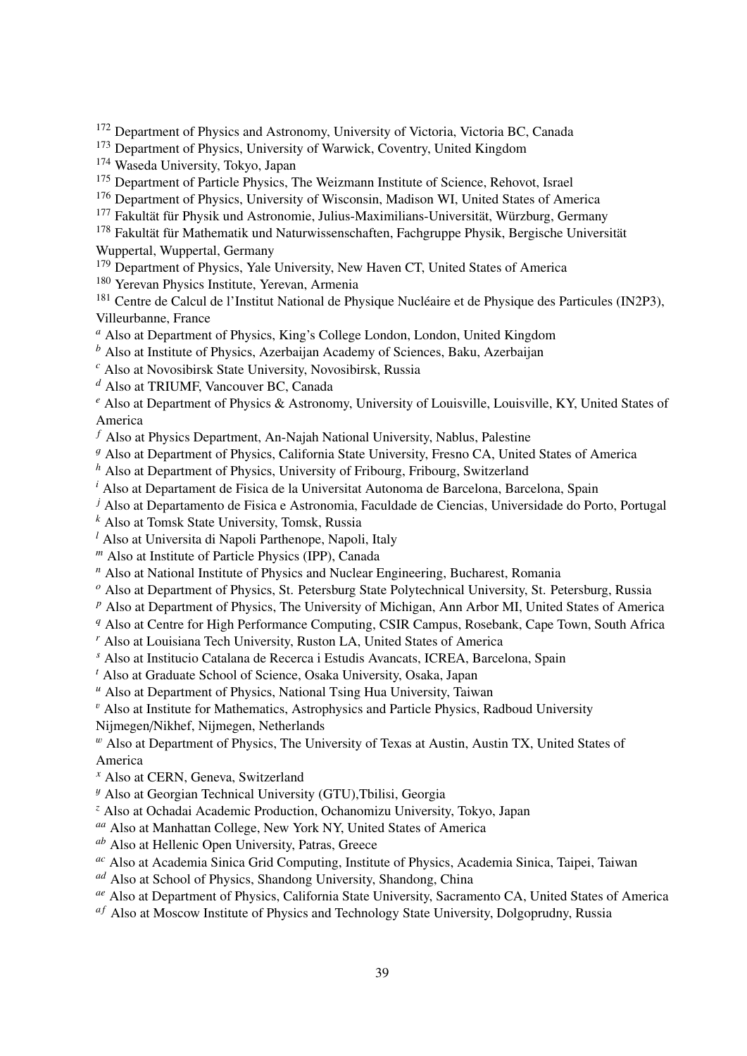[172] Department of Physics and Astronomy, University of Victoria, Victoria BC, Canada
[173] Department of Physics, University of Warwick, Coventry, United Kingdom
[174] Waseda University, Tokyo, Japan
[175] Department of Particle Physics, The Weizmann Institute of Science, Rehovot, Israel
[176] Department of Physics, University of Wisconsin, Madison WI, United States of America
[177] Fakultät für Physik und Astronomie, Julius-Maximilians-Universität, Würzburg, Germany
[178] Fakultät für Mathematik und Naturwissenschaften, Fachgruppe Physik, Bergische Universität Wuppertal, Wuppertal, Germany
[179] Department of Physics, Yale University, New Haven CT, United States of America
[180] Yerevan Physics Institute, Yerevan, Armenia
[181] Centre de Calcul de l'Institut National de Physique Nucléaire et de Physique des Particules (IN2P3), Villeurbanne, France
[a] Also at Department of Physics, King's College London, London, United Kingdom
[b] Also at Institute of Physics, Azerbaijan Academy of Sciences, Baku, Azerbaijan
[c] Also at Novosibirsk State University, Novosibirsk, Russia
[d] Also at TRIUMF, Vancouver BC, Canada
[e] Also at Department of Physics & Astronomy, University of Louisville, Louisville, KY, United States of America
[f] Also at Physics Department, An-Najah National University, Nablus, Palestine
[g] Also at Department of Physics, California State University, Fresno CA, United States of America
[h] Also at Department of Physics, University of Fribourg, Fribourg, Switzerland
[i] Also at Departament de Fisica de la Universitat Autonoma de Barcelona, Barcelona, Spain
[j] Also at Departamento de Fisica e Astronomia, Faculdade de Ciencias, Universidade do Porto, Portugal
[k] Also at Tomsk State University, Tomsk, Russia
[l] Also at Universita di Napoli Parthenope, Napoli, Italy
[m] Also at Institute of Particle Physics (IPP), Canada
[n] Also at National Institute of Physics and Nuclear Engineering, Bucharest, Romania
[o] Also at Department of Physics, St. Petersburg State Polytechnical University, St. Petersburg, Russia
[p] Also at Department of Physics, The University of Michigan, Ann Arbor MI, United States of America
[q] Also at Centre for High Performance Computing, CSIR Campus, Rosebank, Cape Town, South Africa
[r] Also at Louisiana Tech University, Ruston LA, United States of America
[s] Also at Institucio Catalana de Recerca i Estudis Avancats, ICREA, Barcelona, Spain
[t] Also at Graduate School of Science, Osaka University, Osaka, Japan
[u] Also at Department of Physics, National Tsing Hua University, Taiwan
[v] Also at Institute for Mathematics, Astrophysics and Particle Physics, Radboud University Nijmegen/Nikhef, Nijmegen, Netherlands
[w] Also at Department of Physics, The University of Texas at Austin, Austin TX, United States of America
[x] Also at CERN, Geneva, Switzerland
[y] Also at Georgian Technical University (GTU),Tbilisi, Georgia
[z] Also at Ochadai Academic Production, Ochanomizu University, Tokyo, Japan
[aa] Also at Manhattan College, New York NY, United States of America
[ab] Also at Hellenic Open University, Patras, Greece
[ac] Also at Academia Sinica Grid Computing, Institute of Physics, Academia Sinica, Taipei, Taiwan
[ad] Also at School of Physics, Shandong University, Shandong, China
[ae] Also at Department of Physics, California State University, Sacramento CA, United States of America
[af] Also at Moscow Institute of Physics and Technology State University, Dolgoprudny, Russia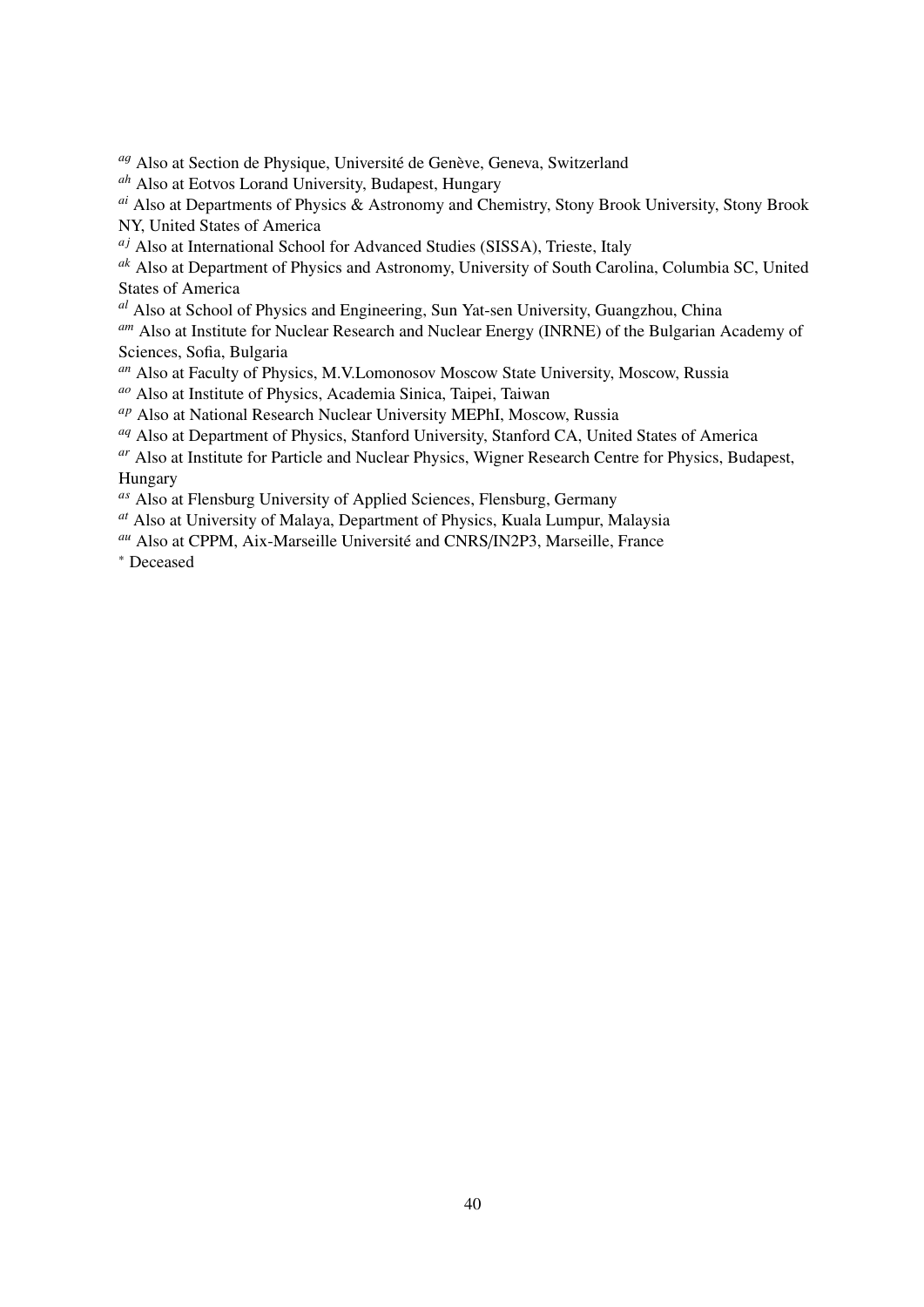[ag] Also at Section de Physique, Université de Genève, Geneva, Switzerland

[ah] Also at Eotvos Lorand University, Budapest, Hungary

[ai] Also at Departments of Physics & Astronomy and Chemistry, Stony Brook University, Stony Brook NY, United States of America

[aj] Also at International School for Advanced Studies (SISSA), Trieste, Italy

[ak] Also at Department of Physics and Astronomy, University of South Carolina, Columbia SC, United States of America

[al] Also at School of Physics and Engineering, Sun Yat-sen University, Guangzhou, China

[am] Also at Institute for Nuclear Research and Nuclear Energy (INRNE) of the Bulgarian Academy of Sciences, Sofia, Bulgaria

[an] Also at Faculty of Physics, M.V.Lomonosov Moscow State University, Moscow, Russia

[ao] Also at Institute of Physics, Academia Sinica, Taipei, Taiwan

[ap] Also at National Research Nuclear University MEPhI, Moscow, Russia

[aq] Also at Department of Physics, Stanford University, Stanford CA, United States of America

[ar] Also at Institute for Particle and Nuclear Physics, Wigner Research Centre for Physics, Budapest, Hungary

[as] Also at Flensburg University of Applied Sciences, Flensburg, Germany

[at] Also at University of Malaya, Department of Physics, Kuala Lumpur, Malaysia

[au] Also at CPPM, Aix-Marseille Université and CNRS/IN2P3, Marseille, France

[*] Deceased